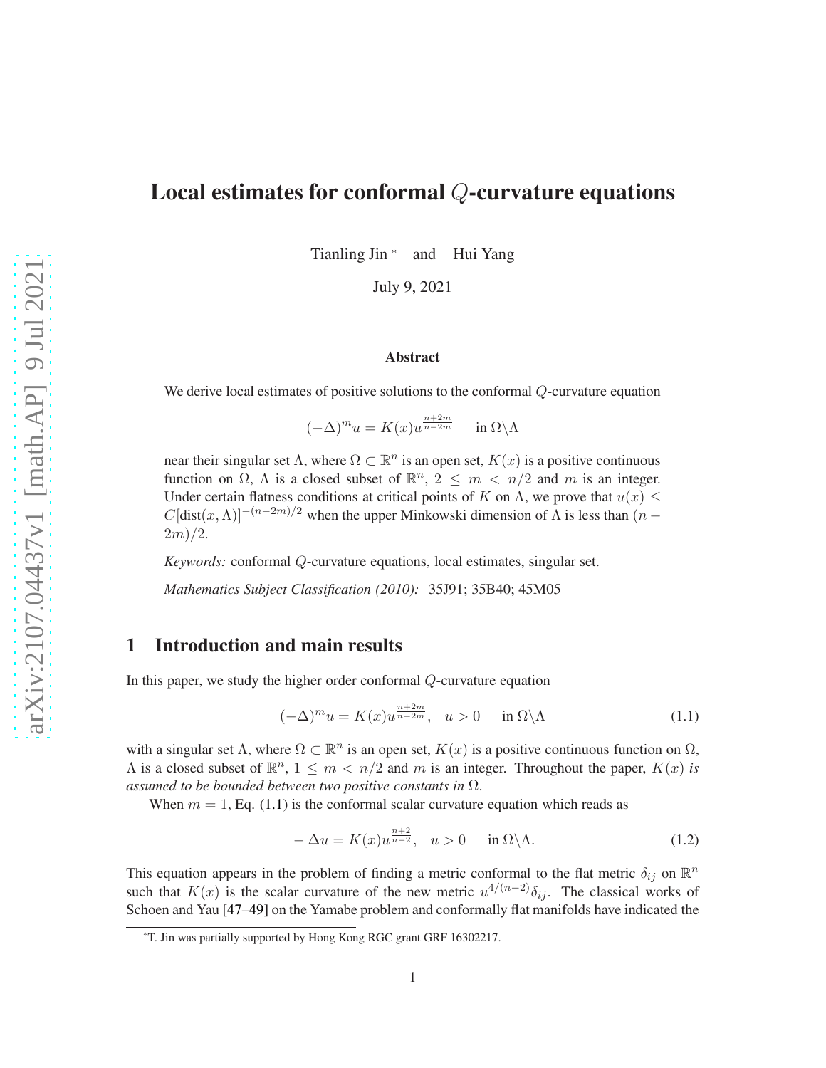# Local estimates for conformal $Q$-curvature equations

Tianling Jin [*] and Hui Yang

July 9, 2021

### Abstract

We derive local estimates of positive solutions to the conformal $Q$-curvature equation

$$(-\Delta)^m u = K(x) u^{\frac{n+2m}{n-2m}} \quad \text{in } \Omega \backslash \Lambda$$

near their singular set $\Lambda$, where $\Omega \subset \mathbb{R}^n$ is an open set, $K(x)$ is a positive continuous function on $\Omega$, $\Lambda$ is a closed subset of $\mathbb{R}^n$, $2 \leq m < n/2$ and $m$ is an integer. Under certain flatness conditions at critical points of $K$ on $\Lambda$, we prove that $u(x) \leq C[\mathrm{dist}(x, \Lambda)]^{-(n-2m)/2}$ when the upper Minkowski dimension of $\Lambda$ is less than $(n-2m)/2$.

*Keywords:* conformal $Q$-curvature equations, local estimates, singular set.

*Mathematics Subject Classification (2010):* 35J91; 35B40; 45M05

## 1 Introduction and main results

In this paper, we study the higher order conformal $Q$-curvature equation

$$(-\Delta)^m u = K(x) u^{\frac{n+2m}{n-2m}}, \quad u > 0 \quad \text{in } \Omega \backslash \Lambda \tag{1.1}$$

with a singular set $\Lambda$, where $\Omega \subset \mathbb{R}^n$ is an open set, $K(x)$ is a positive continuous function on $\Omega$, $\Lambda$ is a closed subset of $\mathbb{R}^n$, $1 \leq m < n/2$ and $m$ is an integer. Throughout the paper, $K(x)$ *is assumed to be bounded between two positive constants in* $\Omega$.

When $m = 1$, Eq. (1.1) is the conformal scalar curvature equation which reads as

$$-\Delta u = K(x) u^{\frac{n+2}{n-2}}, \quad u > 0 \quad \text{in } \Omega \backslash \Lambda. \tag{1.2}$$

This equation appears in the problem of finding a metric conformal to the flat metric $\delta_{ij}$ on $\mathbb{R}^n$ such that $K(x)$ is the scalar curvature of the new metric $u^{4/(n-2)} \delta_{ij}$. The classical works of Schoen and Yau [47–49] on the Yamabe problem and conformally flat manifolds have indicated the

[*] T. Jin was partially supported by Hong Kong RGC grant GRF 16302217.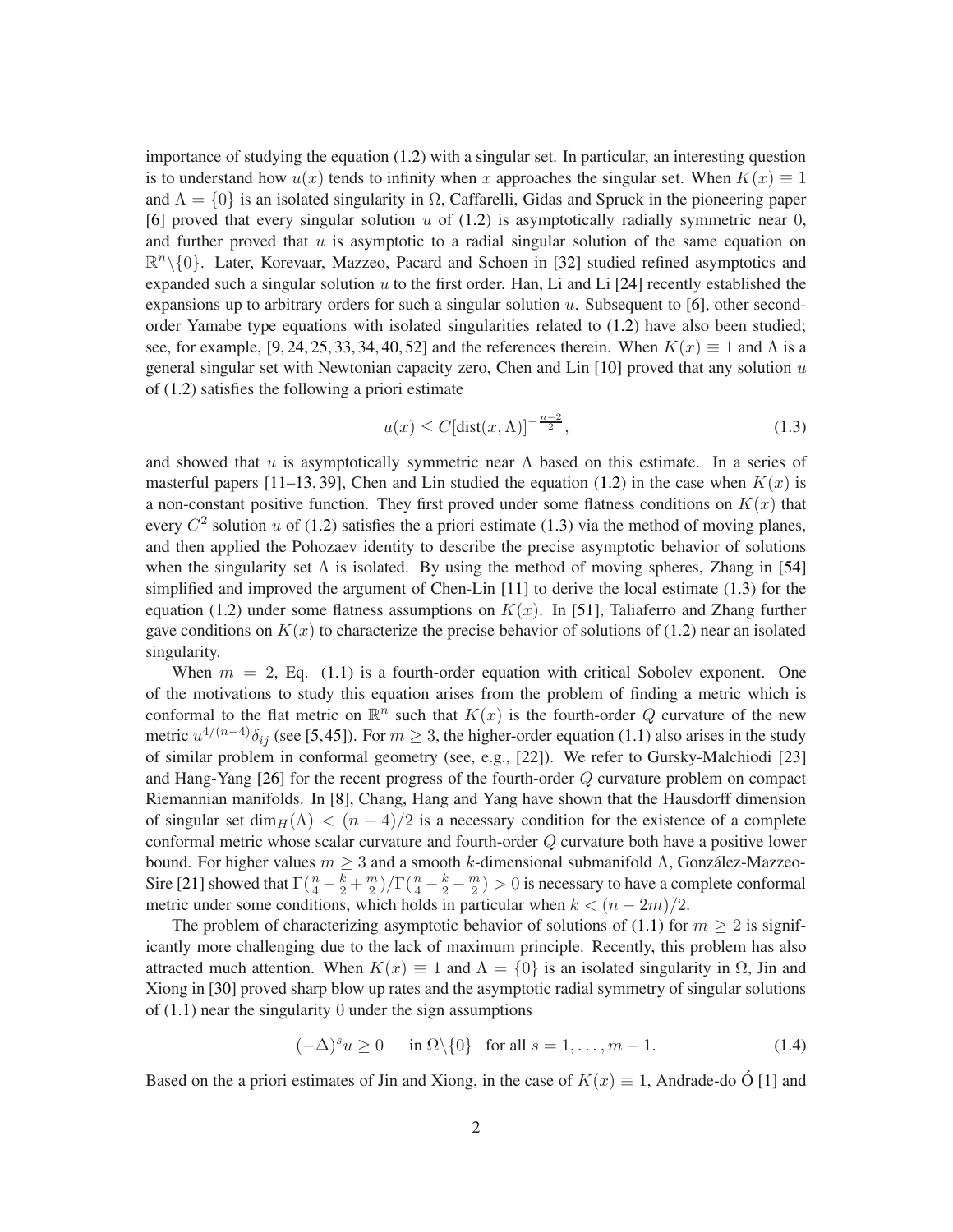importance of studying the equation (1.2) with a singular set. In particular, an interesting question is to understand how $u(x)$ tends to infinity when $x$ approaches the singular set. When $K(x) \equiv 1$ and $\Lambda = \{0\}$ is an isolated singularity in $\Omega$, Caffarelli, Gidas and Spruck in the pioneering paper [6] proved that every singular solution $u$ of (1.2) is asymptotically radially symmetric near 0, and further proved that $u$ is asymptotic to a radial singular solution of the same equation on $\mathbb{R}^n \backslash \{0\}$. Later, Korevaar, Mazzeo, Pacard and Schoen in [32] studied refined asymptotics and expanded such a singular solution $u$ to the first order. Han, Li and Li [24] recently established the expansions up to arbitrary orders for such a singular solution $u$. Subsequent to [6], other second-order Yamabe type equations with isolated singularities related to (1.2) have also been studied; see, for example, [9, 24, 25, 33, 34, 40, 52] and the references therein. When $K(x) \equiv 1$ and $\Lambda$ is a general singular set with Newtonian capacity zero, Chen and Lin [10] proved that any solution $u$ of (1.2) satisfies the following a priori estimate

$$u(x) \leq C[\text{dist}(x, \Lambda)]^{-\frac{n-2}{2}}, \tag{1.3}$$

and showed that $u$ is asymptotically symmetric near $\Lambda$ based on this estimate. In a series of masterful papers [11–13, 39], Chen and Lin studied the equation (1.2) in the case when $K(x)$ is a non-constant positive function. They first proved under some flatness conditions on $K(x)$ that every $C^2$ solution $u$ of (1.2) satisfies the a priori estimate (1.3) via the method of moving planes, and then applied the Pohozaev identity to describe the precise asymptotic behavior of solutions when the singularity set $\Lambda$ is isolated. By using the method of moving spheres, Zhang in [54] simplified and improved the argument of Chen-Lin [11] to derive the local estimate (1.3) for the equation (1.2) under some flatness assumptions on $K(x)$. In [51], Taliaferro and Zhang further gave conditions on $K(x)$ to characterize the precise behavior of solutions of (1.2) near an isolated singularity.

When $m = 2$, Eq. (1.1) is a fourth-order equation with critical Sobolev exponent. One of the motivations to study this equation arises from the problem of finding a metric which is conformal to the flat metric on $\mathbb{R}^n$ such that $K(x)$ is the fourth-order $Q$ curvature of the new metric $u^{4/(n-4)}\delta_{ij}$ (see [5,45]). For $m \geq 3$, the higher-order equation (1.1) also arises in the study of similar problem in conformal geometry (see, e.g., [22]). We refer to Gursky-Malchiodi [23] and Hang-Yang [26] for the recent progress of the fourth-order $Q$ curvature problem on compact Riemannian manifolds. In [8], Chang, Hang and Yang have shown that the Hausdorff dimension of singular set $\dim_H(\Lambda) < (n-4)/2$ is a necessary condition for the existence of a complete conformal metric whose scalar curvature and fourth-order $Q$ curvature both have a positive lower bound. For higher values $m \geq 3$ and a smooth $k$-dimensional submanifold $\Lambda$, González-Mazzeo-Sire [21] showed that $\Gamma(\frac{n}{4} - \frac{k}{2} + \frac{m}{2})/\Gamma(\frac{n}{4} - \frac{k}{2} - \frac{m}{2}) > 0$ is necessary to have a complete conformal metric under some conditions, which holds in particular when $k < (n-2m)/2$.

The problem of characterizing asymptotic behavior of solutions of (1.1) for $m \geq 2$ is significantly more challenging due to the lack of maximum principle. Recently, this problem has also attracted much attention. When $K(x) \equiv 1$ and $\Lambda = \{0\}$ is an isolated singularity in $\Omega$, Jin and Xiong in [30] proved sharp blow up rates and the asymptotic radial symmetry of singular solutions of (1.1) near the singularity 0 under the sign assumptions

$$(-\Delta)^s u \geq 0 \quad \text{ in } \Omega \backslash \{0\} \quad \text{for all } s = 1, \ldots, m-1. \tag{1.4}$$

Based on the a priori estimates of Jin and Xiong, in the case of $K(x) \equiv 1$, Andrade-do Ó [1] and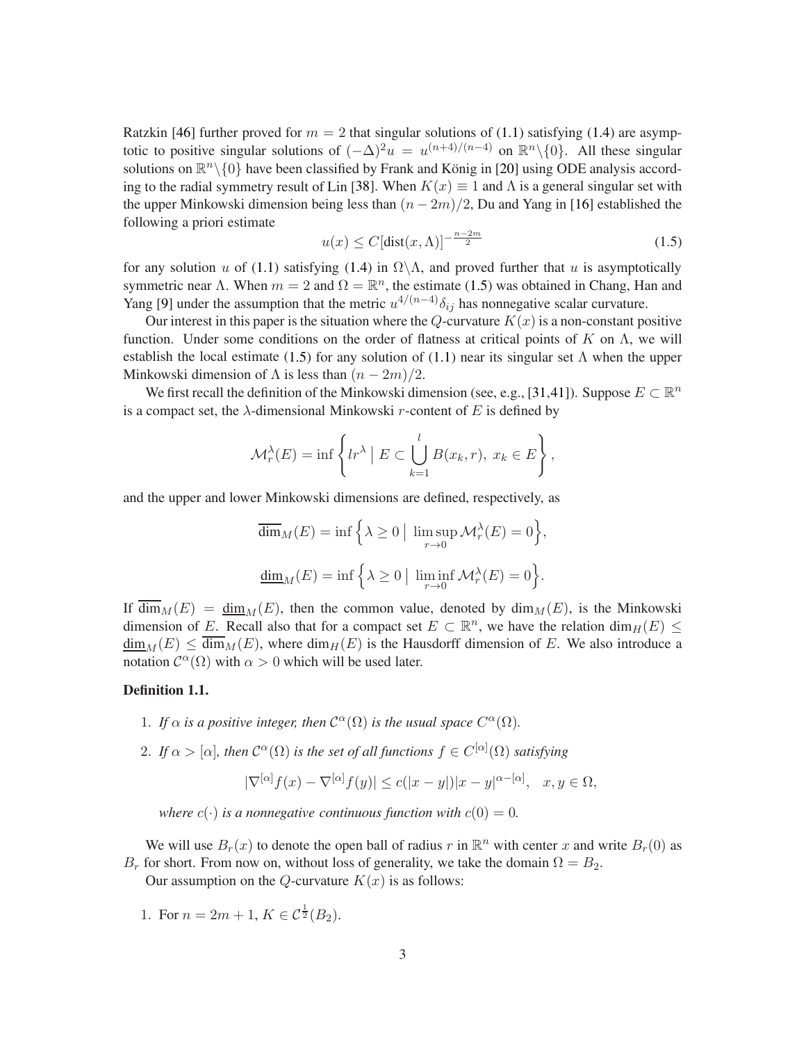Ratzkin [46] further proved for $m = 2$ that singular solutions of (1.1) satisfying (1.4) are asymptotic to positive singular solutions of $(-\Delta)^2 u = u^{(n+4)/(n-4)}$ on $\mathbb{R}^n\backslash\{0\}$. All these singular solutions on $\mathbb{R}^n\backslash\{0\}$ have been classified by Frank and König in [20] using ODE analysis according to the radial symmetry result of Lin [38]. When $K(x) \equiv 1$ and $\Lambda$ is a general singular set with the upper Minkowski dimension being less than $(n-2m)/2$, Du and Yang in [16] established the following a priori estimate

$$u(x) \leq C[\text{dist}(x, \Lambda)]^{-\frac{n-2m}{2}} \tag{1.5}$$

for any solution $u$ of (1.1) satisfying (1.4) in $\Omega\backslash\Lambda$, and proved further that $u$ is asymptotically symmetric near $\Lambda$. When $m = 2$ and $\Omega = \mathbb{R}^n$, the estimate (1.5) was obtained in Chang, Han and Yang [9] under the assumption that the metric $u^{4/(n-4)}\delta_{ij}$ has nonnegative scalar curvature.

Our interest in this paper is the situation where the $Q$-curvature $K(x)$ is a non-constant positive function. Under some conditions on the order of flatness at critical points of $K$ on $\Lambda$, we will establish the local estimate (1.5) for any solution of (1.1) near its singular set $\Lambda$ when the upper Minkowski dimension of $\Lambda$ is less than $(n-2m)/2$.

We first recall the definition of the Minkowski dimension (see, e.g., [31,41]). Suppose $E \subset \mathbb{R}^n$ is a compact set, the $\lambda$-dimensional Minkowski $r$-content of $E$ is defined by

$$\mathcal{M}_r^\lambda(E) = \inf\left\{ lr^\lambda \;\Big|\; E \subset \bigcup_{k=1}^{l} B(x_k, r),\ x_k \in E \right\},$$

and the upper and lower Minkowski dimensions are defined, respectively, as

$$\overline{\dim}_M(E) = \inf\Big\{ \lambda \geq 0 \;\Big|\; \limsup_{r\to 0} \mathcal{M}_r^\lambda(E) = 0 \Big\},$$

$$\underline{\dim}_M(E) = \inf\Big\{ \lambda \geq 0 \;\Big|\; \liminf_{r\to 0} \mathcal{M}_r^\lambda(E) = 0 \Big\}.$$

If $\overline{\dim}_M(E) = \underline{\dim}_M(E)$, then the common value, denoted by $\dim_M(E)$, is the Minkowski dimension of $E$. Recall also that for a compact set $E \subset \mathbb{R}^n$, we have the relation $\dim_H(E) \leq \underline{\dim}_M(E) \leq \overline{\dim}_M(E)$, where $\dim_H(E)$ is the Hausdorff dimension of $E$. We also introduce a notation $\mathcal{C}^\alpha(\Omega)$ with $\alpha > 0$ which will be used later.

**Definition 1.1.**

1. *If $\alpha$ is a positive integer, then $\mathcal{C}^\alpha(\Omega)$ is the usual space $C^\alpha(\Omega)$.*
2. *If $\alpha > [\alpha]$, then $\mathcal{C}^\alpha(\Omega)$ is the set of all functions $f \in C^{[\alpha]}(\Omega)$ satisfying*

$$|\nabla^{[\alpha]} f(x) - \nabla^{[\alpha]} f(y)| \leq c(|x-y|)|x-y|^{\alpha-[\alpha]}, \quad x, y \in \Omega,$$

*where $c(\cdot)$ is a nonnegative continuous function with $c(0) = 0$.*

We will use $B_r(x)$ to denote the open ball of radius $r$ in $\mathbb{R}^n$ with center $x$ and write $B_r(0)$ as $B_r$ for short. From now on, without loss of generality, we take the domain $\Omega = B_2$.

Our assumption on the $Q$-curvature $K(x)$ is as follows:

1. For $n = 2m+1$, $K \in \mathcal{C}^{\frac{1}{2}}(B_2)$.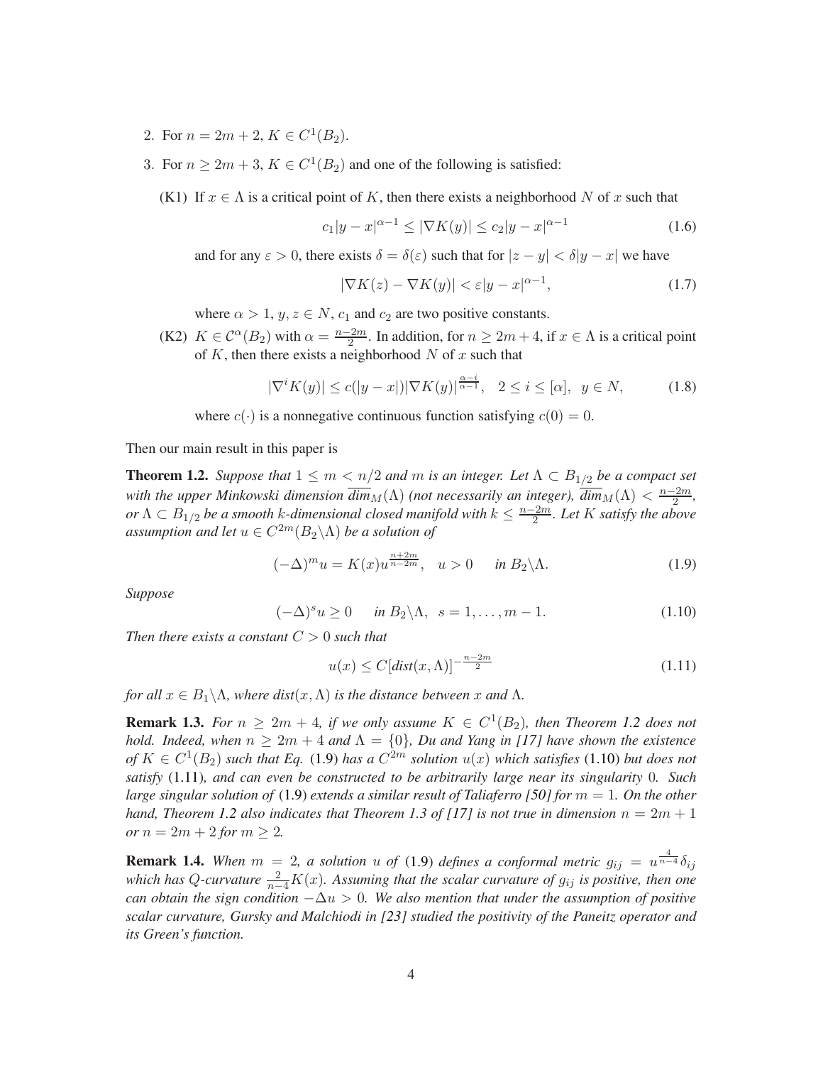2. For $n = 2m + 2$, $K \in C^1(B_2)$.
3. For $n \geq 2m + 3$, $K \in C^1(B_2)$ and one of the following is satisfied:

   (K1) If $x \in \Lambda$ is a critical point of $K$, then there exists a neighborhood $N$ of $x$ such that

   $$c_1|y - x|^{\alpha-1} \leq |\nabla K(y)| \leq c_2|y - x|^{\alpha-1} \tag{1.6}$$

   and for any $\varepsilon > 0$, there exists $\delta = \delta(\varepsilon)$ such that for $|z - y| < \delta|y - x|$ we have

   $$|\nabla K(z) - \nabla K(y)| < \varepsilon|y - x|^{\alpha-1}, \tag{1.7}$$

   where $\alpha > 1$, $y, z \in N$, $c_1$ and $c_2$ are two positive constants.

   (K2) $K \in \mathcal{C}^\alpha(B_2)$ with $\alpha = \frac{n-2m}{2}$. In addition, for $n \geq 2m+4$, if $x \in \Lambda$ is a critical point of $K$, then there exists a neighborhood $N$ of $x$ such that

   $$|\nabla^i K(y)| \leq c(|y - x|)|\nabla K(y)|^{\frac{\alpha-i}{\alpha-1}}, \quad 2 \leq i \leq [\alpha], \quad y \in N, \tag{1.8}$$

   where $c(\cdot)$ is a nonnegative continuous function satisfying $c(0) = 0$.

Then our main result in this paper is

**Theorem 1.2.** *Suppose that $1 \leq m < n/2$ and $m$ is an integer. Let $\Lambda \subset B_{1/2}$ be a compact set with the upper Minkowski dimension $\overline{dim}_M(\Lambda)$ (not necessarily an integer), $\overline{dim}_M(\Lambda) < \frac{n-2m}{2}$, or $\Lambda \subset B_{1/2}$ be a smooth $k$-dimensional closed manifold with $k \leq \frac{n-2m}{2}$. Let $K$ satisfy the above assumption and let $u \in C^{2m}(B_2 \backslash \Lambda)$ be a solution of*

$$(-\Delta)^m u = K(x)u^{\frac{n+2m}{n-2m}}, \quad u > 0 \quad \text{ in } B_2 \backslash \Lambda. \tag{1.9}$$

*Suppose*

$$(-\Delta)^s u \geq 0 \quad \text{ in } B_2 \backslash \Lambda, \;\; s = 1, \ldots, m - 1. \tag{1.10}$$

*Then there exists a constant $C > 0$ such that*

$$u(x) \leq C[dist(x, \Lambda)]^{-\frac{n-2m}{2}} \tag{1.11}$$

*for all $x \in B_1 \backslash \Lambda$, where $dist(x, \Lambda)$ is the distance between $x$ and $\Lambda$.*

**Remark 1.3.** *For $n \geq 2m + 4$, if we only assume $K \in C^1(B_2)$, then Theorem 1.2 does not hold. Indeed, when $n \geq 2m + 4$ and $\Lambda = \{0\}$, Du and Yang in [17] have shown the existence of $K \in C^1(B_2)$ such that Eq.* (1.9) *has a $C^{2m}$ solution $u(x)$ which satisfies* (1.10) *but does not satisfy* (1.11)*, and can even be constructed to be arbitrarily large near its singularity 0. Such large singular solution of* (1.9) *extends a similar result of Taliaferro [50] for $m = 1$. On the other hand, Theorem 1.2 also indicates that Theorem 1.3 of [17] is not true in dimension $n = 2m + 1$ or $n = 2m + 2$ for $m \geq 2$.*

**Remark 1.4.** *When $m = 2$, a solution $u$ of* (1.9) *defines a conformal metric $g_{ij} = u^{\frac{4}{n-4}}\delta_{ij}$ which has $Q$-curvature $\frac{2}{n-4}K(x)$. Assuming that the scalar curvature of $g_{ij}$ is positive, then one can obtain the sign condition $-\Delta u > 0$. We also mention that under the assumption of positive scalar curvature, Gursky and Malchiodi in [23] studied the positivity of the Paneitz operator and its Green's function.*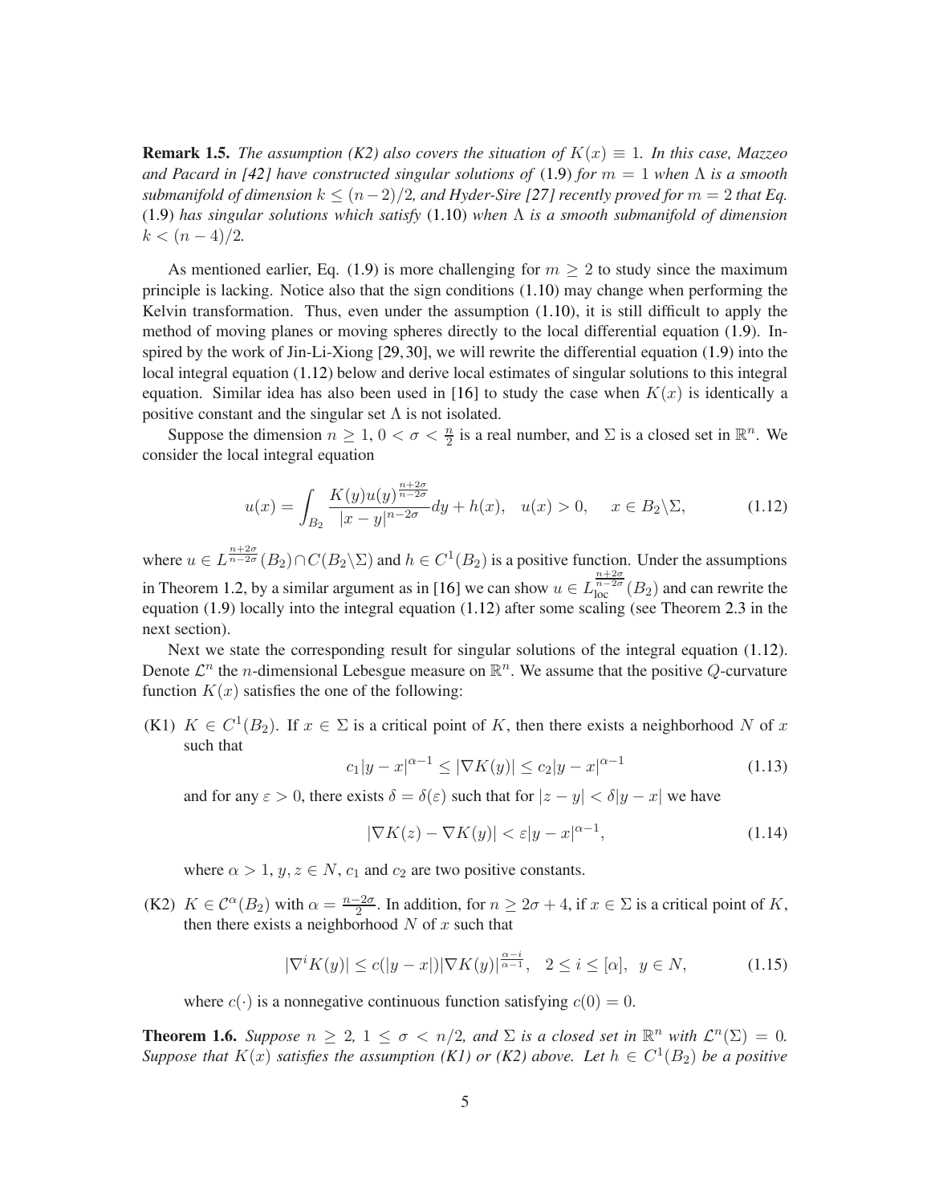**Remark 1.5.** *The assumption (K2) also covers the situation of $K(x) \equiv 1$. In this case, Mazzeo and Pacard in [42] have constructed singular solutions of* (1.9) *for $m = 1$ when $\Lambda$ is a smooth submanifold of dimension $k \le (n-2)/2$, and Hyder-Sire [27] recently proved for $m = 2$ that Eq.* (1.9) *has singular solutions which satisfy* (1.10) *when $\Lambda$ is a smooth submanifold of dimension $k < (n-4)/2$.*

As mentioned earlier, Eq. (1.9) is more challenging for $m \ge 2$ to study since the maximum principle is lacking. Notice also that the sign conditions (1.10) may change when performing the Kelvin transformation. Thus, even under the assumption (1.10), it is still difficult to apply the method of moving planes or moving spheres directly to the local differential equation (1.9). Inspired by the work of Jin-Li-Xiong [29,30], we will rewrite the differential equation (1.9) into the local integral equation (1.12) below and derive local estimates of singular solutions to this integral equation. Similar idea has also been used in [16] to study the case when $K(x)$ is identically a positive constant and the singular set $\Lambda$ is not isolated.

Suppose the dimension $n \ge 1$, $0 < \sigma < \frac{n}{2}$ is a real number, and $\Sigma$ is a closed set in $\mathbb{R}^n$. We consider the local integral equation

$$u(x) = \int_{B_2} \frac{K(y)u(y)^{\frac{n+2\sigma}{n-2\sigma}}}{|x-y|^{n-2\sigma}} dy + h(x), \quad u(x) > 0, \quad x \in B_2 \backslash \Sigma, \tag{1.12}$$

where $u \in L^{\frac{n+2\sigma}{n-2\sigma}}(B_2) \cap C(B_2 \backslash \Sigma)$ and $h \in C^1(B_2)$ is a positive function. Under the assumptions in Theorem 1.2, by a similar argument as in [16] we can show $u \in L^{\frac{n+2\sigma}{n-2\sigma}}_{\text{loc}}(B_2)$ and can rewrite the equation (1.9) locally into the integral equation (1.12) after some scaling (see Theorem 2.3 in the next section).

Next we state the corresponding result for singular solutions of the integral equation (1.12). Denote $\mathcal{L}^n$ the $n$-dimensional Lebesgue measure on $\mathbb{R}^n$. We assume that the positive $Q$-curvature function $K(x)$ satisfies the one of the following:

(K1) $K \in C^1(B_2)$. If $x \in \Sigma$ is a critical point of $K$, then there exists a neighborhood $N$ of $x$ such that

$$c_1 |y - x|^{\alpha - 1} \le |\nabla K(y)| \le c_2 |y - x|^{\alpha - 1} \tag{1.13}$$

and for any $\varepsilon > 0$, there exists $\delta = \delta(\varepsilon)$ such that for $|z - y| < \delta |y - x|$ we have

$$|\nabla K(z) - \nabla K(y)| < \varepsilon |y - x|^{\alpha - 1}, \tag{1.14}$$

where $\alpha > 1$, $y, z \in N$, $c_1$ and $c_2$ are two positive constants.

(K2) $K \in \mathcal{C}^{\alpha}(B_2)$ with $\alpha = \frac{n-2\sigma}{2}$. In addition, for $n \ge 2\sigma + 4$, if $x \in \Sigma$ is a critical point of $K$, then there exists a neighborhood $N$ of $x$ such that

$$|\nabla^i K(y)| \le c(|y - x|) |\nabla K(y)|^{\frac{\alpha - i}{\alpha - 1}}, \quad 2 \le i \le [\alpha], \ \ y \in N, \tag{1.15}$$

where $c(\cdot)$ is a nonnegative continuous function satisfying $c(0) = 0$.

**Theorem 1.6.** *Suppose $n \ge 2$, $1 \le \sigma < n/2$, and $\Sigma$ is a closed set in $\mathbb{R}^n$ with $\mathcal{L}^n(\Sigma) = 0$. Suppose that $K(x)$ satisfies the assumption (K1) or (K2) above. Let $h \in C^1(B_2)$ be a positive*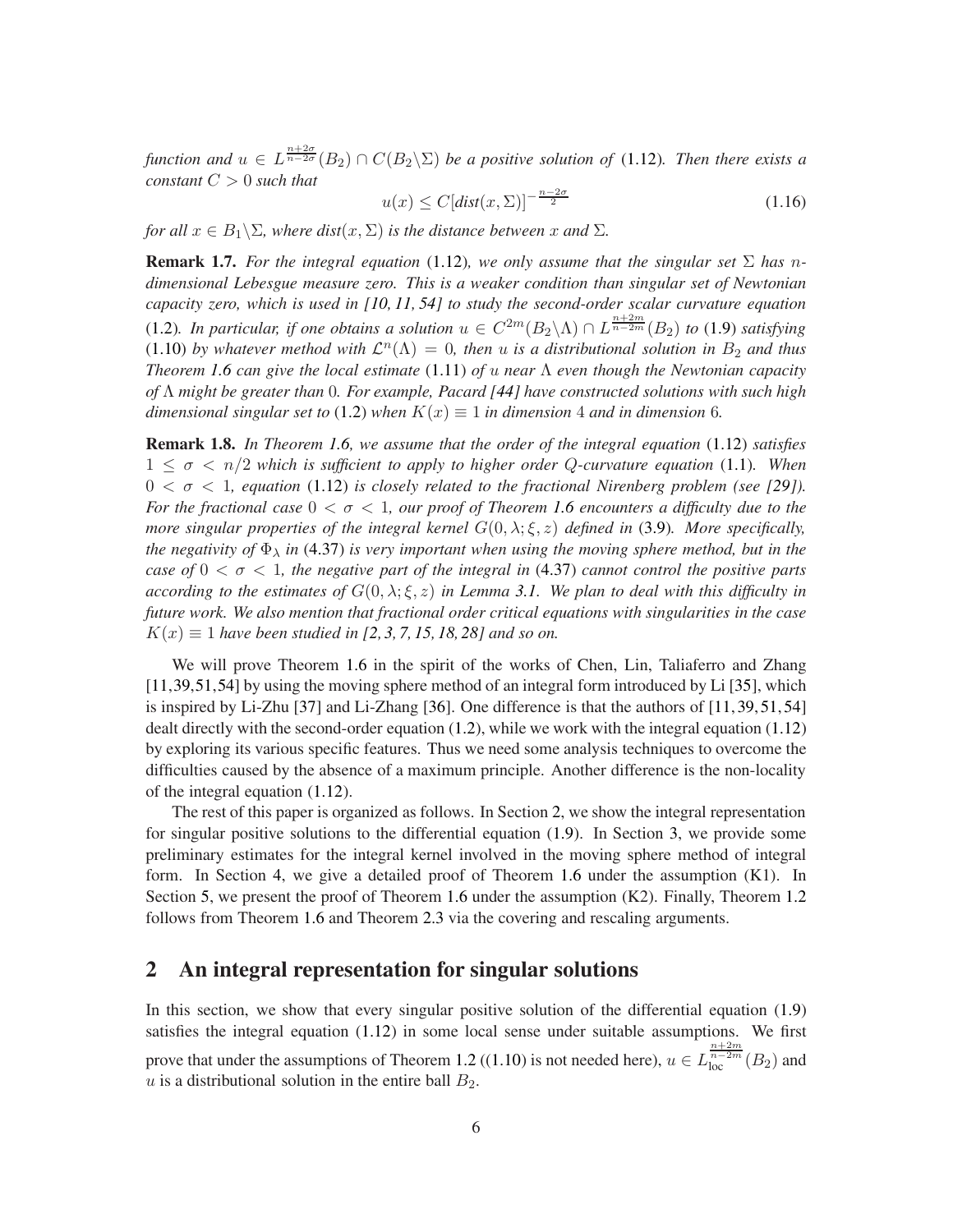*function and $u \in L^{\frac{n+2\sigma}{n-2\sigma}}(B_2) \cap C(B_2 \backslash \Sigma)$ be a positive solution of* (1.12)*. Then there exists a constant $C > 0$ such that*

$$u(x) \leq C[\mathit{dist}(x, \Sigma)]^{-\frac{n-2\sigma}{2}} \tag{1.16}$$

*for all $x \in B_1 \backslash \Sigma$, where dist$(x, \Sigma)$ is the distance between $x$ and $\Sigma$.*

**Remark 1.7.** *For the integral equation* (1.12)*, we only assume that the singular set $\Sigma$ has $n$-dimensional Lebesgue measure zero. This is a weaker condition than singular set of Newtonian capacity zero, which is used in [10, 11, 54] to study the second-order scalar curvature equation* (1.2)*. In particular, if one obtains a solution $u \in C^{2m}(B_2 \backslash \Lambda) \cap L^{\frac{n+2m}{n-2m}}(B_2)$ to* (1.9) *satisfying* (1.10) *by whatever method with $\mathcal{L}^n(\Lambda) = 0$, then $u$ is a distributional solution in $B_2$ and thus Theorem 1.6 can give the local estimate* (1.11) *of $u$ near $\Lambda$ even though the Newtonian capacity of $\Lambda$ might be greater than* 0*. For example, Pacard [44] have constructed solutions with such high dimensional singular set to* (1.2) *when $K(x) \equiv 1$ in dimension* 4 *and in dimension* 6*.*

**Remark 1.8.** *In Theorem 1.6, we assume that the order of the integral equation* (1.12) *satisfies $1 \leq \sigma < n/2$ which is sufficient to apply to higher order $Q$-curvature equation* (1.1)*. When $0 < \sigma < 1$, equation* (1.12) *is closely related to the fractional Nirenberg problem (see [29]). For the fractional case $0 < \sigma < 1$, our proof of Theorem 1.6 encounters a difficulty due to the more singular properties of the integral kernel $G(0, \lambda; \xi, z)$ defined in* (3.9)*. More specifically, the negativity of $\Phi_\lambda$ in* (4.37) *is very important when using the moving sphere method, but in the case of $0 < \sigma < 1$, the negative part of the integral in* (4.37) *cannot control the positive parts according to the estimates of $G(0, \lambda; \xi, z)$ in Lemma 3.1. We plan to deal with this difficulty in future work. We also mention that fractional order critical equations with singularities in the case $K(x) \equiv 1$ have been studied in [2, 3, 7, 15, 18, 28] and so on.*

We will prove Theorem 1.6 in the spirit of the works of Chen, Lin, Taliaferro and Zhang [11,39,51,54] by using the moving sphere method of an integral form introduced by Li [35], which is inspired by Li-Zhu [37] and Li-Zhang [36]. One difference is that the authors of [11, 39, 51, 54] dealt directly with the second-order equation (1.2), while we work with the integral equation (1.12) by exploring its various specific features. Thus we need some analysis techniques to overcome the difficulties caused by the absence of a maximum principle. Another difference is the non-locality of the integral equation (1.12).

The rest of this paper is organized as follows. In Section 2, we show the integral representation for singular positive solutions to the differential equation (1.9). In Section 3, we provide some preliminary estimates for the integral kernel involved in the moving sphere method of integral form. In Section 4, we give a detailed proof of Theorem 1.6 under the assumption (K1). In Section 5, we present the proof of Theorem 1.6 under the assumption (K2). Finally, Theorem 1.2 follows from Theorem 1.6 and Theorem 2.3 via the covering and rescaling arguments.

## 2 An integral representation for singular solutions

In this section, we show that every singular positive solution of the differential equation (1.9) satisfies the integral equation (1.12) in some local sense under suitable assumptions. We first prove that under the assumptions of Theorem 1.2 ((1.10) is not needed here), $u \in L^{\frac{n+2m}{n-2m}}_{\text{loc}}(B_2)$ and $u$ is a distributional solution in the entire ball $B_2$.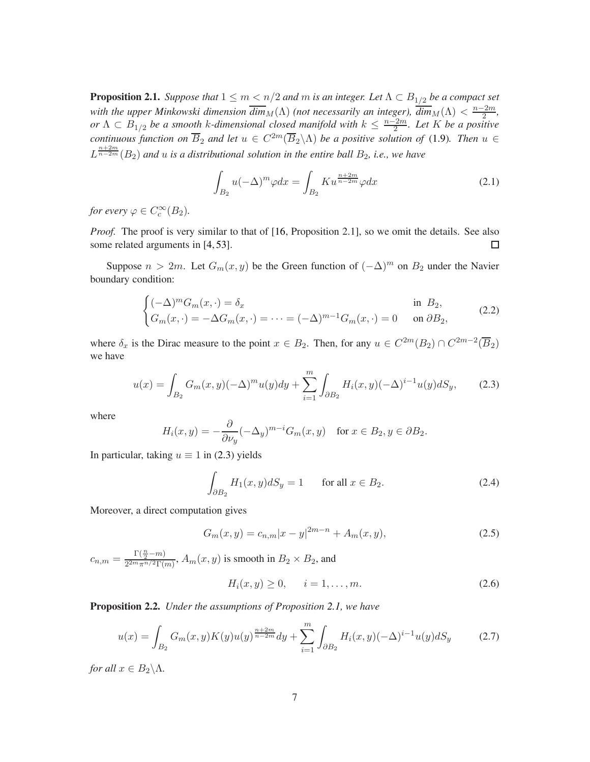**Proposition 2.1.** *Suppose that $1 \le m < n/2$ and $m$ is an integer. Let $\Lambda \subset B_{1/2}$ be a compact set with the upper Minkowski dimension $\overline{dim}_M(\Lambda)$ (not necessarily an integer), $\overline{dim}_M(\Lambda) < \frac{n-2m}{2}$, or $\Lambda \subset B_{1/2}$ be a smooth $k$-dimensional closed manifold with $k \le \frac{n-2m}{2}$. Let $K$ be a positive continuous function on $\overline{B}_2$ and let $u \in C^{2m}(\overline{B}_2 \backslash \Lambda)$ be a positive solution of* (1.9)*. Then $u \in L^{\frac{n+2m}{n-2m}}(B_2)$ and $u$ is a distributional solution in the entire ball $B_2$, i.e., we have*

$$\int_{B_2} u(-\Delta)^m \varphi dx = \int_{B_2} K u^{\frac{n+2m}{n-2m}} \varphi dx \tag{2.1}$$

*for every $\varphi \in C_c^\infty(B_2)$.*

*Proof.* The proof is very similar to that of [16, Proposition 2.1], so we omit the details. See also some related arguments in [4, 53]. □

Suppose $n > 2m$. Let $G_m(x, y)$ be the Green function of $(-\Delta)^m$ on $B_2$ under the Navier boundary condition:

$$\begin{cases} (-\Delta)^m G_m(x, \cdot) = \delta_x & \text{in } B_2, \\ G_m(x, \cdot) = -\Delta G_m(x, \cdot) = \cdots = (-\Delta)^{m-1} G_m(x, \cdot) = 0 & \text{on } \partial B_2, \end{cases} \tag{2.2}$$

where $\delta_x$ is the Dirac measure to the point $x \in B_2$. Then, for any $u \in C^{2m}(B_2) \cap C^{2m-2}(\overline{B}_2)$ we have

$$u(x) = \int_{B_2} G_m(x, y)(-\Delta)^m u(y) dy + \sum_{i=1}^{m} \int_{\partial B_2} H_i(x, y)(-\Delta)^{i-1} u(y) dS_y, \tag{2.3}$$

where

$$H_i(x, y) = -\frac{\partial}{\partial \nu_y}(-\Delta_y)^{m-i} G_m(x, y) \quad \text{for } x \in B_2, y \in \partial B_2.$$

In particular, taking $u \equiv 1$ in (2.3) yields

$$\int_{\partial B_2} H_1(x, y) dS_y = 1 \qquad \text{for all } x \in B_2. \tag{2.4}$$

Moreover, a direct computation gives

$$G_m(x, y) = c_{n,m}|x - y|^{2m-n} + A_m(x, y), \tag{2.5}$$

$c_{n,m} = \frac{\Gamma(\frac{n}{2}-m)}{2^{2m}\pi^{n/2}\Gamma(m)}$, $A_m(x, y)$ is smooth in $B_2 \times B_2$, and

$$H_i(x, y) \ge 0, \qquad i = 1, \ldots, m. \tag{2.6}$$

**Proposition 2.2.** *Under the assumptions of Proposition 2.1, we have*

$$u(x) = \int_{B_2} G_m(x, y) K(y) u(y)^{\frac{n+2m}{n-2m}} dy + \sum_{i=1}^{m} \int_{\partial B_2} H_i(x, y)(-\Delta)^{i-1} u(y) dS_y \tag{2.7}$$

*for all $x \in B_2 \backslash \Lambda$.*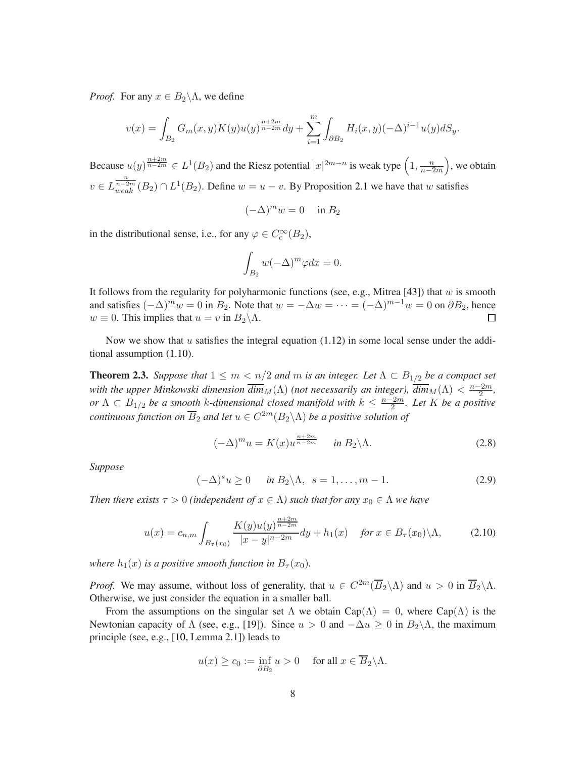*Proof.* For any $x \in B_2 \backslash \Lambda$, we define

$$v(x) = \int_{B_2} G_m(x,y) K(y) u(y)^{\frac{n+2m}{n-2m}} dy + \sum_{i=1}^{m} \int_{\partial B_2} H_i(x,y) (-\Delta)^{i-1} u(y) dS_y.$$

Because $u(y)^{\frac{n+2m}{n-2m}} \in L^1(B_2)$ and the Riesz potential $|x|^{2m-n}$ is weak type $\left(1, \frac{n}{n-2m}\right)$, we obtain $v \in L_{weak}^{\frac{n}{n-2m}}(B_2) \cap L^1(B_2)$. Define $w = u - v$. By Proposition 2.1 we have that $w$ satisfies

$$(-\Delta)^m w = 0 \quad \text{ in } B_2$$

in the distributional sense, i.e., for any $\varphi \in C_c^\infty(B_2)$,

$$\int_{B_2} w (-\Delta)^m \varphi dx = 0.$$

It follows from the regularity for polyharmonic functions (see, e.g., Mitrea [43]) that $w$ is smooth and satisfies $(-\Delta)^m w = 0$ in $B_2$. Note that $w = -\Delta w = \cdots = (-\Delta)^{m-1} w = 0$ on $\partial B_2$, hence $w \equiv 0$. This implies that $u = v$ in $B_2 \backslash \Lambda$. $\square$

Now we show that $u$ satisfies the integral equation (1.12) in some local sense under the additional assumption (1.10).

**Theorem 2.3.** *Suppose that $1 \leq m < n/2$ and $m$ is an integer. Let $\Lambda \subset B_{1/2}$ be a compact set with the upper Minkowski dimension $\overline{dim}_M(\Lambda)$ (not necessarily an integer), $\overline{dim}_M(\Lambda) < \frac{n-2m}{2}$, or $\Lambda \subset B_{1/2}$ be a smooth $k$-dimensional closed manifold with $k \leq \frac{n-2m}{2}$. Let $K$ be a positive continuous function on $\overline{B}_2$ and let $u \in C^{2m}(B_2 \backslash \Lambda)$ be a positive solution of*

$$(-\Delta)^m u = K(x) u^{\frac{n+2m}{n-2m}} \quad \text{ in } B_2 \backslash \Lambda. \tag{2.8}$$

*Suppose*

$$(-\Delta)^s u \geq 0 \quad \text{ in } B_2 \backslash \Lambda, \;\; s = 1, \ldots, m-1. \tag{2.9}$$

*Then there exists $\tau > 0$ (independent of $x \in \Lambda$) such that for any $x_0 \in \Lambda$ we have*

$$u(x) = c_{n,m} \int_{B_\tau(x_0)} \frac{K(y) u(y)^{\frac{n+2m}{n-2m}}}{|x-y|^{n-2m}} dy + h_1(x) \quad \text{ for } x \in B_\tau(x_0) \backslash \Lambda, \tag{2.10}$$

*where $h_1(x)$ is a positive smooth function in $B_\tau(x_0)$.*

*Proof.* We may assume, without loss of generality, that $u \in C^{2m}(\overline{B}_2 \backslash \Lambda)$ and $u > 0$ in $\overline{B}_2 \backslash \Lambda$. Otherwise, we just consider the equation in a smaller ball.

From the assumptions on the singular set $\Lambda$ we obtain $\text{Cap}(\Lambda) = 0$, where $\text{Cap}(\Lambda)$ is the Newtonian capacity of $\Lambda$ (see, e.g., [19]). Since $u > 0$ and $-\Delta u \geq 0$ in $B_2 \backslash \Lambda$, the maximum principle (see, e.g., [10, Lemma 2.1]) leads to

$$u(x) \geq c_0 := \inf_{\partial B_2} u > 0 \quad \text{ for all } x \in \overline{B}_2 \backslash \Lambda.$$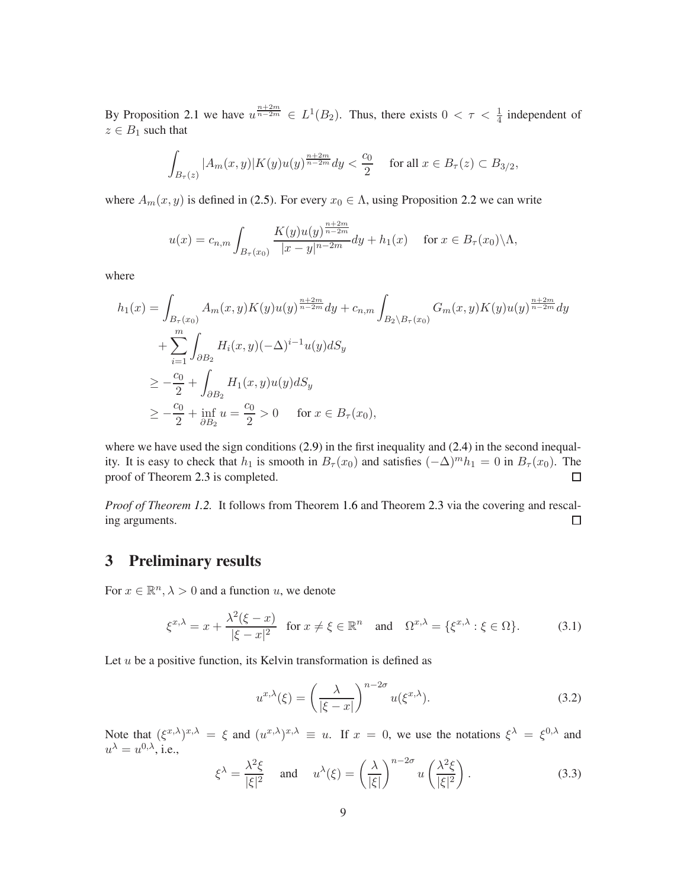By Proposition 2.1 we have $u^{\frac{n+2m}{n-2m}} \in L^1(B_2)$. Thus, there exists $0 < \tau < \frac{1}{4}$ independent of $z \in B_1$ such that

$$\int_{B_\tau(z)} |A_m(x,y)| K(y) u(y)^{\frac{n+2m}{n-2m}} dy < \frac{c_0}{2} \quad \text{ for all } x \in B_\tau(z) \subset B_{3/2},$$

where $A_m(x,y)$ is defined in (2.5). For every $x_0 \in \Lambda$, using Proposition 2.2 we can write

$$u(x) = c_{n,m} \int_{B_\tau(x_0)} \frac{K(y) u(y)^{\frac{n+2m}{n-2m}}}{|x-y|^{n-2m}} dy + h_1(x) \quad \text{ for } x \in B_\tau(x_0) \backslash \Lambda,$$

where

$$\begin{aligned}
h_1(x) &= \int_{B_\tau(x_0)} A_m(x,y) K(y) u(y)^{\frac{n+2m}{n-2m}} dy + c_{n,m} \int_{B_2 \backslash B_\tau(x_0)} G_m(x,y) K(y) u(y)^{\frac{n+2m}{n-2m}} dy \\
&\quad + \sum_{i=1}^{m} \int_{\partial B_2} H_i(x,y) (-\Delta)^{i-1} u(y) dS_y \\
&\geq -\frac{c_0}{2} + \int_{\partial B_2} H_1(x,y) u(y) dS_y \\
&\geq -\frac{c_0}{2} + \inf_{\partial B_2} u = \frac{c_0}{2} > 0 \qquad \text{for } x \in B_\tau(x_0),
\end{aligned}$$

where we have used the sign conditions (2.9) in the first inequality and (2.4) in the second inequality. It is easy to check that $h_1$ is smooth in $B_\tau(x_0)$ and satisfies $(-\Delta)^m h_1 = 0$ in $B_\tau(x_0)$. The proof of Theorem 2.3 is completed. □

*Proof of Theorem 1.2.* It follows from Theorem 1.6 and Theorem 2.3 via the covering and rescaling arguments. □

# 3 Preliminary results

For $x \in \mathbb{R}^n, \lambda > 0$ and a function $u$, we denote

$$\xi^{x,\lambda} = x + \frac{\lambda^2 (\xi - x)}{|\xi - x|^2} \quad \text{for } x \neq \xi \in \mathbb{R}^n \quad \text{and} \quad \Omega^{x,\lambda} = \{\xi^{x,\lambda} : \xi \in \Omega\}. \tag{3.1}$$

Let $u$ be a positive function, its Kelvin transformation is defined as

$$u^{x,\lambda}(\xi) = \left(\frac{\lambda}{|\xi - x|}\right)^{n-2\sigma} u(\xi^{x,\lambda}). \tag{3.2}$$

Note that $(\xi^{x,\lambda})^{x,\lambda} = \xi$ and $(u^{x,\lambda})^{x,\lambda} \equiv u$. If $x = 0$, we use the notations $\xi^\lambda = \xi^{0,\lambda}$ and $u^\lambda = u^{0,\lambda}$, i.e.,

$$\xi^\lambda = \frac{\lambda^2 \xi}{|\xi|^2} \quad \text{and} \quad u^\lambda(\xi) = \left(\frac{\lambda}{|\xi|}\right)^{n-2\sigma} u\left(\frac{\lambda^2 \xi}{|\xi|^2}\right). \tag{3.3}$$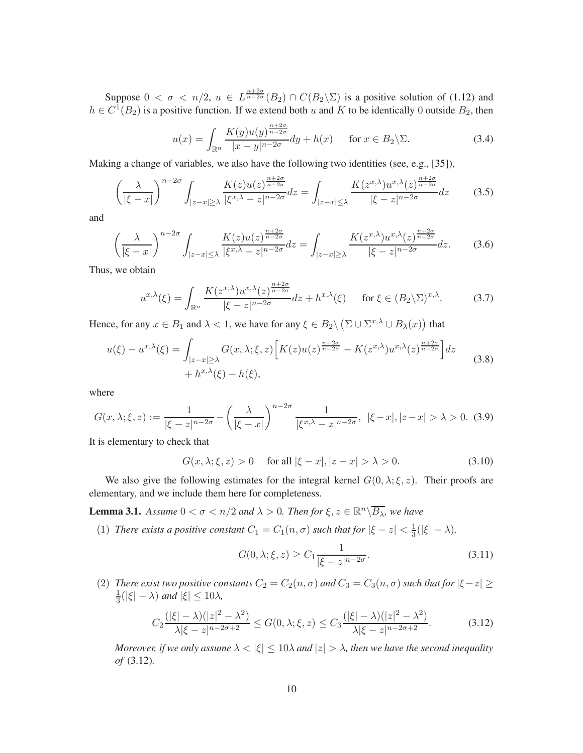Suppose $0 < \sigma < n/2$, $u \in L^{\frac{n+2\sigma}{n-2\sigma}}(B_2) \cap C(B_2 \backslash \Sigma)$ is a positive solution of (1.12) and $h \in C^1(B_2)$ is a positive function. If we extend both $u$ and $K$ to be identically 0 outside $B_2$, then

$$u(x) = \int_{\mathbb{R}^n} \frac{K(y)u(y)^{\frac{n+2\sigma}{n-2\sigma}}}{|x-y|^{n-2\sigma}} dy + h(x) \qquad \text{for } x \in B_2 \backslash \Sigma. \tag{3.4}$$

Making a change of variables, we also have the following two identities (see, e.g., [35]),

$$\left(\frac{\lambda}{|\xi - x|}\right)^{n-2\sigma} \int_{|z-x|\geq \lambda} \frac{K(z)u(z)^{\frac{n+2\sigma}{n-2\sigma}}}{|\xi^{x,\lambda} - z|^{n-2\sigma}} dz = \int_{|z-x|\leq \lambda} \frac{K(z^{x,\lambda})u^{x,\lambda}(z)^{\frac{n+2\sigma}{n-2\sigma}}}{|\xi - z|^{n-2\sigma}} dz \tag{3.5}$$

and

$$\left(\frac{\lambda}{|\xi - x|}\right)^{n-2\sigma} \int_{|z-x|\leq \lambda} \frac{K(z)u(z)^{\frac{n+2\sigma}{n-2\sigma}}}{|\xi^{x,\lambda} - z|^{n-2\sigma}} dz = \int_{|z-x|\geq \lambda} \frac{K(z^{x,\lambda})u^{x,\lambda}(z)^{\frac{n+2\sigma}{n-2\sigma}}}{|\xi - z|^{n-2\sigma}} dz. \tag{3.6}$$

Thus, we obtain

$$u^{x,\lambda}(\xi) = \int_{\mathbb{R}^n} \frac{K(z^{x,\lambda})u^{x,\lambda}(z)^{\frac{n+2\sigma}{n-2\sigma}}}{|\xi - z|^{n-2\sigma}} dz + h^{x,\lambda}(\xi) \qquad \text{for } \xi \in (B_2 \backslash \Sigma)^{x,\lambda}. \tag{3.7}$$

Hence, for any $x \in B_1$ and $\lambda < 1$, we have for any $\xi \in B_2 \backslash \left(\Sigma \cup \Sigma^{x,\lambda} \cup B_\lambda(x)\right)$ that

$$\begin{aligned} u(\xi) - u^{x,\lambda}(\xi) = &\int_{|z-x|\geq\lambda} G(x,\lambda;\xi,z)\Big[K(z)u(z)^{\frac{n+2\sigma}{n-2\sigma}} - K(z^{x,\lambda})u^{x,\lambda}(z)^{\frac{n+2\sigma}{n-2\sigma}}\Big] dz \\ &+ h^{x,\lambda}(\xi) - h(\xi), \end{aligned} \tag{3.8}$$

where

$$G(x,\lambda;\xi,z) := \frac{1}{|\xi - z|^{n-2\sigma}} - \left(\frac{\lambda}{|\xi - x|}\right)^{n-2\sigma} \frac{1}{|\xi^{x,\lambda} - z|^{n-2\sigma}}, \;\; |\xi - x|, |z-x| > \lambda > 0. \tag{3.9}$$

It is elementary to check that

$$G(x,\lambda;\xi,z) > 0 \quad \text{ for all } |\xi - x|, |z - x| > \lambda > 0. \tag{3.10}$$

We also give the following estimates for the integral kernel $G(0,\lambda;\xi,z)$. Their proofs are elementary, and we include them here for completeness.

**Lemma 3.1.** *Assume $0 < \sigma < n/2$ and $\lambda > 0$. Then for $\xi, z \in \mathbb{R}^n \backslash \overline{B_\lambda}$, we have*

(1) *There exists a positive constant $C_1 = C_1(n,\sigma)$ such that for $|\xi - z| < \frac{1}{3}(|\xi| - \lambda)$,*

$$G(0,\lambda;\xi,z) \geq C_1 \frac{1}{|\xi - z|^{n-2\sigma}}. \tag{3.11}$$

(2) *There exist two positive constants $C_2 = C_2(n,\sigma)$ and $C_3 = C_3(n,\sigma)$ such that for $|\xi - z| \geq \frac{1}{3}(|\xi| - \lambda)$ and $|\xi| \leq 10\lambda$,*

$$C_2 \frac{(|\xi| - \lambda)(|z|^2 - \lambda^2)}{\lambda|\xi - z|^{n-2\sigma+2}} \leq G(0,\lambda;\xi,z) \leq C_3 \frac{(|\xi| - \lambda)(|z|^2 - \lambda^2)}{\lambda|\xi - z|^{n-2\sigma+2}}. \tag{3.12}$$

*Moreover, if we only assume $\lambda < |\xi| \leq 10\lambda$ and $|z| > \lambda$, then we have the second inequality of* (3.12)*.*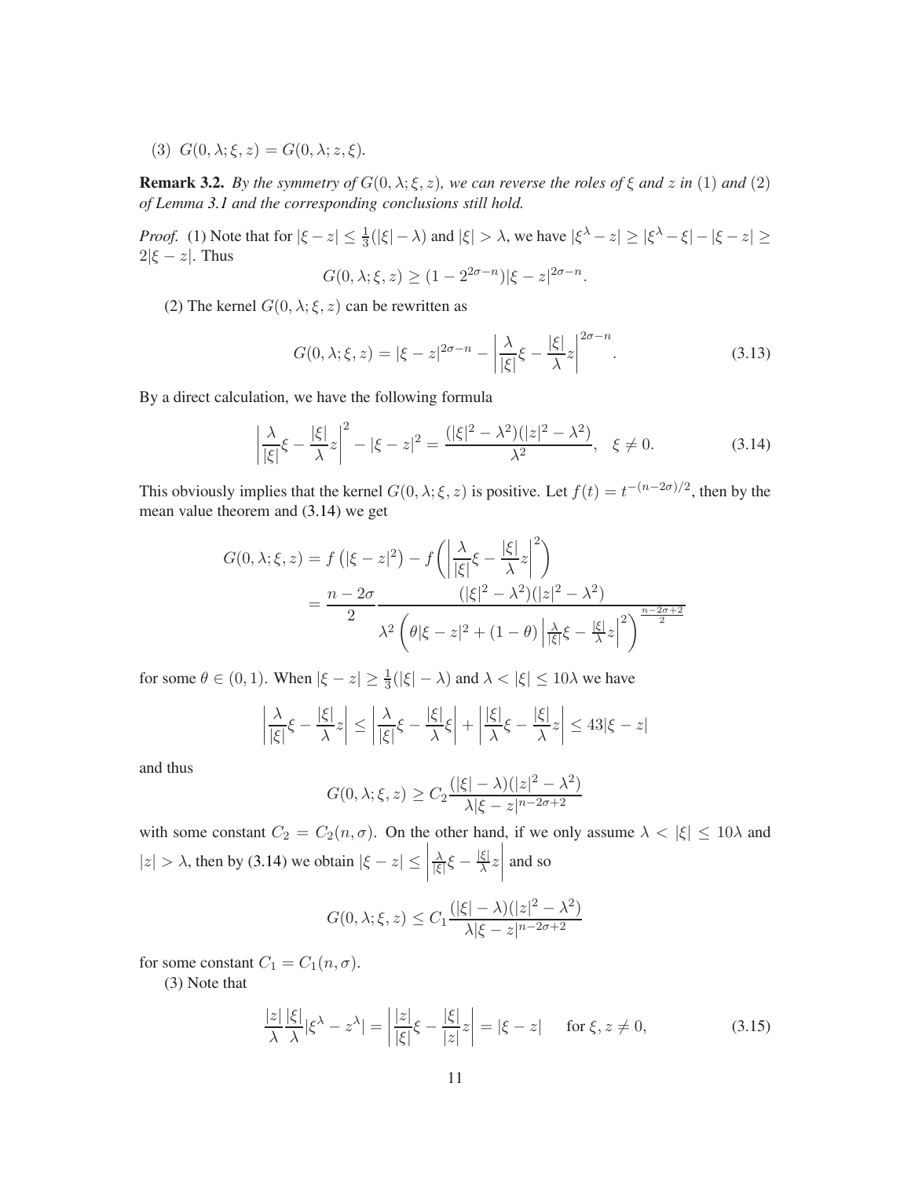(3) $G(0, \lambda; \xi, z) = G(0, \lambda; z, \xi)$.

**Remark 3.2.** *By the symmetry of $G(0, \lambda; \xi, z)$, we can reverse the roles of $\xi$ and $z$ in (1) and (2) of Lemma 3.1 and the corresponding conclusions still hold.*

*Proof.* (1) Note that for $|\xi - z| \leq \frac{1}{3}(|\xi| - \lambda)$ and $|\xi| > \lambda$, we have $|\xi^\lambda - z| \geq |\xi^\lambda - \xi| - |\xi - z| \geq 2|\xi - z|$. Thus

$$G(0, \lambda; \xi, z) \geq (1 - 2^{2\sigma - n})|\xi - z|^{2\sigma - n}.$$

(2) The kernel $G(0, \lambda; \xi, z)$ can be rewritten as

$$G(0, \lambda; \xi, z) = |\xi - z|^{2\sigma - n} - \left| \frac{\lambda}{|\xi|}\xi - \frac{|\xi|}{\lambda} z \right|^{2\sigma - n}. \tag{3.13}$$

By a direct calculation, we have the following formula

$$\left| \frac{\lambda}{|\xi|}\xi - \frac{|\xi|}{\lambda} z \right|^2 - |\xi - z|^2 = \frac{(|\xi|^2 - \lambda^2)(|z|^2 - \lambda^2)}{\lambda^2}, \quad \xi \neq 0. \tag{3.14}$$

This obviously implies that the kernel $G(0, \lambda; \xi, z)$ is positive. Let $f(t) = t^{-(n-2\sigma)/2}$, then by the mean value theorem and (3.14) we get

$$\begin{aligned}
G(0, \lambda; \xi, z) &= f\left(|\xi - z|^2\right) - f\left( \left| \frac{\lambda}{|\xi|}\xi - \frac{|\xi|}{\lambda} z \right|^2 \right) \\
&= \frac{n - 2\sigma}{2} \frac{(|\xi|^2 - \lambda^2)(|z|^2 - \lambda^2)}{\lambda^2 \left( \theta |\xi - z|^2 + (1 - \theta) \left| \frac{\lambda}{|\xi|}\xi - \frac{|\xi|}{\lambda} z \right|^2 \right)^{\frac{n - 2\sigma + 2}{2}}}
\end{aligned}$$

for some $\theta \in (0, 1)$. When $|\xi - z| \geq \frac{1}{3}(|\xi| - \lambda)$ and $\lambda < |\xi| \leq 10\lambda$ we have

$$\left| \frac{\lambda}{|\xi|}\xi - \frac{|\xi|}{\lambda} z \right| \leq \left| \frac{\lambda}{|\xi|}\xi - \frac{|\xi|}{\lambda} \xi \right| + \left| \frac{|\xi|}{\lambda}\xi - \frac{|\xi|}{\lambda} z \right| \leq 43|\xi - z|$$

and thus

$$G(0, \lambda; \xi, z) \geq C_2 \frac{(|\xi| - \lambda)(|z|^2 - \lambda^2)}{\lambda |\xi - z|^{n - 2\sigma + 2}}$$

with some constant $C_2 = C_2(n, \sigma)$. On the other hand, if we only assume $\lambda < |\xi| \leq 10\lambda$ and $|z| > \lambda$, then by (3.14) we obtain $|\xi - z| \leq \left| \frac{\lambda}{|\xi|}\xi - \frac{|\xi|}{\lambda} z \right|$ and so

$$G(0, \lambda; \xi, z) \leq C_1 \frac{(|\xi| - \lambda)(|z|^2 - \lambda^2)}{\lambda |\xi - z|^{n - 2\sigma + 2}}$$

for some constant $C_1 = C_1(n, \sigma)$.

(3) Note that

$$\frac{|z|}{\lambda} \frac{|\xi|}{\lambda} |\xi^\lambda - z^\lambda| = \left| \frac{|z|}{|\xi|}\xi - \frac{|\xi|}{|z|} z \right| = |\xi - z| \quad \text{ for } \xi, z \neq 0, \tag{3.15}$$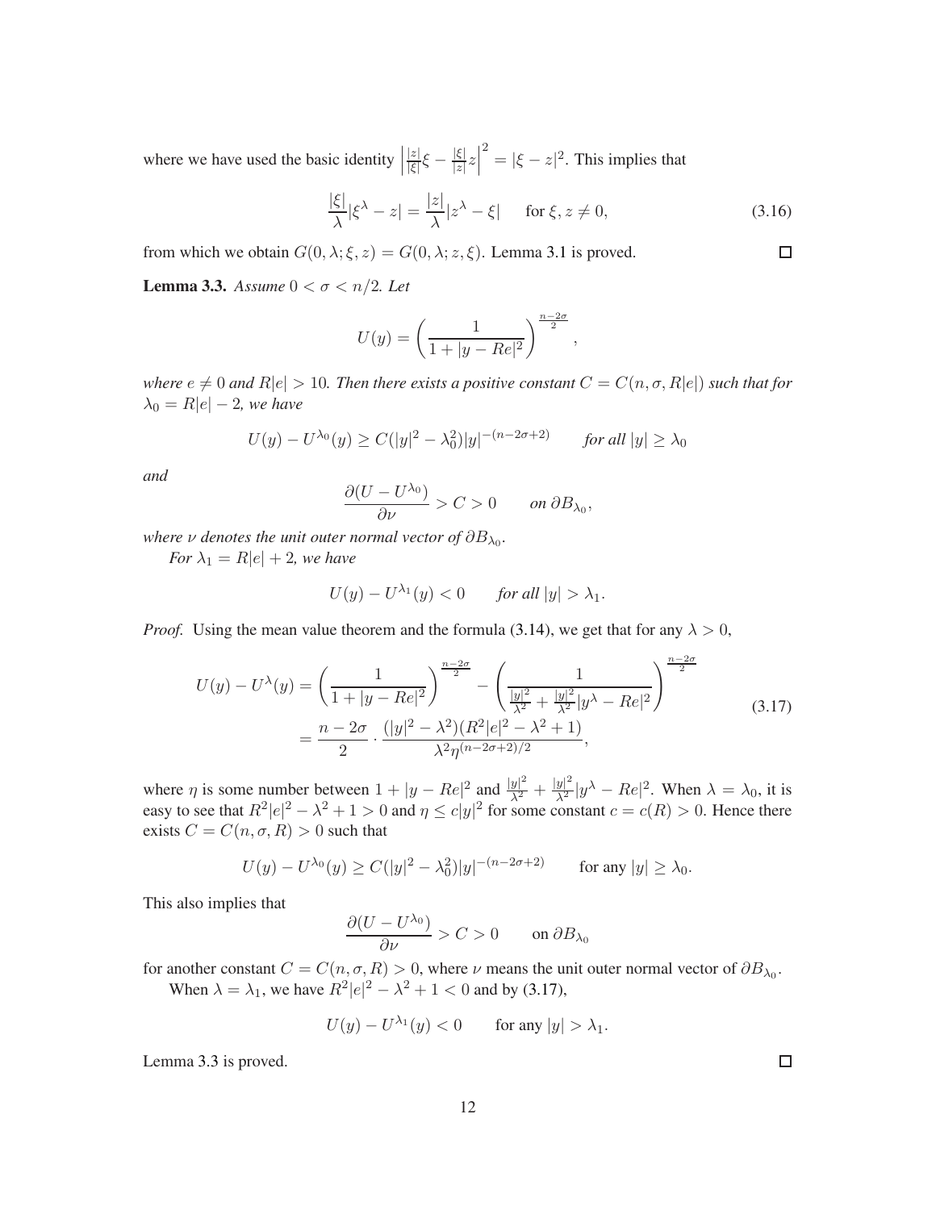where we have used the basic identity $\left|\frac{|z|}{|\xi|}\xi - \frac{|\xi|}{|z|}z\right|^2 = |\xi - z|^2$. This implies that

$$\frac{|\xi|}{\lambda}|\xi^\lambda - z| = \frac{|z|}{\lambda}|z^\lambda - \xi| \qquad \text{for } \xi, z \neq 0, \tag{3.16}$$

from which we obtain $G(0,\lambda;\xi,z) = G(0,\lambda;z,\xi)$. Lemma 3.1 is proved. $\square$

**Lemma 3.3.** *Assume $0 < \sigma < n/2$. Let*

$$U(y) = \left(\frac{1}{1+|y-Re|^2}\right)^{\frac{n-2\sigma}{2}},$$

*where $e \neq 0$ and $R|e| > 10$. Then there exists a positive constant $C = C(n,\sigma,R|e|)$ such that for $\lambda_0 = R|e| - 2$, we have*

$$U(y) - U^{\lambda_0}(y) \geq C(|y|^2 - \lambda_0^2)|y|^{-(n-2\sigma+2)} \qquad \textit{for all } |y| \geq \lambda_0$$

*and*

$$\frac{\partial(U - U^{\lambda_0})}{\partial \nu} > C > 0 \qquad \textit{on } \partial B_{\lambda_0},$$

*where $\nu$ denotes the unit outer normal vector of $\partial B_{\lambda_0}$.*

*For $\lambda_1 = R|e| + 2$, we have*

$$U(y) - U^{\lambda_1}(y) < 0 \qquad \textit{for all } |y| > \lambda_1.$$

*Proof.* Using the mean value theorem and the formula (3.14), we get that for any $\lambda > 0$,

$$\begin{aligned} U(y) - U^\lambda(y) &= \left(\frac{1}{1+|y-Re|^2}\right)^{\frac{n-2\sigma}{2}} - \left(\frac{1}{\frac{|y|^2}{\lambda^2} + \frac{|y|^2}{\lambda^2}|y^\lambda - Re|^2}\right)^{\frac{n-2\sigma}{2}} \\ &= \frac{n-2\sigma}{2} \cdot \frac{(|y|^2 - \lambda^2)(R^2|e|^2 - \lambda^2 + 1)}{\lambda^2 \eta^{(n-2\sigma+2)/2}}, \end{aligned} \tag{3.17}$$

where $\eta$ is some number between $1 + |y - Re|^2$ and $\frac{|y|^2}{\lambda^2} + \frac{|y|^2}{\lambda^2}|y^\lambda - Re|^2$. When $\lambda = \lambda_0$, it is easy to see that $R^2|e|^2 - \lambda^2 + 1 > 0$ and $\eta \leq c|y|^2$ for some constant $c = c(R) > 0$. Hence there exists $C = C(n,\sigma,R) > 0$ such that

$$U(y) - U^{\lambda_0}(y) \geq C(|y|^2 - \lambda_0^2)|y|^{-(n-2\sigma+2)} \qquad \text{for any } |y| \geq \lambda_0.$$

This also implies that

$$\frac{\partial(U - U^{\lambda_0})}{\partial \nu} > C > 0 \qquad \text{on } \partial B_{\lambda_0}$$

for another constant $C = C(n,\sigma,R) > 0$, where $\nu$ means the unit outer normal vector of $\partial B_{\lambda_0}$.

When $\lambda = \lambda_1$, we have $R^2|e|^2 - \lambda^2 + 1 < 0$ and by (3.17),

$$U(y) - U^{\lambda_1}(y) < 0 \qquad \text{for any } |y| > \lambda_1.$$

Lemma 3.3 is proved. $\square$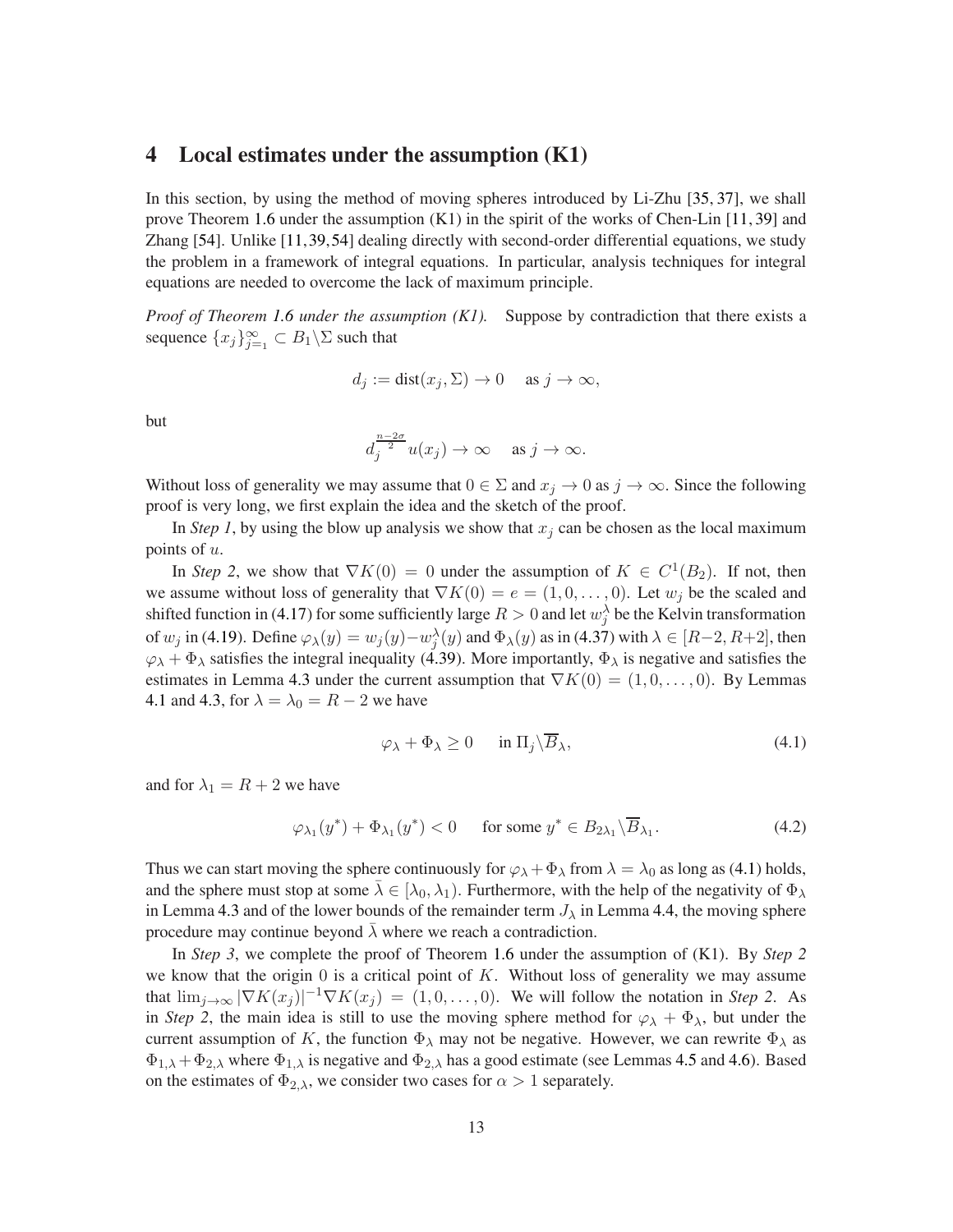# 4 Local estimates under the assumption (K1)

In this section, by using the method of moving spheres introduced by Li-Zhu [35, 37], we shall prove Theorem 1.6 under the assumption (K1) in the spirit of the works of Chen-Lin [11, 39] and Zhang [54]. Unlike [11,39,54] dealing directly with second-order differential equations, we study the problem in a framework of integral equations. In particular, analysis techniques for integral equations are needed to overcome the lack of maximum principle.

*Proof of Theorem 1.6 under the assumption (K1).* Suppose by contradiction that there exists a sequence $\{x_j\}_{j=1}^{\infty} \subset B_1 \backslash \Sigma$ such that

$$d_j := \mathrm{dist}(x_j, \Sigma) \to 0 \quad \text{as } j \to \infty,$$

but

$$d_j^{\frac{n-2\sigma}{2}} u(x_j) \to \infty \quad \text{as } j \to \infty.$$

Without loss of generality we may assume that $0 \in \Sigma$ and $x_j \to 0$ as $j \to \infty$. Since the following proof is very long, we first explain the idea and the sketch of the proof.

In *Step 1*, by using the blow up analysis we show that $x_j$ can be chosen as the local maximum points of $u$.

In *Step 2*, we show that $\nabla K(0) = 0$ under the assumption of $K \in C^1(B_2)$. If not, then we assume without loss of generality that $\nabla K(0) = e = (1, 0, \ldots, 0)$. Let $w_j$ be the scaled and shifted function in (4.17) for some sufficiently large $R > 0$ and let $w_j^\lambda$ be the Kelvin transformation of $w_j$ in (4.19). Define $\varphi_\lambda(y) = w_j(y) - w_j^\lambda(y)$ and $\Phi_\lambda(y)$ as in (4.37) with $\lambda \in [R-2, R+2]$, then $\varphi_\lambda + \Phi_\lambda$ satisfies the integral inequality (4.39). More importantly, $\Phi_\lambda$ is negative and satisfies the estimates in Lemma 4.3 under the current assumption that $\nabla K(0) = (1, 0, \ldots, 0)$. By Lemmas 4.1 and 4.3, for $\lambda = \lambda_0 = R - 2$ we have

$$\varphi_\lambda + \Phi_\lambda \geq 0 \quad \text{in } \Pi_j \backslash \overline{B}_\lambda, \tag{4.1}$$

and for $\lambda_1 = R + 2$ we have

$$\varphi_{\lambda_1}(y^*) + \Phi_{\lambda_1}(y^*) < 0 \quad \text{for some } y^* \in B_{2\lambda_1} \backslash \overline{B}_{\lambda_1}. \tag{4.2}$$

Thus we can start moving the sphere continuously for $\varphi_\lambda + \Phi_\lambda$ from $\lambda = \lambda_0$ as long as (4.1) holds, and the sphere must stop at some $\bar{\lambda} \in [\lambda_0, \lambda_1)$. Furthermore, with the help of the negativity of $\Phi_\lambda$ in Lemma 4.3 and of the lower bounds of the remainder term $J_\lambda$ in Lemma 4.4, the moving sphere procedure may continue beyond $\bar{\lambda}$ where we reach a contradiction.

In *Step 3*, we complete the proof of Theorem 1.6 under the assumption of (K1). By *Step 2* we know that the origin 0 is a critical point of $K$. Without loss of generality we may assume that $\lim_{j\to\infty} |\nabla K(x_j)|^{-1} \nabla K(x_j) = (1, 0, \ldots, 0)$. We will follow the notation in *Step 2*. As in *Step 2*, the main idea is still to use the moving sphere method for $\varphi_\lambda + \Phi_\lambda$, but under the current assumption of $K$, the function $\Phi_\lambda$ may not be negative. However, we can rewrite $\Phi_\lambda$ as $\Phi_{1,\lambda} + \Phi_{2,\lambda}$ where $\Phi_{1,\lambda}$ is negative and $\Phi_{2,\lambda}$ has a good estimate (see Lemmas 4.5 and 4.6). Based on the estimates of $\Phi_{2,\lambda}$, we consider two cases for $\alpha > 1$ separately.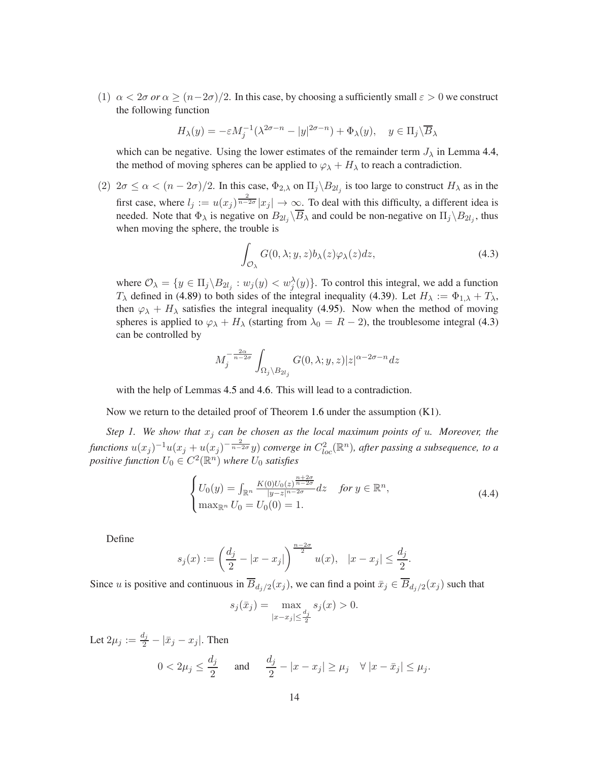(1) $\alpha < 2\sigma$ *or* $\alpha \geq (n-2\sigma)/2$. In this case, by choosing a sufficiently small $\varepsilon > 0$ we construct the following function

$$H_\lambda(y) = -\varepsilon M_j^{-1}(\lambda^{2\sigma-n} - |y|^{2\sigma-n}) + \Phi_\lambda(y), \quad y \in \Pi_j \backslash \overline{B}_\lambda$$

which can be negative. Using the lower estimates of the remainder term $J_\lambda$ in Lemma 4.4, the method of moving spheres can be applied to $\varphi_\lambda + H_\lambda$ to reach a contradiction.

(2) $2\sigma \leq \alpha < (n-2\sigma)/2$. In this case, $\Phi_{2,\lambda}$ on $\Pi_j \backslash B_{2l_j}$ is too large to construct $H_\lambda$ as in the first case, where $l_j := u(x_j)^{\frac{2}{n-2\sigma}}|x_j| \to \infty$. To deal with this difficulty, a different idea is needed. Note that $\Phi_\lambda$ is negative on $B_{2l_j} \backslash \overline{B}_\lambda$ and could be non-negative on $\Pi_j \backslash B_{2l_j}$, thus when moving the sphere, the trouble is

$$\int_{\mathcal{O}_\lambda} G(0, \lambda; y, z) b_\lambda(z) \varphi_\lambda(z) dz, \tag{4.3}$$

where $\mathcal{O}_\lambda = \{y \in \Pi_j \backslash B_{2l_j} : w_j(y) < w_j^\lambda(y)\}$. To control this integral, we add a function $T_\lambda$ defined in (4.89) to both sides of the integral inequality (4.39). Let $H_\lambda := \Phi_{1,\lambda} + T_\lambda$, then $\varphi_\lambda + H_\lambda$ satisfies the integral inequality (4.95). Now when the method of moving spheres is applied to $\varphi_\lambda + H_\lambda$ (starting from $\lambda_0 = R - 2$), the troublesome integral (4.3) can be controlled by

$$M_j^{-\frac{2\alpha}{n-2\sigma}} \int_{\Omega_j \backslash B_{2l_j}} G(0, \lambda; y, z) |z|^{\alpha - 2\sigma - n} dz$$

with the help of Lemmas 4.5 and 4.6. This will lead to a contradiction.

Now we return to the detailed proof of Theorem 1.6 under the assumption (K1).

*Step 1. We show that $x_j$ can be chosen as the local maximum points of $u$. Moreover, the functions $u(x_j)^{-1}u(x_j + u(x_j)^{-\frac{2}{n-2\sigma}}y)$ converge in $C^2_{loc}(\mathbb{R}^n)$, after passing a subsequence, to a positive function $U_0 \in C^2(\mathbb{R}^n)$ where $U_0$ satisfies*

$$\begin{cases} U_0(y) = \int_{\mathbb{R}^n} \frac{K(0) U_0(z)^{\frac{n+2\sigma}{n-2\sigma}}}{|y-z|^{n-2\sigma}} dz \quad \text{for } y \in \mathbb{R}^n, \\ \max_{\mathbb{R}^n} U_0 = U_0(0) = 1. \end{cases} \tag{4.4}$$

Define

$$s_j(x) := \left(\frac{d_j}{2} - |x - x_j|\right)^{\frac{n-2\sigma}{2}} u(x), \quad |x - x_j| \leq \frac{d_j}{2}.$$

Since $u$ is positive and continuous in $\overline{B}_{d_j/2}(x_j)$, we can find a point $\bar{x}_j \in \overline{B}_{d_j/2}(x_j)$ such that

$$s_j(\bar{x}_j) = \max_{|x - x_j| \leq \frac{d_j}{2}} s_j(x) > 0.$$

Let $2\mu_j := \frac{d_j}{2} - |\bar{x}_j - x_j|$. Then

$$0 < 2\mu_j \leq \frac{d_j}{2} \quad \text{ and } \quad \frac{d_j}{2} - |x - x_j| \geq \mu_j \quad \forall\, |x - \bar{x}_j| \leq \mu_j.$$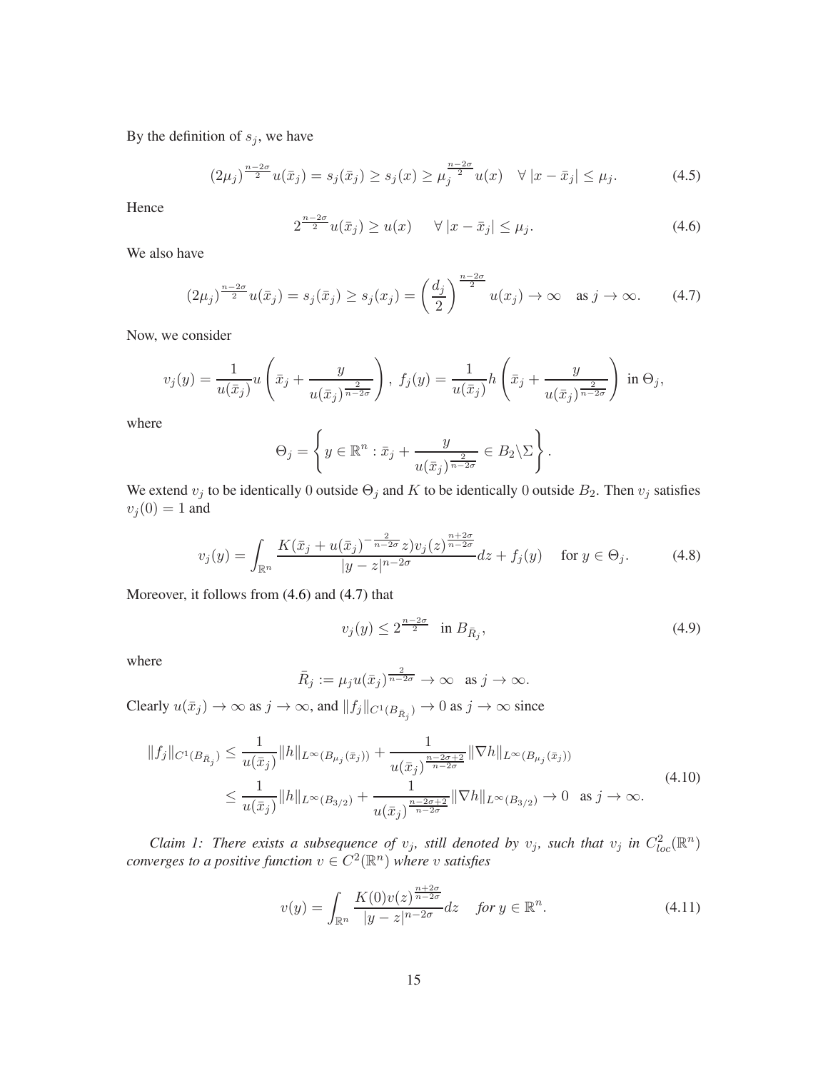By the definition of $s_j$, we have

$$
(2\mu_j)^{\frac{n-2\sigma}{2}} u(\bar{x}_j) = s_j(\bar{x}_j) \geq s_j(x) \geq \mu_j^{\frac{n-2\sigma}{2}} u(x) \quad \forall\, |x - \bar{x}_j| \leq \mu_j. \tag{4.5}
$$

Hence

$$
2^{\frac{n-2\sigma}{2}} u(\bar{x}_j) \geq u(x) \quad \forall\, |x - \bar{x}_j| \leq \mu_j. \tag{4.6}
$$

We also have

$$
(2\mu_j)^{\frac{n-2\sigma}{2}} u(\bar{x}_j) = s_j(\bar{x}_j) \geq s_j(x_j) = \left(\frac{d_j}{2}\right)^{\frac{n-2\sigma}{2}} u(x_j) \to \infty \quad \text{as } j \to \infty. \tag{4.7}
$$

Now, we consider

$$
v_j(y) = \frac{1}{u(\bar{x}_j)} u\left(\bar{x}_j + \frac{y}{u(\bar{x}_j)^{\frac{2}{n-2\sigma}}}\right),\ f_j(y) = \frac{1}{u(\bar{x}_j)} h\left(\bar{x}_j + \frac{y}{u(\bar{x}_j)^{\frac{2}{n-2\sigma}}}\right) \text{ in } \Theta_j,
$$

where

$$
\Theta_j = \left\{ y \in \mathbb{R}^n : \bar{x}_j + \frac{y}{u(\bar{x}_j)^{\frac{2}{n-2\sigma}}} \in B_2 \backslash \Sigma \right\}.
$$

We extend $v_j$ to be identically 0 outside $\Theta_j$ and $K$ to be identically 0 outside $B_2$. Then $v_j$ satisfies $v_j(0) = 1$ and

$$
v_j(y) = \int_{\mathbb{R}^n} \frac{K(\bar{x}_j + u(\bar{x}_j)^{-\frac{2}{n-2\sigma}} z) v_j(z)^{\frac{n+2\sigma}{n-2\sigma}}}{|y - z|^{n-2\sigma}} dz + f_j(y) \quad \text{for } y \in \Theta_j. \tag{4.8}
$$

Moreover, it follows from (4.6) and (4.7) that

$$
v_j(y) \leq 2^{\frac{n-2\sigma}{2}} \quad \text{in } B_{\bar{R}_j}, \tag{4.9}
$$

where

$$
\bar{R}_j := \mu_j u(\bar{x}_j)^{\frac{2}{n-2\sigma}} \to \infty \quad \text{as } j \to \infty.
$$

Clearly $u(\bar{x}_j) \to \infty$ as $j \to \infty$, and $\|f_j\|_{C^1(B_{\bar{R}_j})} \to 0$ as $j \to \infty$ since

$$
\begin{aligned}
\|f_j\|_{C^1(B_{\bar{R}_j})} &\leq \frac{1}{u(\bar{x}_j)} \|h\|_{L^\infty(B_{\mu_j}(\bar{x}_j))} + \frac{1}{u(\bar{x}_j)^{\frac{n-2\sigma+2}{n-2\sigma}}} \|\nabla h\|_{L^\infty(B_{\mu_j}(\bar{x}_j))} \\
&\leq \frac{1}{u(\bar{x}_j)} \|h\|_{L^\infty(B_{3/2})} + \frac{1}{u(\bar{x}_j)^{\frac{n-2\sigma+2}{n-2\sigma}}} \|\nabla h\|_{L^\infty(B_{3/2})} \to 0 \quad \text{as } j \to \infty.
\end{aligned} \tag{4.10}
$$

*Claim 1: There exists a subsequence of $v_j$, still denoted by $v_j$, such that $v_j$ in $C^2_{loc}(\mathbb{R}^n)$ converges to a positive function $v \in C^2(\mathbb{R}^n)$ where $v$ satisfies*

$$
v(y) = \int_{\mathbb{R}^n} \frac{K(0) v(z)^{\frac{n+2\sigma}{n-2\sigma}}}{|y - z|^{n-2\sigma}} dz \quad \textit{for } y \in \mathbb{R}^n. \tag{4.11}
$$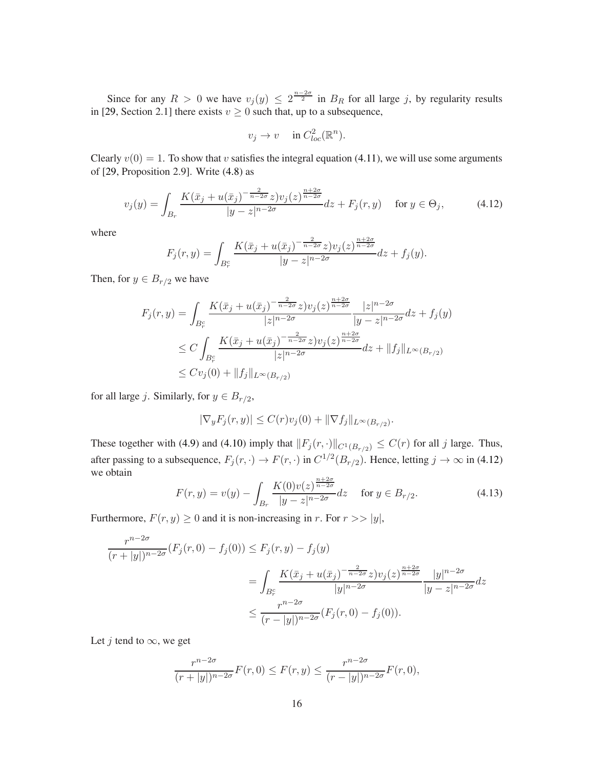Since for any $R > 0$ we have $v_j(y) \leq 2^{\frac{n-2\sigma}{2}}$ in $B_R$ for all large $j$, by regularity results in [29, Section 2.1] there exists $v \geq 0$ such that, up to a subsequence,

$$v_j \to v \quad \text{in } C^2_{loc}(\mathbb{R}^n).$$

Clearly $v(0) = 1$. To show that $v$ satisfies the integral equation (4.11), we will use some arguments of [29, Proposition 2.9]. Write (4.8) as

$$v_j(y) = \int_{B_r} \frac{K(\bar{x}_j + u(\bar{x}_j)^{-\frac{2}{n-2\sigma}} z) v_j(z)^{\frac{n+2\sigma}{n-2\sigma}}}{|y-z|^{n-2\sigma}} dz + F_j(r,y) \quad \text{for } y \in \Theta_j, \tag{4.12}$$

where

$$F_j(r,y) = \int_{B_r^c} \frac{K(\bar{x}_j + u(\bar{x}_j)^{-\frac{2}{n-2\sigma}} z) v_j(z)^{\frac{n+2\sigma}{n-2\sigma}}}{|y-z|^{n-2\sigma}} dz + f_j(y).$$

Then, for $y \in B_{r/2}$ we have

$$\begin{aligned}
F_j(r,y) &= \int_{B_r^c} \frac{K(\bar{x}_j + u(\bar{x}_j)^{-\frac{2}{n-2\sigma}} z) v_j(z)^{\frac{n+2\sigma}{n-2\sigma}}}{|z|^{n-2\sigma}} \frac{|z|^{n-2\sigma}}{|y-z|^{n-2\sigma}} dz + f_j(y) \\
&\leq C \int_{B_r^c} \frac{K(\bar{x}_j + u(\bar{x}_j)^{-\frac{2}{n-2\sigma}} z) v_j(z)^{\frac{n+2\sigma}{n-2\sigma}}}{|z|^{n-2\sigma}} dz + \|f_j\|_{L^\infty(B_{r/2})} \\
&\leq C v_j(0) + \|f_j\|_{L^\infty(B_{r/2})}
\end{aligned}$$

for all large $j$. Similarly, for $y \in B_{r/2}$,

$$|\nabla_y F_j(r,y)| \leq C(r) v_j(0) + \|\nabla f_j\|_{L^\infty(B_{r/2})}.$$

These together with (4.9) and (4.10) imply that $\|F_j(r,\cdot)\|_{C^1(B_{r/2})} \leq C(r)$ for all $j$ large. Thus, after passing to a subsequence, $F_j(r,\cdot) \to F(r,\cdot)$ in $C^{1/2}(B_{r/2})$. Hence, letting $j \to \infty$ in (4.12) we obtain

$$F(r,y) = v(y) - \int_{B_r} \frac{K(0) v(z)^{\frac{n+2\sigma}{n-2\sigma}}}{|y-z|^{n-2\sigma}} dz \quad \text{for } y \in B_{r/2}. \tag{4.13}$$

Furthermore, $F(r,y) \geq 0$ and it is non-increasing in $r$. For $r >> |y|$,

$$\begin{aligned}
\frac{r^{n-2\sigma}}{(r+|y|)^{n-2\sigma}} (F_j(r,0) - f_j(0)) &\leq F_j(r,y) - f_j(y) \\
&= \int_{B_r^c} \frac{K(\bar{x}_j + u(\bar{x}_j)^{-\frac{2}{n-2\sigma}} z) v_j(z)^{\frac{n+2\sigma}{n-2\sigma}}}{|y|^{n-2\sigma}} \frac{|y|^{n-2\sigma}}{|y-z|^{n-2\sigma}} dz \\
&\leq \frac{r^{n-2\sigma}}{(r-|y|)^{n-2\sigma}} (F_j(r,0) - f_j(0)).
\end{aligned}$$

Let $j$ tend to $\infty$, we get

$$\frac{r^{n-2\sigma}}{(r+|y|)^{n-2\sigma}} F(r,0) \leq F(r,y) \leq \frac{r^{n-2\sigma}}{(r-|y|)^{n-2\sigma}} F(r,0),$$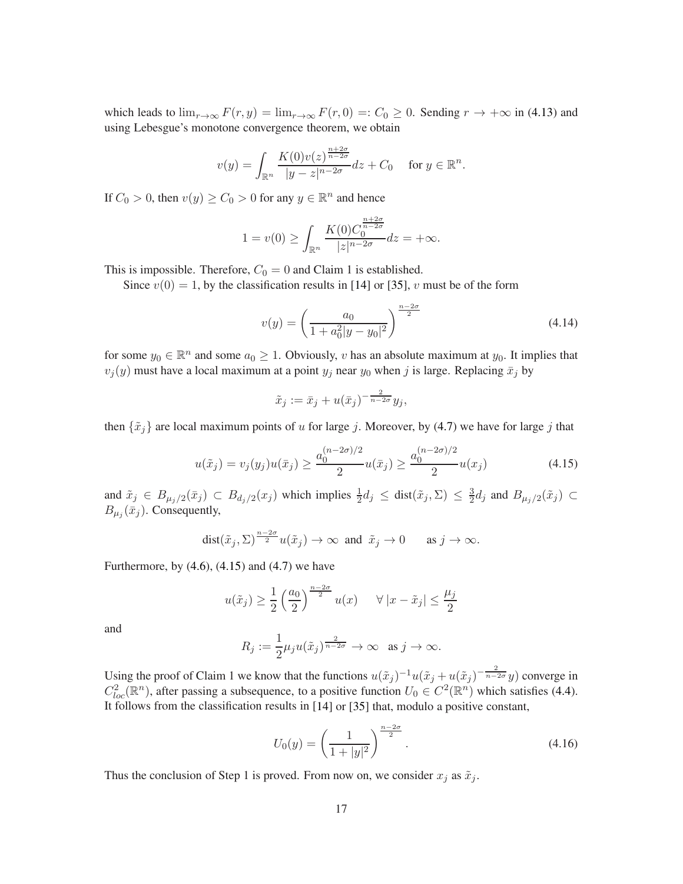which leads to $\lim_{r\to\infty} F(r,y) = \lim_{r\to\infty} F(r,0) =: C_0 \ge 0$. Sending $r \to +\infty$ in (4.13) and using Lebesgue's monotone convergence theorem, we obtain

$$v(y) = \int_{\mathbb{R}^n} \frac{K(0)v(z)^{\frac{n+2\sigma}{n-2\sigma}}}{|y-z|^{n-2\sigma}} dz + C_0 \quad \text{for } y \in \mathbb{R}^n.$$

If $C_0 > 0$, then $v(y) \ge C_0 > 0$ for any $y \in \mathbb{R}^n$ and hence

$$1 = v(0) \ge \int_{\mathbb{R}^n} \frac{K(0)C_0^{\frac{n+2\sigma}{n-2\sigma}}}{|z|^{n-2\sigma}} dz = +\infty.$$

This is impossible. Therefore, $C_0 = 0$ and Claim 1 is established.

Since $v(0) = 1$, by the classification results in [14] or [35], $v$ must be of the form

$$v(y) = \left(\frac{a_0}{1 + a_0^2|y - y_0|^2}\right)^{\frac{n-2\sigma}{2}} \tag{4.14}$$

for some $y_0 \in \mathbb{R}^n$ and some $a_0 \ge 1$. Obviously, $v$ has an absolute maximum at $y_0$. It implies that $v_j(y)$ must have a local maximum at a point $y_j$ near $y_0$ when $j$ is large. Replacing $\bar{x}_j$ by

$$\tilde{x}_j := \bar{x}_j + u(\bar{x}_j)^{-\frac{2}{n-2\sigma}} y_j,$$

then $\{\tilde{x}_j\}$ are local maximum points of $u$ for large $j$. Moreover, by (4.7) we have for large $j$ that

$$u(\tilde{x}_j) = v_j(y_j)u(\bar{x}_j) \ge \frac{a_0^{(n-2\sigma)/2}}{2} u(\bar{x}_j) \ge \frac{a_0^{(n-2\sigma)/2}}{2} u(x_j) \tag{4.15}$$

and $\tilde{x}_j \in B_{\mu_j/2}(\bar{x}_j) \subset B_{d_j/2}(x_j)$ which implies $\frac{1}{2}d_j \le \operatorname{dist}(\tilde{x}_j, \Sigma) \le \frac{3}{2}d_j$ and $B_{\mu_j/2}(\tilde{x}_j) \subset B_{\mu_j}(\bar{x}_j)$. Consequently,

$$\operatorname{dist}(\tilde{x}_j, \Sigma)^{\frac{n-2\sigma}{2}} u(\tilde{x}_j) \to \infty \text{ and } \tilde{x}_j \to 0 \qquad \text{as } j \to \infty.$$

Furthermore, by (4.6), (4.15) and (4.7) we have

$$u(\tilde{x}_j) \ge \frac{1}{2}\left(\frac{a_0}{2}\right)^{\frac{n-2\sigma}{2}} u(x) \qquad \forall\, |x - \tilde{x}_j| \le \frac{\mu_j}{2}$$

and

$$R_j := \frac{1}{2}\mu_j u(\tilde{x}_j)^{\frac{2}{n-2\sigma}} \to \infty \quad \text{as } j \to \infty.$$

Using the proof of Claim 1 we know that the functions $u(\tilde{x}_j)^{-1}u(\tilde{x}_j + u(\tilde{x}_j)^{-\frac{2}{n-2\sigma}}y)$ converge in $C^2_{loc}(\mathbb{R}^n)$, after passing a subsequence, to a positive function $U_0 \in C^2(\mathbb{R}^n)$ which satisfies (4.4). It follows from the classification results in [14] or [35] that, modulo a positive constant,

$$U_0(y) = \left(\frac{1}{1 + |y|^2}\right)^{\frac{n-2\sigma}{2}}. \tag{4.16}$$

Thus the conclusion of Step 1 is proved. From now on, we consider $x_j$ as $\tilde{x}_j$.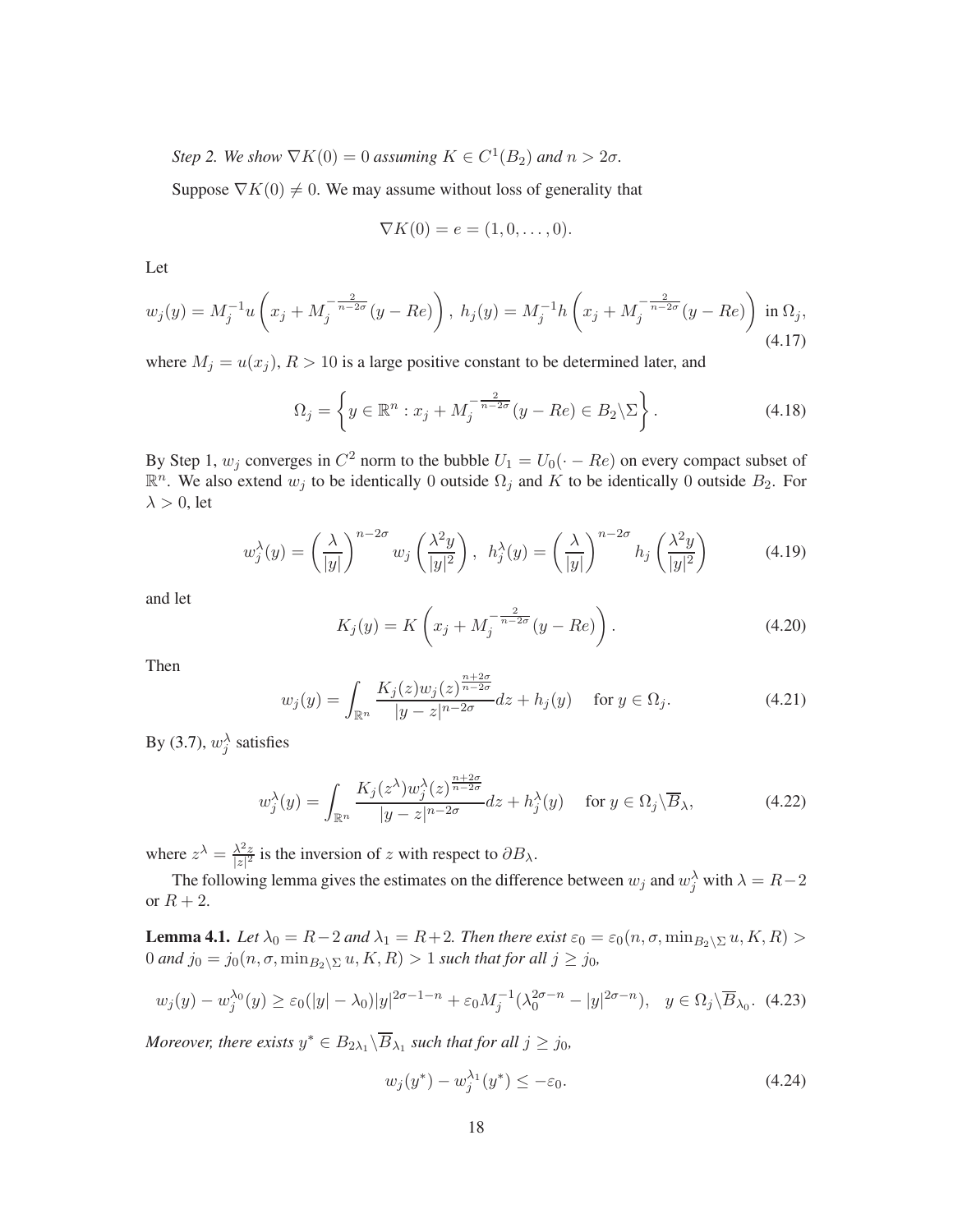*Step 2. We show $\nabla K(0) = 0$ assuming $K \in C^1(B_2)$ and $n > 2\sigma$.*

Suppose $\nabla K(0) \neq 0$. We may assume without loss of generality that

$$\nabla K(0) = e = (1, 0, \ldots, 0).$$

Let

$$w_j(y) = M_j^{-1} u\left(x_j + M_j^{-\frac{2}{n-2\sigma}}(y - Re)\right), \; h_j(y) = M_j^{-1} h\left(x_j + M_j^{-\frac{2}{n-2\sigma}}(y - Re)\right) \text{ in } \Omega_j, \tag{4.17}$$

where $M_j = u(x_j)$, $R > 10$ is a large positive constant to be determined later, and

$$\Omega_j = \left\{ y \in \mathbb{R}^n : x_j + M_j^{-\frac{2}{n-2\sigma}}(y - Re) \in B_2 \backslash \Sigma \right\}. \tag{4.18}$$

By Step 1, $w_j$ converges in $C^2$ norm to the bubble $U_1 = U_0(\cdot - Re)$ on every compact subset of $\mathbb{R}^n$. We also extend $w_j$ to be identically 0 outside $\Omega_j$ and $K$ to be identically 0 outside $B_2$. For $\lambda > 0$, let

$$w_j^\lambda(y) = \left(\frac{\lambda}{|y|}\right)^{n-2\sigma} w_j\left(\frac{\lambda^2 y}{|y|^2}\right), \;\; h_j^\lambda(y) = \left(\frac{\lambda}{|y|}\right)^{n-2\sigma} h_j\left(\frac{\lambda^2 y}{|y|^2}\right) \tag{4.19}$$

and let

$$K_j(y) = K\left(x_j + M_j^{-\frac{2}{n-2\sigma}}(y - Re)\right). \tag{4.20}$$

Then

$$w_j(y) = \int_{\mathbb{R}^n} \frac{K_j(z) w_j(z)^{\frac{n+2\sigma}{n-2\sigma}}}{|y - z|^{n-2\sigma}} dz + h_j(y) \quad \text{ for } y \in \Omega_j. \tag{4.21}$$

By (3.7), $w_j^\lambda$ satisfies

$$w_j^\lambda(y) = \int_{\mathbb{R}^n} \frac{K_j(z^\lambda) w_j^\lambda(z)^{\frac{n+2\sigma}{n-2\sigma}}}{|y - z|^{n-2\sigma}} dz + h_j^\lambda(y) \quad \text{ for } y \in \Omega_j \backslash \overline{B}_\lambda, \tag{4.22}$$

where $z^\lambda = \frac{\lambda^2 z}{|z|^2}$ is the inversion of $z$ with respect to $\partial B_\lambda$.

The following lemma gives the estimates on the difference between $w_j$ and $w_j^\lambda$ with $\lambda = R-2$ or $R+2$.

**Lemma 4.1.** *Let $\lambda_0 = R-2$ and $\lambda_1 = R+2$. Then there exist $\varepsilon_0 = \varepsilon_0(n, \sigma, \min_{B_2 \backslash \Sigma} u, K, R) > 0$ and $j_0 = j_0(n, \sigma, \min_{B_2 \backslash \Sigma} u, K, R) > 1$ such that for all $j \geq j_0$,*

$$w_j(y) - w_j^{\lambda_0}(y) \geq \varepsilon_0(|y| - \lambda_0)|y|^{2\sigma - 1 - n} + \varepsilon_0 M_j^{-1}(\lambda_0^{2\sigma - n} - |y|^{2\sigma - n}), \quad y \in \Omega_j \backslash \overline{B}_{\lambda_0}. \tag{4.23}$$

*Moreover, there exists $y^* \in B_{2\lambda_1} \backslash \overline{B}_{\lambda_1}$ such that for all $j \geq j_0$,*

$$w_j(y^*) - w_j^{\lambda_1}(y^*) \leq -\varepsilon_0. \tag{4.24}$$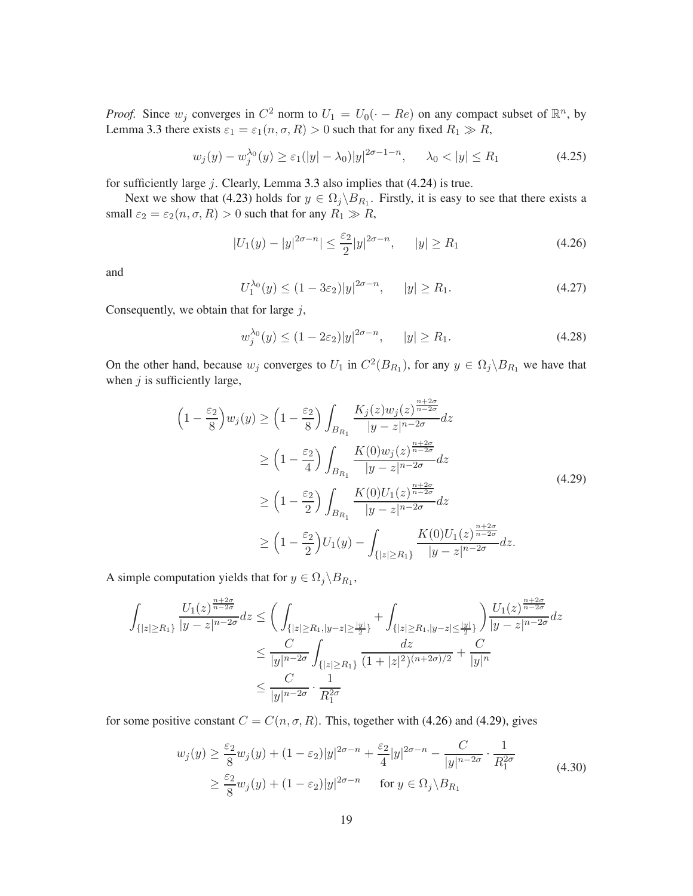*Proof.* Since $w_j$ converges in $C^2$ norm to $U_1 = U_0(\cdot - Re)$ on any compact subset of $\mathbb{R}^n$, by Lemma 3.3 there exists $\varepsilon_1 = \varepsilon_1(n, \sigma, R) > 0$ such that for any fixed $R_1 \gg R$,

$$w_j(y) - w_j^{\lambda_0}(y) \geq \varepsilon_1(|y| - \lambda_0)|y|^{2\sigma-1-n}, \qquad \lambda_0 < |y| \leq R_1 \tag{4.25}$$

for sufficiently large $j$. Clearly, Lemma 3.3 also implies that (4.24) is true.

Next we show that (4.23) holds for $y \in \Omega_j \backslash B_{R_1}$. Firstly, it is easy to see that there exists a small $\varepsilon_2 = \varepsilon_2(n, \sigma, R) > 0$ such that for any $R_1 \gg R$,

$$|U_1(y) - |y|^{2\sigma-n}| \leq \frac{\varepsilon_2}{2}|y|^{2\sigma-n}, \qquad |y| \geq R_1 \tag{4.26}$$

and

$$U_1^{\lambda_0}(y) \leq (1 - 3\varepsilon_2)|y|^{2\sigma-n}, \qquad |y| \geq R_1. \tag{4.27}$$

Consequently, we obtain that for large $j$,

$$w_j^{\lambda_0}(y) \leq (1 - 2\varepsilon_2)|y|^{2\sigma-n}, \qquad |y| \geq R_1. \tag{4.28}$$

On the other hand, because $w_j$ converges to $U_1$ in $C^2(B_{R_1})$, for any $y \in \Omega_j \backslash B_{R_1}$ we have that when $j$ is sufficiently large,

$$\begin{aligned}
\Big(1 - \frac{\varepsilon_2}{8}\Big)w_j(y) &\geq \Big(1 - \frac{\varepsilon_2}{8}\Big)\int_{B_{R_1}} \frac{K_j(z)w_j(z)^{\frac{n+2\sigma}{n-2\sigma}}}{|y-z|^{n-2\sigma}}dz \\
&\geq \Big(1 - \frac{\varepsilon_2}{4}\Big)\int_{B_{R_1}} \frac{K(0)w_j(z)^{\frac{n+2\sigma}{n-2\sigma}}}{|y-z|^{n-2\sigma}}dz \\
&\geq \Big(1 - \frac{\varepsilon_2}{2}\Big)\int_{B_{R_1}} \frac{K(0)U_1(z)^{\frac{n+2\sigma}{n-2\sigma}}}{|y-z|^{n-2\sigma}}dz \\
&\geq \Big(1 - \frac{\varepsilon_2}{2}\Big)U_1(y) - \int_{\{|z|\geq R_1\}} \frac{K(0)U_1(z)^{\frac{n+2\sigma}{n-2\sigma}}}{|y-z|^{n-2\sigma}}dz.
\end{aligned} \tag{4.29}$$

A simple computation yields that for $y \in \Omega_j \backslash B_{R_1}$,

$$\begin{aligned}
\int_{\{|z|\geq R_1\}} \frac{U_1(z)^{\frac{n+2\sigma}{n-2\sigma}}}{|y-z|^{n-2\sigma}}dz &\leq \bigg(\int_{\{|z|\geq R_1, |y-z|\geq \frac{|y|}{2}\}} + \int_{\{|z|\geq R_1, |y-z|\leq \frac{|y|}{2}\}}\bigg)\frac{U_1(z)^{\frac{n+2\sigma}{n-2\sigma}}}{|y-z|^{n-2\sigma}}dz \\
&\leq \frac{C}{|y|^{n-2\sigma}}\int_{\{|z|\geq R_1\}} \frac{dz}{(1+|z|^2)^{(n+2\sigma)/2}} + \frac{C}{|y|^n} \\
&\leq \frac{C}{|y|^{n-2\sigma}} \cdot \frac{1}{R_1^{2\sigma}}
\end{aligned}$$

for some positive constant $C = C(n, \sigma, R)$. This, together with (4.26) and (4.29), gives

$$\begin{aligned}
w_j(y) &\geq \frac{\varepsilon_2}{8}w_j(y) + (1 - \varepsilon_2)|y|^{2\sigma-n} + \frac{\varepsilon_2}{4}|y|^{2\sigma-n} - \frac{C}{|y|^{n-2\sigma}} \cdot \frac{1}{R_1^{2\sigma}} \\
&\geq \frac{\varepsilon_2}{8}w_j(y) + (1 - \varepsilon_2)|y|^{2\sigma-n} \qquad \text{for } y \in \Omega_j \backslash B_{R_1}
\end{aligned} \tag{4.30}$$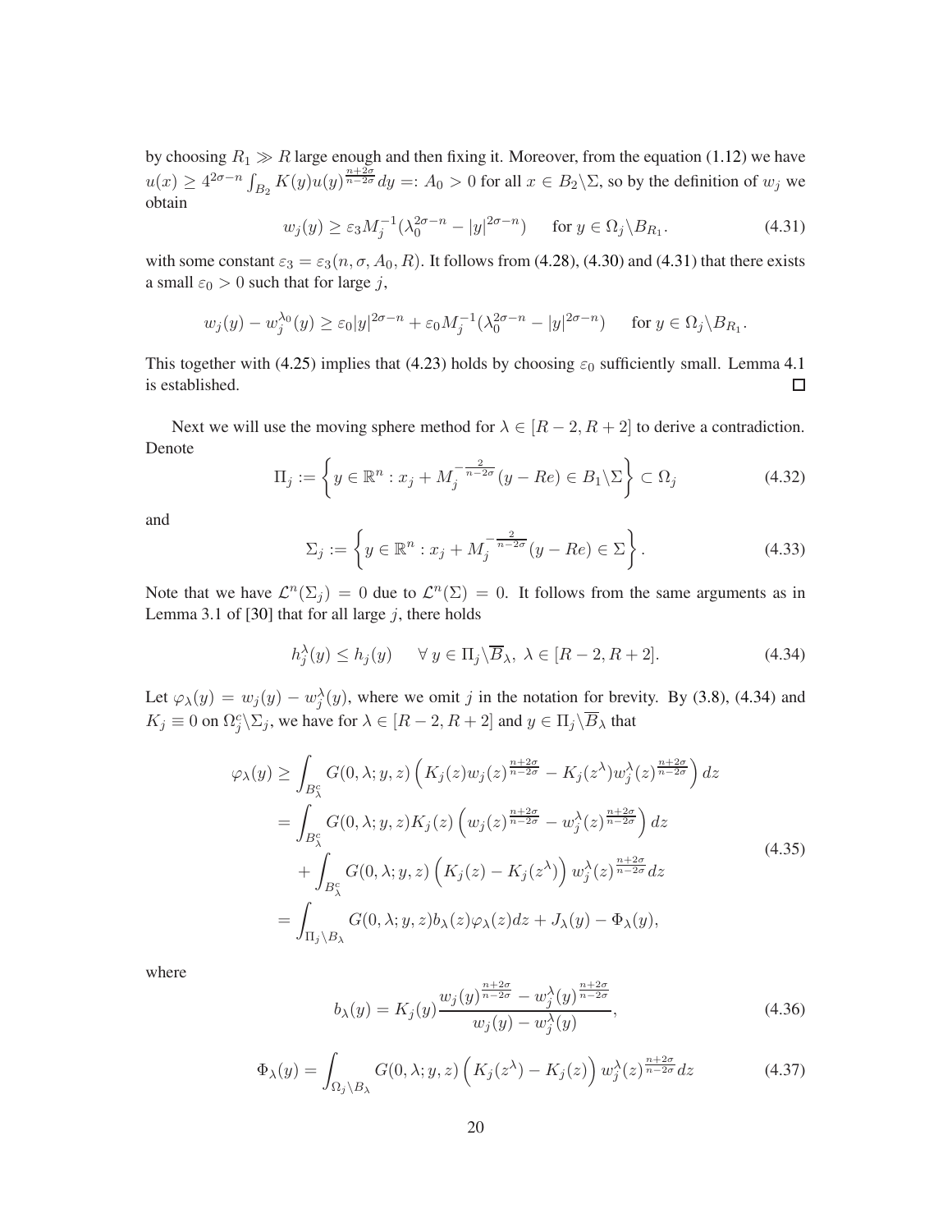by choosing $R_1 \gg R$ large enough and then fixing it. Moreover, from the equation (1.12) we have $u(x) \geq 4^{2\sigma-n} \int_{B_2} K(y) u(y)^{\frac{n+2\sigma}{n-2\sigma}} dy =: A_0 > 0$ for all $x \in B_2 \backslash \Sigma$, so by the definition of $w_j$ we obtain

$$
w_j(y) \geq \varepsilon_3 M_j^{-1} (\lambda_0^{2\sigma-n} - |y|^{2\sigma-n}) \qquad \text{for } y \in \Omega_j \backslash B_{R_1}. \tag{4.31}
$$

with some constant $\varepsilon_3 = \varepsilon_3(n, \sigma, A_0, R)$. It follows from (4.28), (4.30) and (4.31) that there exists a small $\varepsilon_0 > 0$ such that for large $j$,

$$
w_j(y) - w_j^{\lambda_0}(y) \geq \varepsilon_0 |y|^{2\sigma-n} + \varepsilon_0 M_j^{-1} (\lambda_0^{2\sigma-n} - |y|^{2\sigma-n}) \qquad \text{for } y \in \Omega_j \backslash B_{R_1}.
$$

This together with (4.25) implies that (4.23) holds by choosing $\varepsilon_0$ sufficiently small. Lemma 4.1 is established. □

Next we will use the moving sphere method for $\lambda \in [R-2, R+2]$ to derive a contradiction. Denote

$$
\Pi_j := \left\{ y \in \mathbb{R}^n : x_j + M_j^{-\frac{2}{n-2\sigma}} (y - Re) \in B_1 \backslash \Sigma \right\} \subset \Omega_j \tag{4.32}
$$

and

$$
\Sigma_j := \left\{ y \in \mathbb{R}^n : x_j + M_j^{-\frac{2}{n-2\sigma}} (y - Re) \in \Sigma \right\}. \tag{4.33}
$$

Note that we have $\mathcal{L}^n(\Sigma_j) = 0$ due to $\mathcal{L}^n(\Sigma) = 0$. It follows from the same arguments as in Lemma 3.1 of [30] that for all large $j$, there holds

$$
h_j^\lambda(y) \leq h_j(y) \qquad \forall \, y \in \Pi_j \backslash \overline{B}_\lambda, \ \lambda \in [R-2, R+2]. \tag{4.34}
$$

Let $\varphi_\lambda(y) = w_j(y) - w_j^\lambda(y)$, where we omit $j$ in the notation for brevity. By (3.8), (4.34) and $K_j \equiv 0$ on $\Omega_j^c \backslash \Sigma_j$, we have for $\lambda \in [R-2, R+2]$ and $y \in \Pi_j \backslash \overline{B}_\lambda$ that

$$
\begin{aligned}
\varphi_\lambda(y) &\geq \int_{B_\lambda^c} G(0, \lambda; y, z) \left( K_j(z) w_j(z)^{\frac{n+2\sigma}{n-2\sigma}} - K_j(z^\lambda) w_j^\lambda(z)^{\frac{n+2\sigma}{n-2\sigma}} \right) dz \\
&= \int_{B_\lambda^c} G(0, \lambda; y, z) K_j(z) \left( w_j(z)^{\frac{n+2\sigma}{n-2\sigma}} - w_j^\lambda(z)^{\frac{n+2\sigma}{n-2\sigma}} \right) dz \\
&\quad + \int_{B_\lambda^c} G(0, \lambda; y, z) \left( K_j(z) - K_j(z^\lambda) \right) w_j^\lambda(z)^{\frac{n+2\sigma}{n-2\sigma}} dz \\
&= \int_{\Pi_j \backslash B_\lambda} G(0, \lambda; y, z) b_\lambda(z) \varphi_\lambda(z) dz + J_\lambda(y) - \Phi_\lambda(y),
\end{aligned} \tag{4.35}
$$

where

$$
b_\lambda(y) = K_j(y) \frac{w_j(y)^{\frac{n+2\sigma}{n-2\sigma}} - w_j^\lambda(y)^{\frac{n+2\sigma}{n-2\sigma}}}{w_j(y) - w_j^\lambda(y)}, \tag{4.36}
$$

$$
\Phi_\lambda(y) = \int_{\Omega_j \backslash B_\lambda} G(0, \lambda; y, z) \left( K_j(z^\lambda) - K_j(z) \right) w_j^\lambda(z)^{\frac{n+2\sigma}{n-2\sigma}} dz \tag{4.37}
$$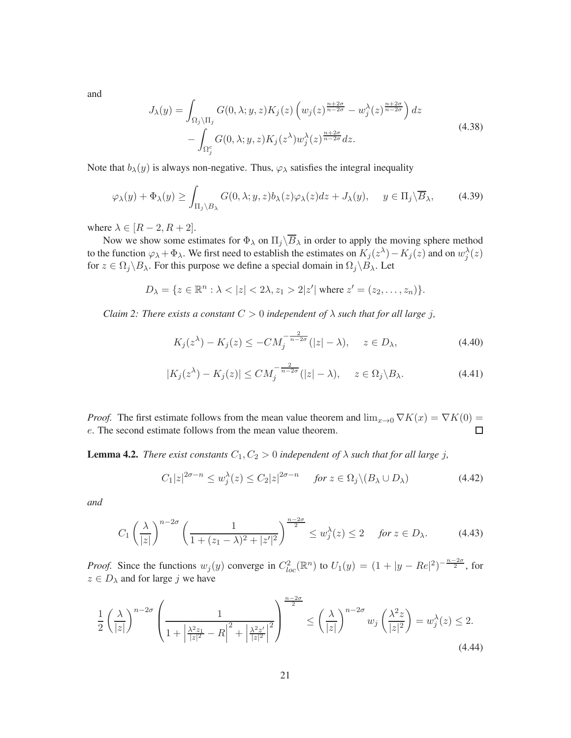and

$$
\begin{aligned}
J_\lambda(y) = & \int_{\Omega_j \setminus \Pi_j} G(0,\lambda; y, z) K_j(z) \left( w_j(z)^{\frac{n+2\sigma}{n-2\sigma}} - w_j^\lambda(z)^{\frac{n+2\sigma}{n-2\sigma}} \right) dz \\
& - \int_{\Omega_j^c} G(0,\lambda; y, z) K_j(z^\lambda) w_j^\lambda(z)^{\frac{n+2\sigma}{n-2\sigma}} dz.
\end{aligned}
\tag{4.38}
$$

Note that $b_\lambda(y)$ is always non-negative. Thus, $\varphi_\lambda$ satisfies the integral inequality

$$
\varphi_\lambda(y) + \Phi_\lambda(y) \geq \int_{\Pi_j \setminus B_\lambda} G(0,\lambda; y, z) b_\lambda(z) \varphi_\lambda(z) dz + J_\lambda(y), \quad y \in \Pi_j \setminus \overline{B}_\lambda, \tag{4.39}
$$

where $\lambda \in [R-2, R+2]$.

Now we show some estimates for $\Phi_\lambda$ on $\Pi_j \setminus \overline{B}_\lambda$ in order to apply the moving sphere method to the function $\varphi_\lambda + \Phi_\lambda$. We first need to establish the estimates on $K_j(z^\lambda) - K_j(z)$ and on $w_j^\lambda(z)$ for $z \in \Omega_j \setminus B_\lambda$. For this purpose we define a special domain in $\Omega_j \setminus B_\lambda$. Let

$$
D_\lambda = \{ z \in \mathbb{R}^n : \lambda < |z| < 2\lambda, z_1 > 2|z'| \text{ where } z' = (z_2, \ldots, z_n) \}.
$$

*Claim 2: There exists a constant $C > 0$ independent of $\lambda$ such that for all large $j$,*

$$
K_j(z^\lambda) - K_j(z) \leq -C M_j^{-\frac{2}{n-2\sigma}} (|z| - \lambda), \quad z \in D_\lambda, \tag{4.40}
$$

$$
|K_j(z^\lambda) - K_j(z)| \leq C M_j^{-\frac{2}{n-2\sigma}} (|z| - \lambda), \quad z \in \Omega_j \setminus B_\lambda. \tag{4.41}
$$

*Proof.* The first estimate follows from the mean value theorem and $\lim_{x \to 0} \nabla K(x) = \nabla K(0) = e$. The second estimate follows from the mean value theorem. $\square$

**Lemma 4.2.** *There exist constants $C_1, C_2 > 0$ independent of $\lambda$ such that for all large $j$,*

$$
C_1 |z|^{2\sigma - n} \leq w_j^\lambda(z) \leq C_2 |z|^{2\sigma - n} \quad \text{for } z \in \Omega_j \setminus (B_\lambda \cup D_\lambda) \tag{4.42}
$$

*and*

$$
C_1 \left( \frac{\lambda}{|z|} \right)^{n-2\sigma} \left( \frac{1}{1 + (z_1 - \lambda)^2 + |z'|^2} \right)^{\frac{n-2\sigma}{2}} \leq w_j^\lambda(z) \leq 2 \quad \text{for } z \in D_\lambda. \tag{4.43}
$$

*Proof.* Since the functions $w_j(y)$ converge in $C^2_{loc}(\mathbb{R}^n)$ to $U_1(y) = (1 + |y - Re|^2)^{-\frac{n-2\sigma}{2}}$, for $z \in D_\lambda$ and for large $j$ we have

$$
\frac{1}{2} \left( \frac{\lambda}{|z|} \right)^{n-2\sigma} \left( \frac{1}{1 + \left| \frac{\lambda^2 z_1}{|z|^2} - R \right|^2 + \left| \frac{\lambda^2 z'}{|z|^2} \right|^2} \right)^{\frac{n-2\sigma}{2}} \leq \left( \frac{\lambda}{|z|} \right)^{n-2\sigma} w_j \left( \frac{\lambda^2 z}{|z|^2} \right) = w_j^\lambda(z) \leq 2. \tag{4.44}
$$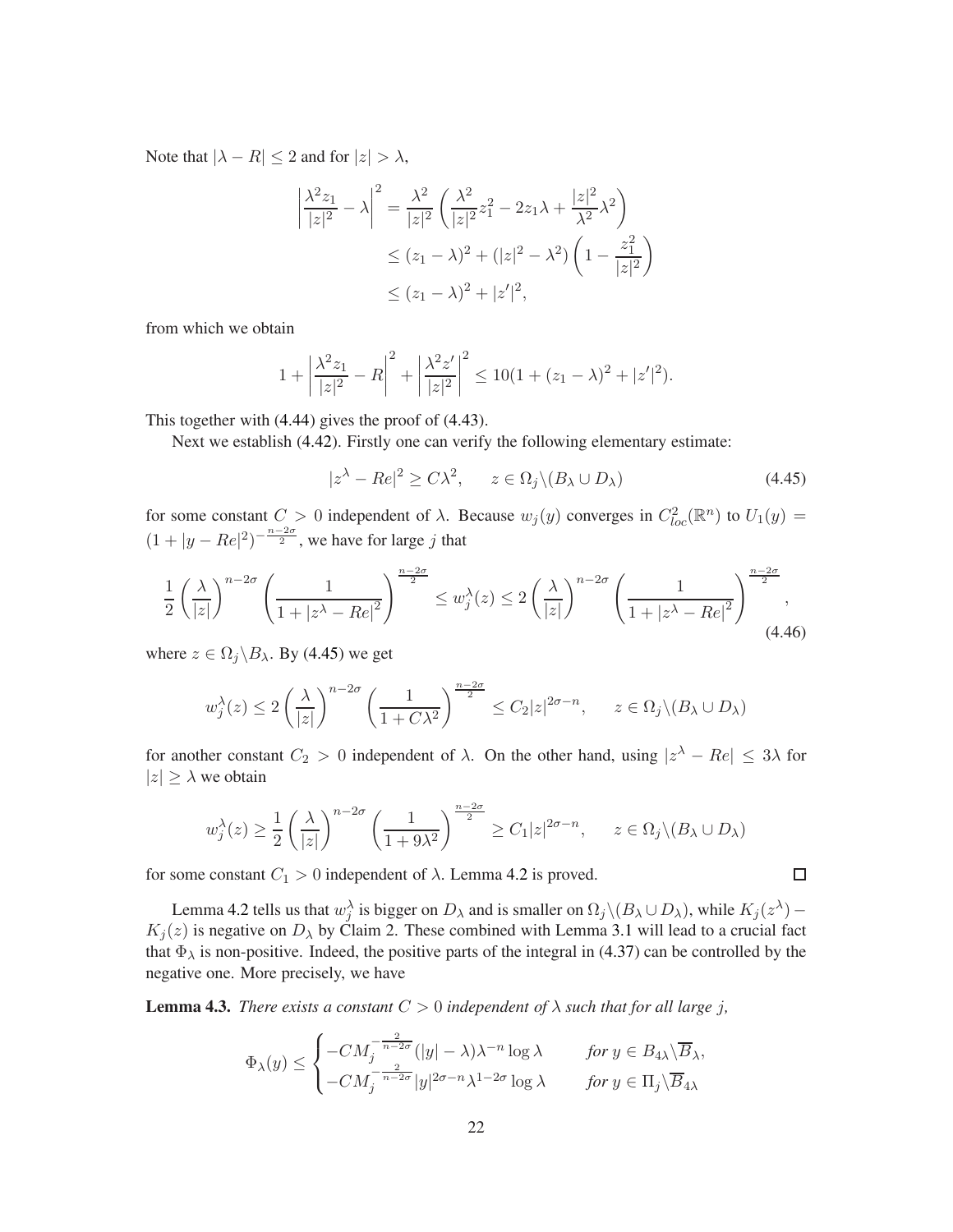Note that $|\lambda - R| \le 2$ and for $|z| > \lambda$,

$$\begin{aligned}
\left|\frac{\lambda^2 z_1}{|z|^2} - \lambda\right|^2 &= \frac{\lambda^2}{|z|^2}\left(\frac{\lambda^2}{|z|^2} z_1^2 - 2z_1\lambda + \frac{|z|^2}{\lambda^2}\lambda^2\right) \\
&\le (z_1-\lambda)^2 + (|z|^2 - \lambda^2)\left(1 - \frac{z_1^2}{|z|^2}\right) \\
&\le (z_1-\lambda)^2 + |z'|^2,
\end{aligned}$$

from which we obtain

$$1 + \left|\frac{\lambda^2 z_1}{|z|^2} - R\right|^2 + \left|\frac{\lambda^2 z'}{|z|^2}\right|^2 \le 10(1 + (z_1-\lambda)^2 + |z'|^2).$$

This together with (4.44) gives the proof of (4.43).

Next we establish (4.42). Firstly one can verify the following elementary estimate:

$$|z^\lambda - Re|^2 \ge C\lambda^2, \qquad z \in \Omega_j \backslash (B_\lambda \cup D_\lambda) \tag{4.45}$$

for some constant $C > 0$ independent of $\lambda$. Because $w_j(y)$ converges in $C^2_{loc}(\mathbb{R}^n)$ to $U_1(y) = (1 + |y - Re|^2)^{-\frac{n-2\sigma}{2}}$, we have for large $j$ that

$$\frac{1}{2}\left(\frac{\lambda}{|z|}\right)^{n-2\sigma}\left(\frac{1}{1 + |z^\lambda - Re|^2}\right)^{\frac{n-2\sigma}{2}} \le w_j^\lambda(z) \le 2\left(\frac{\lambda}{|z|}\right)^{n-2\sigma}\left(\frac{1}{1 + |z^\lambda - Re|^2}\right)^{\frac{n-2\sigma}{2}}, \tag{4.46}$$

where $z \in \Omega_j \backslash B_\lambda$. By (4.45) we get

$$w_j^\lambda(z) \le 2\left(\frac{\lambda}{|z|}\right)^{n-2\sigma}\left(\frac{1}{1 + C\lambda^2}\right)^{\frac{n-2\sigma}{2}} \le C_2|z|^{2\sigma-n}, \qquad z \in \Omega_j \backslash (B_\lambda \cup D_\lambda)$$

for another constant $C_2 > 0$ independent of $\lambda$. On the other hand, using $|z^\lambda - Re| \le 3\lambda$ for $|z| \ge \lambda$ we obtain

$$w_j^\lambda(z) \ge \frac{1}{2}\left(\frac{\lambda}{|z|}\right)^{n-2\sigma}\left(\frac{1}{1 + 9\lambda^2}\right)^{\frac{n-2\sigma}{2}} \ge C_1|z|^{2\sigma-n}, \qquad z \in \Omega_j \backslash (B_\lambda \cup D_\lambda)$$

for some constant $C_1 > 0$ independent of $\lambda$. Lemma 4.2 is proved. $\square$

Lemma 4.2 tells us that $w_j^\lambda$ is bigger on $D_\lambda$ and is smaller on $\Omega_j \backslash (B_\lambda \cup D_\lambda)$, while $K_j(z^\lambda) - K_j(z)$ is negative on $D_\lambda$ by Claim 2. These combined with Lemma 3.1 will lead to a crucial fact that $\Phi_\lambda$ is non-positive. Indeed, the positive parts of the integral in (4.37) can be controlled by the negative one. More precisely, we have

**Lemma 4.3.** *There exists a constant $C > 0$ independent of $\lambda$ such that for all large $j$,*

$$\Phi_\lambda(y) \le \begin{cases} -CM_j^{-\frac{2}{n-2\sigma}}(|y| - \lambda)\lambda^{-n}\log\lambda & \text{for } y \in B_{4\lambda} \backslash \overline{B}_\lambda, \\ -CM_j^{-\frac{2}{n-2\sigma}}|y|^{2\sigma-n}\lambda^{1-2\sigma}\log\lambda & \text{for } y \in \Pi_j \backslash \overline{B}_{4\lambda} \end{cases}$$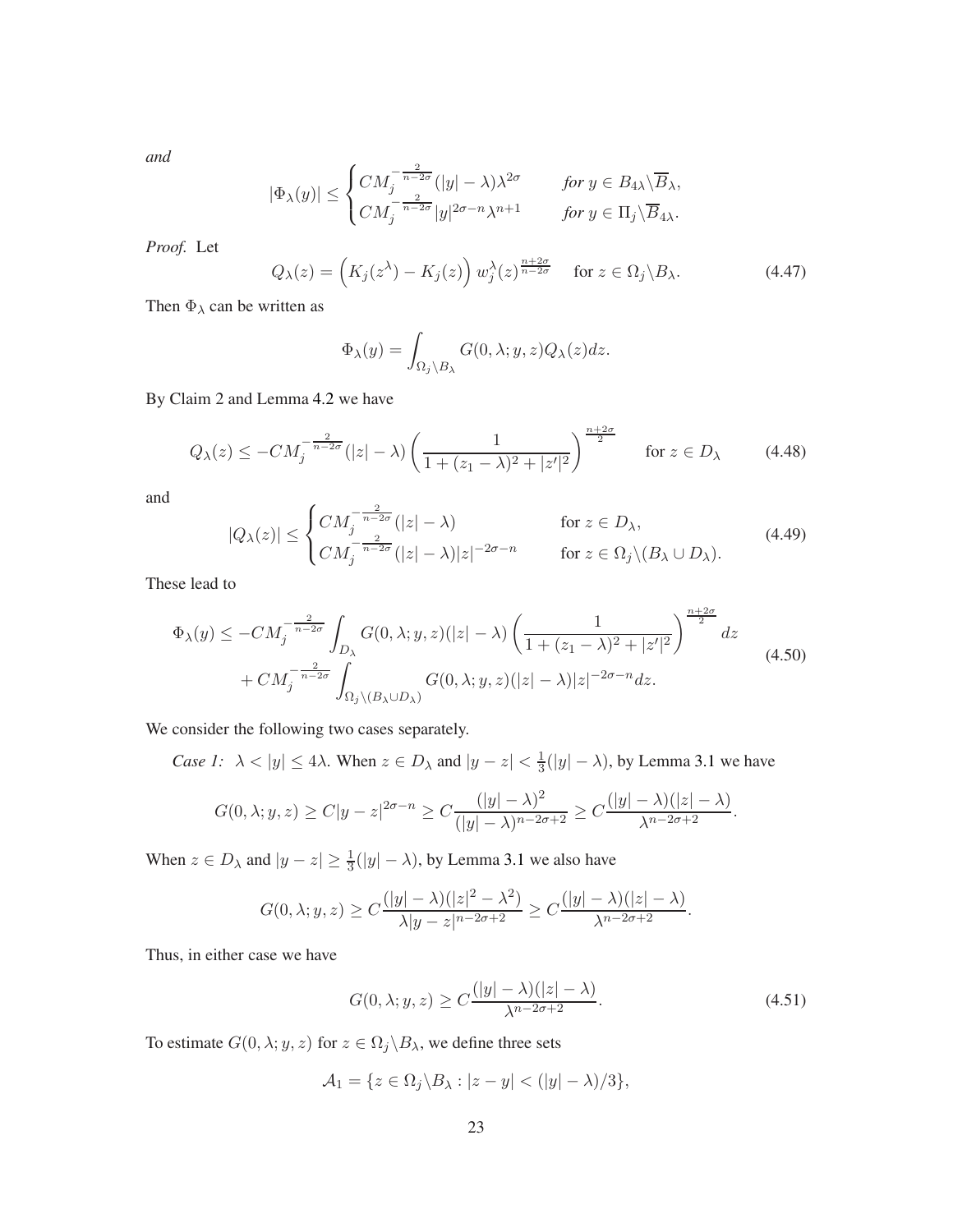*and*

$$|\Phi_\lambda(y)| \le \begin{cases} CM_j^{-\frac{2}{n-2\sigma}}(|y|-\lambda)\lambda^{2\sigma} & \textit{for } y \in B_{4\lambda}\backslash \overline{B}_\lambda, \\ CM_j^{-\frac{2}{n-2\sigma}}|y|^{2\sigma-n}\lambda^{n+1} & \textit{for } y \in \Pi_j\backslash \overline{B}_{4\lambda}. \end{cases}$$

*Proof.* Let

$$Q_\lambda(z) = \left(K_j(z^\lambda) - K_j(z)\right) w_j^\lambda(z)^{\frac{n+2\sigma}{n-2\sigma}} \quad \text{for } z \in \Omega_j\backslash B_\lambda. \tag{4.47}$$

Then $\Phi_\lambda$ can be written as

$$\Phi_\lambda(y) = \int_{\Omega_j\backslash B_\lambda} G(0,\lambda;y,z)Q_\lambda(z)dz.$$

By Claim 2 and Lemma 4.2 we have

$$Q_\lambda(z) \le -CM_j^{-\frac{2}{n-2\sigma}}(|z|-\lambda)\left(\frac{1}{1+(z_1-\lambda)^2+|z'|^2}\right)^{\frac{n+2\sigma}{2}} \qquad \text{for } z \in D_\lambda \tag{4.48}$$

and

$$|Q_\lambda(z)| \le \begin{cases} CM_j^{-\frac{2}{n-2\sigma}}(|z|-\lambda) & \text{for } z \in D_\lambda, \\ CM_j^{-\frac{2}{n-2\sigma}}(|z|-\lambda)|z|^{-2\sigma-n} & \text{for } z \in \Omega_j\backslash(B_\lambda \cup D_\lambda). \end{cases} \tag{4.49}$$

These lead to

$$\begin{aligned} \Phi_\lambda(y) \le& -CM_j^{-\frac{2}{n-2\sigma}} \int_{D_\lambda} G(0,\lambda;y,z)(|z|-\lambda)\left(\frac{1}{1+(z_1-\lambda)^2+|z'|^2}\right)^{\frac{n+2\sigma}{2}} dz \\ &+ CM_j^{-\frac{2}{n-2\sigma}} \int_{\Omega_j\backslash(B_\lambda\cup D_\lambda)} G(0,\lambda;y,z)(|z|-\lambda)|z|^{-2\sigma-n}dz. \end{aligned} \tag{4.50}$$

We consider the following two cases separately.

*Case 1:* $\lambda < |y| \le 4\lambda$. When $z \in D_\lambda$ and $|y-z| < \frac{1}{3}(|y|-\lambda)$, by Lemma 3.1 we have

$$G(0,\lambda;y,z) \ge C|y-z|^{2\sigma-n} \ge C\frac{(|y|-\lambda)^2}{(|y|-\lambda)^{n-2\sigma+2}} \ge C\frac{(|y|-\lambda)(|z|-\lambda)}{\lambda^{n-2\sigma+2}}.$$

When $z \in D_\lambda$ and $|y-z| \ge \frac{1}{3}(|y|-\lambda)$, by Lemma 3.1 we also have

$$G(0,\lambda;y,z) \ge C\frac{(|y|-\lambda)(|z|^2-\lambda^2)}{\lambda|y-z|^{n-2\sigma+2}} \ge C\frac{(|y|-\lambda)(|z|-\lambda)}{\lambda^{n-2\sigma+2}}.$$

Thus, in either case we have

$$G(0,\lambda;y,z) \ge C\frac{(|y|-\lambda)(|z|-\lambda)}{\lambda^{n-2\sigma+2}}. \tag{4.51}$$

To estimate $G(0,\lambda;y,z)$ for $z \in \Omega_j\backslash B_\lambda$, we define three sets

$$\mathcal{A}_1 = \{z \in \Omega_j\backslash B_\lambda : |z-y| < (|y|-\lambda)/3\},$$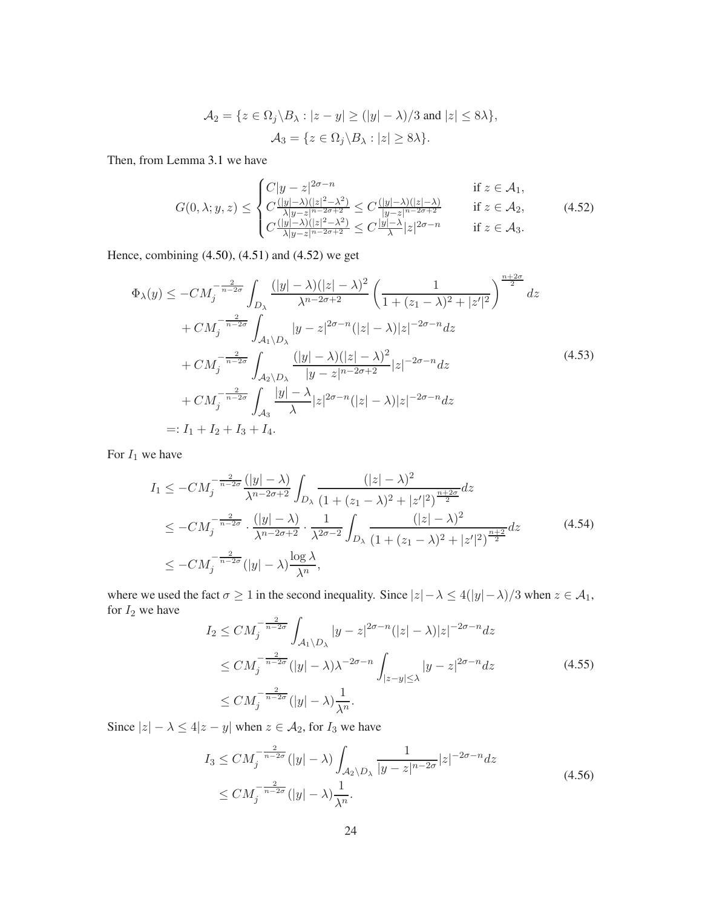$$\mathcal{A}_2 = \{z \in \Omega_j \backslash B_\lambda : |z-y| \geq (|y|-\lambda)/3 \text{ and } |z| \leq 8\lambda\},$$
$$\mathcal{A}_3 = \{z \in \Omega_j \backslash B_\lambda : |z| \geq 8\lambda\}.$$

Then, from Lemma 3.1 we have

$$G(0,\lambda;y,z) \leq \begin{cases} C|y-z|^{2\sigma-n} & \text{if } z \in \mathcal{A}_1, \\ C\frac{(|y|-\lambda)(|z|^2-\lambda^2)}{\lambda|y-z|^{n-2\sigma+2}} \leq C\frac{(|y|-\lambda)(|z|-\lambda)}{|y-z|^{n-2\sigma+2}} & \text{if } z \in \mathcal{A}_2, \\ C\frac{(|y|-\lambda)(|z|^2-\lambda^2)}{\lambda|y-z|^{n-2\sigma+2}} \leq C\frac{|y|-\lambda}{\lambda}|z|^{2\sigma-n} & \text{if } z \in \mathcal{A}_3. \end{cases} \tag{4.52}$$

Hence, combining (4.50), (4.51) and (4.52) we get

$$\begin{aligned} \Phi_\lambda(y) \leq & -CM_j^{-\frac{2}{n-2\sigma}} \int_{D_\lambda} \frac{(|y|-\lambda)(|z|-\lambda)^2}{\lambda^{n-2\sigma+2}} \left( \frac{1}{1+(z_1-\lambda)^2+|z'|^2} \right)^{\frac{n+2\sigma}{2}} dz \\ & + CM_j^{-\frac{2}{n-2\sigma}} \int_{\mathcal{A}_1 \backslash D_\lambda} |y-z|^{2\sigma-n} (|z|-\lambda)|z|^{-2\sigma-n} dz \\ & + CM_j^{-\frac{2}{n-2\sigma}} \int_{\mathcal{A}_2 \backslash D_\lambda} \frac{(|y|-\lambda)(|z|-\lambda)^2}{|y-z|^{n-2\sigma+2}} |z|^{-2\sigma-n} dz \\ & + CM_j^{-\frac{2}{n-2\sigma}} \int_{\mathcal{A}_3} \frac{|y|-\lambda}{\lambda} |z|^{2\sigma-n} (|z|-\lambda)|z|^{-2\sigma-n} dz \\ =: & \, I_1 + I_2 + I_3 + I_4. \end{aligned} \tag{4.53}$$

For $I_1$ we have

$$\begin{aligned} I_1 & \leq -CM_j^{-\frac{2}{n-2\sigma}} \frac{(|y|-\lambda)}{\lambda^{n-2\sigma+2}} \int_{D_\lambda} \frac{(|z|-\lambda)^2}{(1+(z_1-\lambda)^2+|z'|^2)^{\frac{n+2\sigma}{2}}} dz \\ & \leq -CM_j^{-\frac{2}{n-2\sigma}} \cdot \frac{(|y|-\lambda)}{\lambda^{n-2\sigma+2}} \cdot \frac{1}{\lambda^{2\sigma-2}} \int_{D_\lambda} \frac{(|z|-\lambda)^2}{(1+(z_1-\lambda)^2+|z'|^2)^{\frac{n+2}{2}}} dz \\ & \leq -CM_j^{-\frac{2}{n-2\sigma}} (|y|-\lambda) \frac{\log \lambda}{\lambda^n}, \end{aligned} \tag{4.54}$$

where we used the fact $\sigma \geq 1$ in the second inequality. Since $|z|-\lambda \leq 4(|y|-\lambda)/3$ when $z \in \mathcal{A}_1$, for $I_2$ we have

$$\begin{aligned} I_2 & \leq CM_j^{-\frac{2}{n-2\sigma}} \int_{\mathcal{A}_1 \backslash D_\lambda} |y-z|^{2\sigma-n} (|z|-\lambda)|z|^{-2\sigma-n} dz \\ & \leq CM_j^{-\frac{2}{n-2\sigma}} (|y|-\lambda)\lambda^{-2\sigma-n} \int_{|z-y|\leq\lambda} |y-z|^{2\sigma-n} dz \\ & \leq CM_j^{-\frac{2}{n-2\sigma}} (|y|-\lambda) \frac{1}{\lambda^n}. \end{aligned} \tag{4.55}$$

Since $|z|-\lambda \leq 4|z-y|$ when $z \in \mathcal{A}_2$, for $I_3$ we have

$$\begin{aligned} I_3 & \leq CM_j^{-\frac{2}{n-2\sigma}} (|y|-\lambda) \int_{\mathcal{A}_2 \backslash D_\lambda} \frac{1}{|y-z|^{n-2\sigma}} |z|^{-2\sigma-n} dz \\ & \leq CM_j^{-\frac{2}{n-2\sigma}} (|y|-\lambda) \frac{1}{\lambda^n}. \end{aligned} \tag{4.56}$$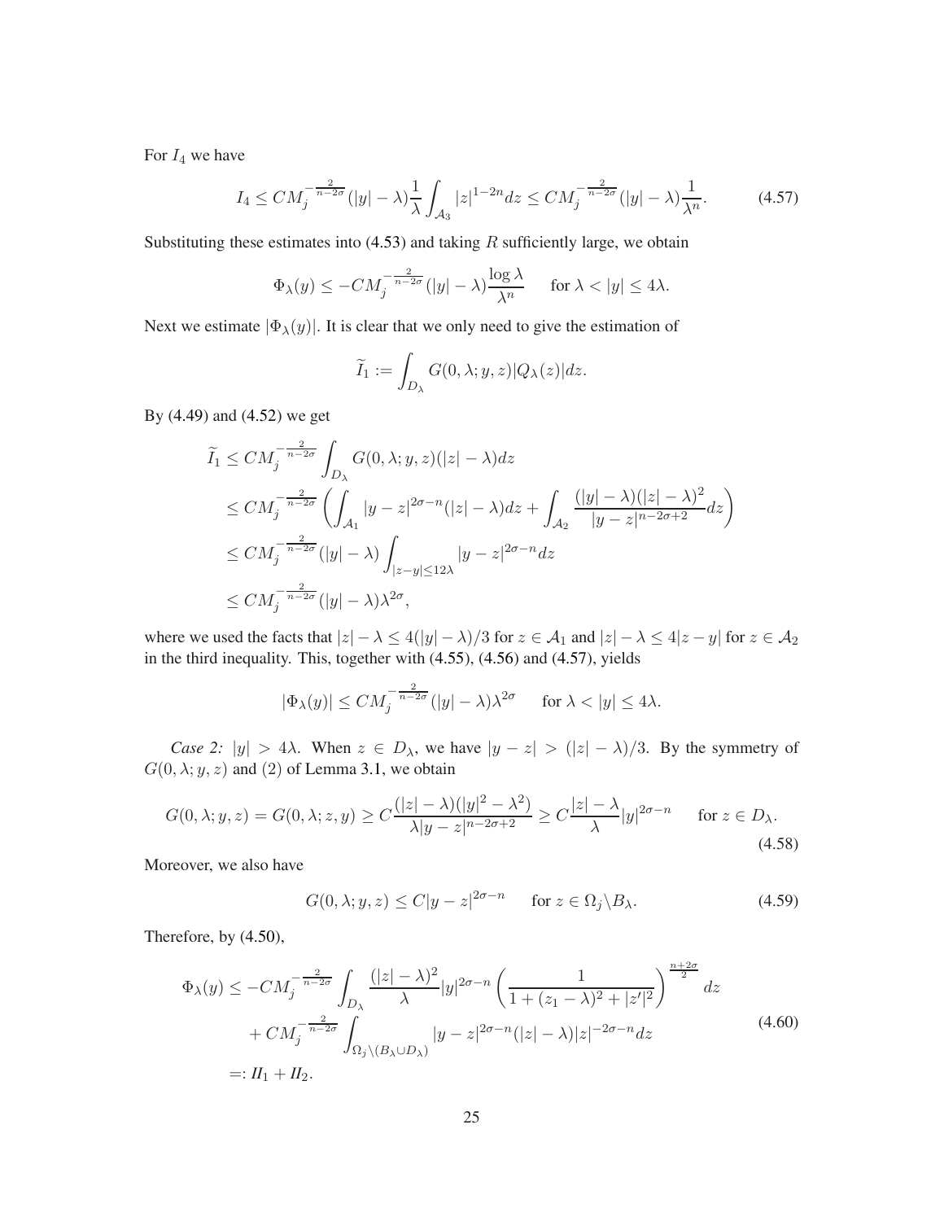For $I_4$ we have

$$I_4 \le CM_j^{-\frac{2}{n-2\sigma}}(|y|-\lambda)\frac{1}{\lambda}\int_{\mathcal{A}_3}|z|^{1-2n}dz \le CM_j^{-\frac{2}{n-2\sigma}}(|y|-\lambda)\frac{1}{\lambda^n}. \tag{4.57}$$

Substituting these estimates into (4.53) and taking $R$ sufficiently large, we obtain

$$\Phi_\lambda(y) \le -CM_j^{-\frac{2}{n-2\sigma}}(|y|-\lambda)\frac{\log\lambda}{\lambda^n} \quad \text{ for } \lambda < |y| \le 4\lambda.$$

Next we estimate $|\Phi_\lambda(y)|$. It is clear that we only need to give the estimation of

$$\widetilde{I}_1 := \int_{D_\lambda} G(0,\lambda;y,z)|Q_\lambda(z)|dz.$$

By (4.49) and (4.52) we get

$$\begin{aligned}
\widetilde{I}_1 &\le CM_j^{-\frac{2}{n-2\sigma}}\int_{D_\lambda} G(0,\lambda;y,z)(|z|-\lambda)dz \\
&\le CM_j^{-\frac{2}{n-2\sigma}}\left(\int_{\mathcal{A}_1}|y-z|^{2\sigma-n}(|z|-\lambda)dz + \int_{\mathcal{A}_2}\frac{(|y|-\lambda)(|z|-\lambda)^2}{|y-z|^{n-2\sigma+2}}dz\right) \\
&\le CM_j^{-\frac{2}{n-2\sigma}}(|y|-\lambda)\int_{|z-y|\le 12\lambda}|y-z|^{2\sigma-n}dz \\
&\le CM_j^{-\frac{2}{n-2\sigma}}(|y|-\lambda)\lambda^{2\sigma},
\end{aligned}$$

where we used the facts that $|z|-\lambda \le 4(|y|-\lambda)/3$ for $z \in \mathcal{A}_1$ and $|z|-\lambda \le 4|z-y|$ for $z \in \mathcal{A}_2$ in the third inequality. This, together with (4.55), (4.56) and (4.57), yields

$$|\Phi_\lambda(y)| \le CM_j^{-\frac{2}{n-2\sigma}}(|y|-\lambda)\lambda^{2\sigma} \quad \text{ for } \lambda < |y| \le 4\lambda.$$

*Case 2:* $|y| > 4\lambda$. When $z \in D_\lambda$, we have $|y-z| > (|z|-\lambda)/3$. By the symmetry of $G(0,\lambda;y,z)$ and (2) of Lemma 3.1, we obtain

$$G(0,\lambda;y,z) = G(0,\lambda;z,y) \ge C\frac{(|z|-\lambda)(|y|^2-\lambda^2)}{\lambda|y-z|^{n-2\sigma+2}} \ge C\frac{|z|-\lambda}{\lambda}|y|^{2\sigma-n} \quad \text{ for } z \in D_\lambda. \tag{4.58}$$

Moreover, we also have

$$G(0,\lambda;y,z) \le C|y-z|^{2\sigma-n} \quad \text{ for } z \in \Omega_j\backslash B_\lambda. \tag{4.59}$$

Therefore, by (4.50),

$$\begin{aligned}
\Phi_\lambda(y) &\le -CM_j^{-\frac{2}{n-2\sigma}}\int_{D_\lambda}\frac{(|z|-\lambda)^2}{\lambda}|y|^{2\sigma-n}\left(\frac{1}{1+(z_1-\lambda)^2+|z'|^2}\right)^{\frac{n+2\sigma}{2}}dz \\
&\quad + CM_j^{-\frac{2}{n-2\sigma}}\int_{\Omega_j\backslash(B_\lambda\cup D_\lambda)}|y-z|^{2\sigma-n}(|z|-\lambda)|z|^{-2\sigma-n}dz \\
&=: II_1 + II_2.
\end{aligned} \tag{4.60}$$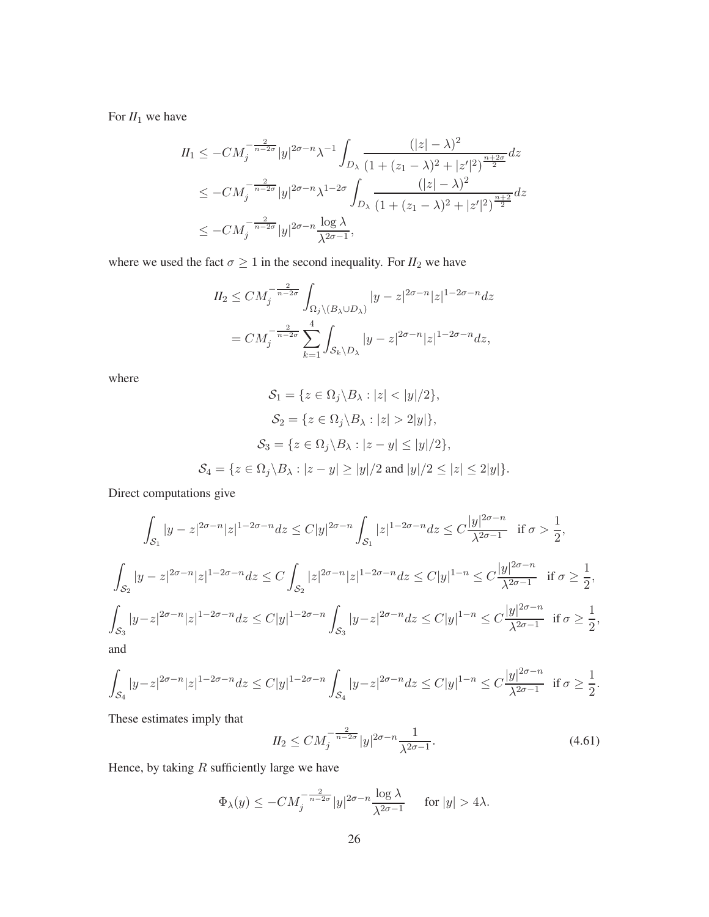For $II_1$ we have

$$
\begin{aligned}
II_1 &\le -CM_j^{-\frac{2}{n-2\sigma}}|y|^{2\sigma-n}\lambda^{-1}\int_{D_\lambda}\frac{(|z|-\lambda)^2}{(1+(z_1-\lambda)^2+|z'|^2)^{\frac{n+2\sigma}{2}}}dz \\
&\le -CM_j^{-\frac{2}{n-2\sigma}}|y|^{2\sigma-n}\lambda^{1-2\sigma}\int_{D_\lambda}\frac{(|z|-\lambda)^2}{(1+(z_1-\lambda)^2+|z'|^2)^{\frac{n+2}{2}}}dz \\
&\le -CM_j^{-\frac{2}{n-2\sigma}}|y|^{2\sigma-n}\frac{\log\lambda}{\lambda^{2\sigma-1}},
\end{aligned}
$$

where we used the fact $\sigma \ge 1$ in the second inequality. For $II_2$ we have

$$
\begin{aligned}
II_2 &\le CM_j^{-\frac{2}{n-2\sigma}}\int_{\Omega_j\setminus(B_\lambda\cup D_\lambda)}|y-z|^{2\sigma-n}|z|^{1-2\sigma-n}dz \\
&= CM_j^{-\frac{2}{n-2\sigma}}\sum_{k=1}^{4}\int_{\mathcal{S}_k\setminus D_\lambda}|y-z|^{2\sigma-n}|z|^{1-2\sigma-n}dz,
\end{aligned}
$$

where

$$
\begin{aligned}
\mathcal{S}_1 &= \{z\in\Omega_j\setminus B_\lambda : |z|<|y|/2\}, \\
\mathcal{S}_2 &= \{z\in\Omega_j\setminus B_\lambda : |z|>2|y|\}, \\
\mathcal{S}_3 &= \{z\in\Omega_j\setminus B_\lambda : |z-y|\le|y|/2\}, \\
\mathcal{S}_4 &= \{z\in\Omega_j\setminus B_\lambda : |z-y|\ge|y|/2 \text{ and } |y|/2\le|z|\le 2|y|\}.
\end{aligned}
$$

Direct computations give

$$
\int_{\mathcal{S}_1}|y-z|^{2\sigma-n}|z|^{1-2\sigma-n}dz \le C|y|^{2\sigma-n}\int_{\mathcal{S}_1}|z|^{1-2\sigma-n}dz \le C\frac{|y|^{2\sigma-n}}{\lambda^{2\sigma-1}} \quad \text{if } \sigma>\frac{1}{2},
$$

$$
\int_{\mathcal{S}_2}|y-z|^{2\sigma-n}|z|^{1-2\sigma-n}dz \le C\int_{\mathcal{S}_2}|z|^{2\sigma-n}|z|^{1-2\sigma-n}dz \le C|y|^{1-n} \le C\frac{|y|^{2\sigma-n}}{\lambda^{2\sigma-1}} \quad \text{if } \sigma\ge\frac{1}{2},
$$

$$
\int_{\mathcal{S}_3}|y-z|^{2\sigma-n}|z|^{1-2\sigma-n}dz \le C|y|^{1-2\sigma-n}\int_{\mathcal{S}_3}|y-z|^{2\sigma-n}dz \le C|y|^{1-n} \le C\frac{|y|^{2\sigma-n}}{\lambda^{2\sigma-1}} \quad \text{if } \sigma\ge\frac{1}{2},
$$

and

$$
\int_{\mathcal{S}_4}|y-z|^{2\sigma-n}|z|^{1-2\sigma-n}dz \le C|y|^{1-2\sigma-n}\int_{\mathcal{S}_4}|y-z|^{2\sigma-n}dz \le C|y|^{1-n} \le C\frac{|y|^{2\sigma-n}}{\lambda^{2\sigma-1}} \quad \text{if } \sigma\ge\frac{1}{2}.
$$

These estimates imply that

$$
II_2 \le CM_j^{-\frac{2}{n-2\sigma}}|y|^{2\sigma-n}\frac{1}{\lambda^{2\sigma-1}}. \tag{4.61}
$$

Hence, by taking $R$ sufficiently large we have

$$
\Phi_\lambda(y) \le -CM_j^{-\frac{2}{n-2\sigma}}|y|^{2\sigma-n}\frac{\log\lambda}{\lambda^{2\sigma-1}} \qquad \text{for } |y|>4\lambda.
$$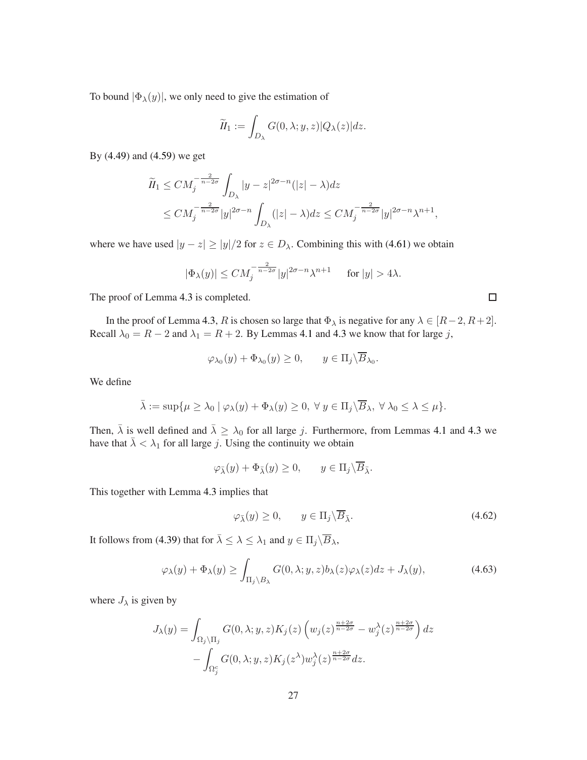To bound $|\Phi_\lambda(y)|$, we only need to give the estimation of

$$\widetilde{II}_1 := \int_{D_\lambda} G(0,\lambda;y,z)|Q_\lambda(z)|dz.$$

By (4.49) and (4.59) we get

$$\begin{aligned}
\widetilde{II}_1 &\le CM_j^{-\frac{2}{n-2\sigma}} \int_{D_\lambda} |y-z|^{2\sigma-n}(|z|-\lambda)dz \\
&\le CM_j^{-\frac{2}{n-2\sigma}} |y|^{2\sigma-n} \int_{D_\lambda} (|z|-\lambda)dz \le CM_j^{-\frac{2}{n-2\sigma}} |y|^{2\sigma-n}\lambda^{n+1},
\end{aligned}$$

where we have used $|y-z| \ge |y|/2$ for $z \in D_\lambda$. Combining this with (4.61) we obtain

$$|\Phi_\lambda(y)| \le CM_j^{-\frac{2}{n-2\sigma}} |y|^{2\sigma-n}\lambda^{n+1} \qquad \text{for } |y| > 4\lambda.$$

The proof of Lemma 4.3 is completed. □

In the proof of Lemma 4.3, $R$ is chosen so large that $\Phi_\lambda$ is negative for any $\lambda \in [R-2, R+2]$. Recall $\lambda_0 = R-2$ and $\lambda_1 = R+2$. By Lemmas 4.1 and 4.3 we know that for large $j$,

$$\varphi_{\lambda_0}(y) + \Phi_{\lambda_0}(y) \ge 0, \qquad y \in \Pi_j \backslash \overline{B}_{\lambda_0}.$$

We define

$$\bar{\lambda} := \sup\{\mu \ge \lambda_0 \mid \varphi_\lambda(y) + \Phi_\lambda(y) \ge 0, \ \forall\, y \in \Pi_j \backslash \overline{B}_\lambda, \ \forall\, \lambda_0 \le \lambda \le \mu\}.$$

Then, $\bar{\lambda}$ is well defined and $\bar{\lambda} \ge \lambda_0$ for all large $j$. Furthermore, from Lemmas 4.1 and 4.3 we have that $\bar{\lambda} < \lambda_1$ for all large $j$. Using the continuity we obtain

$$\varphi_{\bar{\lambda}}(y) + \Phi_{\bar{\lambda}}(y) \ge 0, \qquad y \in \Pi_j \backslash \overline{B}_{\bar{\lambda}}.$$

This together with Lemma 4.3 implies that

$$\varphi_{\bar{\lambda}}(y) \ge 0, \qquad y \in \Pi_j \backslash \overline{B}_{\bar{\lambda}}. \tag{4.62}$$

It follows from (4.39) that for $\bar{\lambda} \le \lambda \le \lambda_1$ and $y \in \Pi_j \backslash \overline{B}_\lambda$,

$$\varphi_\lambda(y) + \Phi_\lambda(y) \ge \int_{\Pi_j \backslash B_\lambda} G(0,\lambda;y,z) b_\lambda(z)\varphi_\lambda(z)dz + J_\lambda(y), \tag{4.63}$$

where $J_\lambda$ is given by

$$\begin{aligned}
J_\lambda(y) = &\int_{\Omega_j \backslash \Pi_j} G(0,\lambda;y,z) K_j(z)\left(w_j(z)^{\frac{n+2\sigma}{n-2\sigma}} - w_j^\lambda(z)^{\frac{n+2\sigma}{n-2\sigma}}\right)dz \\
&- \int_{\Omega_j^c} G(0,\lambda;y,z) K_j(z^\lambda) w_j^\lambda(z)^{\frac{n+2\sigma}{n-2\sigma}}dz.
\end{aligned}$$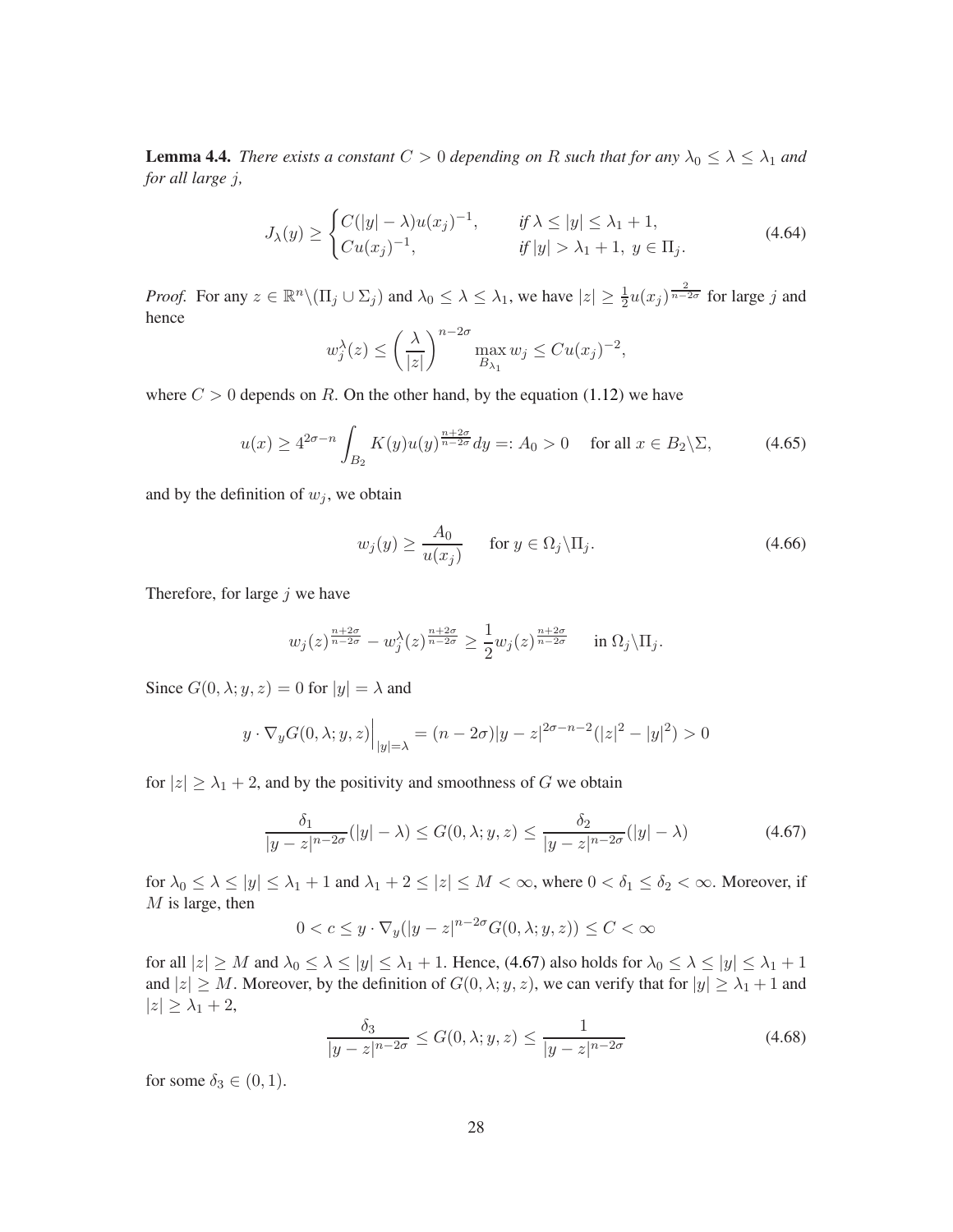**Lemma 4.4.** *There exists a constant $C > 0$ depending on $R$ such that for any $\lambda_0 \le \lambda \le \lambda_1$ and for all large $j$,*

$$J_\lambda(y) \ge \begin{cases} C(|y| - \lambda) u(x_j)^{-1}, & \text{if } \lambda \le |y| \le \lambda_1 + 1, \\ C u(x_j)^{-1}, & \text{if } |y| > \lambda_1 + 1,\ y \in \Pi_j. \end{cases} \tag{4.64}$$

*Proof.* For any $z \in \mathbb{R}^n \backslash (\Pi_j \cup \Sigma_j)$ and $\lambda_0 \le \lambda \le \lambda_1$, we have $|z| \ge \frac{1}{2} u(x_j)^{\frac{2}{n-2\sigma}}$ for large $j$ and hence

$$w_j^\lambda(z) \le \left(\frac{\lambda}{|z|}\right)^{n-2\sigma} \max_{B_{\lambda_1}} w_j \le C u(x_j)^{-2},$$

where $C > 0$ depends on $R$. On the other hand, by the equation (1.12) we have

$$u(x) \ge 4^{2\sigma - n} \int_{B_2} K(y) u(y)^{\frac{n+2\sigma}{n-2\sigma}} dy =: A_0 > 0 \quad \text{ for all } x \in B_2 \backslash \Sigma, \tag{4.65}$$

and by the definition of $w_j$, we obtain

$$w_j(y) \ge \frac{A_0}{u(x_j)} \quad \text{ for } y \in \Omega_j \backslash \Pi_j. \tag{4.66}$$

Therefore, for large $j$ we have

$$w_j(z)^{\frac{n+2\sigma}{n-2\sigma}} - w_j^\lambda(z)^{\frac{n+2\sigma}{n-2\sigma}} \ge \frac{1}{2} w_j(z)^{\frac{n+2\sigma}{n-2\sigma}} \quad \text{ in } \Omega_j \backslash \Pi_j.$$

Since $G(0, \lambda; y, z) = 0$ for $|y| = \lambda$ and

$$y \cdot \nabla_y G(0, \lambda; y, z)\Big|_{|y| = \lambda} = (n - 2\sigma)|y - z|^{2\sigma - n - 2}(|z|^2 - |y|^2) > 0$$

for $|z| \ge \lambda_1 + 2$, and by the positivity and smoothness of $G$ we obtain

$$\frac{\delta_1}{|y - z|^{n-2\sigma}}(|y| - \lambda) \le G(0, \lambda; y, z) \le \frac{\delta_2}{|y - z|^{n-2\sigma}}(|y| - \lambda) \tag{4.67}$$

for $\lambda_0 \le \lambda \le |y| \le \lambda_1 + 1$ and $\lambda_1 + 2 \le |z| \le M < \infty$, where $0 < \delta_1 \le \delta_2 < \infty$. Moreover, if $M$ is large, then

$$0 < c \le y \cdot \nabla_y (|y - z|^{n-2\sigma} G(0, \lambda; y, z)) \le C < \infty$$

for all $|z| \ge M$ and $\lambda_0 \le \lambda \le |y| \le \lambda_1 + 1$. Hence, (4.67) also holds for $\lambda_0 \le \lambda \le |y| \le \lambda_1 + 1$ and $|z| \ge M$. Moreover, by the definition of $G(0, \lambda; y, z)$, we can verify that for $|y| \ge \lambda_1 + 1$ and $|z| \ge \lambda_1 + 2$,

$$\frac{\delta_3}{|y - z|^{n-2\sigma}} \le G(0, \lambda; y, z) \le \frac{1}{|y - z|^{n-2\sigma}} \tag{4.68}$$

for some $\delta_3 \in (0, 1)$.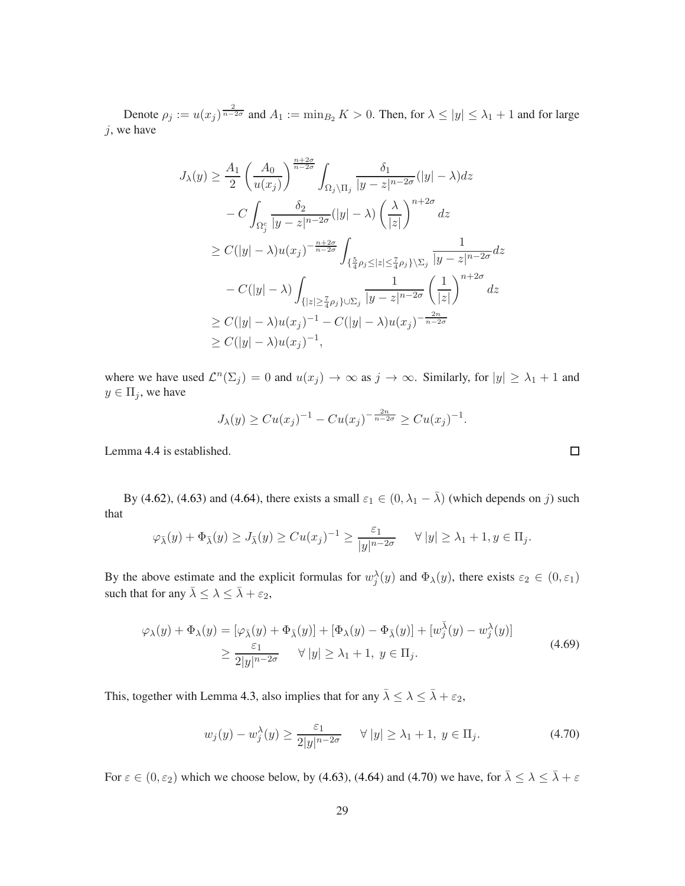Denote $\rho_j := u(x_j)^{\frac{2}{n-2\sigma}}$ and $A_1 := \min_{B_2} K > 0$. Then, for $\lambda \le |y| \le \lambda_1 + 1$ and for large $j$, we have

$$
\begin{aligned}
J_\lambda(y) &\ge \frac{A_1}{2}\left(\frac{A_0}{u(x_j)}\right)^{\frac{n+2\sigma}{n-2\sigma}} \int_{\Omega_j \setminus \Pi_j} \frac{\delta_1}{|y-z|^{n-2\sigma}}(|y|-\lambda)dz \\
&\quad - C\int_{\Omega_j^c} \frac{\delta_2}{|y-z|^{n-2\sigma}}(|y|-\lambda)\left(\frac{\lambda}{|z|}\right)^{n+2\sigma} dz \\
&\ge C(|y|-\lambda)u(x_j)^{-\frac{n+2\sigma}{n-2\sigma}} \int_{\{\frac{5}{4}\rho_j \le |z| \le \frac{7}{4}\rho_j\}\setminus \Sigma_j} \frac{1}{|y-z|^{n-2\sigma}} dz \\
&\quad - C(|y|-\lambda)\int_{\{|z|\ge \frac{7}{4}\rho_j\}\cup \Sigma_j} \frac{1}{|y-z|^{n-2\sigma}}\left(\frac{1}{|z|}\right)^{n+2\sigma} dz \\
&\ge C(|y|-\lambda)u(x_j)^{-1} - C(|y|-\lambda)u(x_j)^{-\frac{2n}{n-2\sigma}} \\
&\ge C(|y|-\lambda)u(x_j)^{-1},
\end{aligned}
$$

where we have used $\mathcal{L}^n(\Sigma_j) = 0$ and $u(x_j) \to \infty$ as $j \to \infty$. Similarly, for $|y| \ge \lambda_1 + 1$ and $y \in \Pi_j$, we have

$$
J_\lambda(y) \ge Cu(x_j)^{-1} - Cu(x_j)^{-\frac{2n}{n-2\sigma}} \ge Cu(x_j)^{-1}.
$$

Lemma 4.4 is established. $\square$

By (4.62), (4.63) and (4.64), there exists a small $\varepsilon_1 \in (0, \lambda_1 - \bar\lambda)$ (which depends on $j$) such that

$$
\varphi_{\bar\lambda}(y) + \Phi_{\bar\lambda}(y) \ge J_{\bar\lambda}(y) \ge Cu(x_j)^{-1} \ge \frac{\varepsilon_1}{|y|^{n-2\sigma}} \quad \forall\, |y| \ge \lambda_1 + 1, y \in \Pi_j.
$$

By the above estimate and the explicit formulas for $w_j^\lambda(y)$ and $\Phi_\lambda(y)$, there exists $\varepsilon_2 \in (0, \varepsilon_1)$ such that for any $\bar\lambda \le \lambda \le \bar\lambda + \varepsilon_2$,

$$
\begin{aligned}
\varphi_\lambda(y) + \Phi_\lambda(y) &= [\varphi_{\bar\lambda}(y) + \Phi_{\bar\lambda}(y)] + [\Phi_\lambda(y) - \Phi_{\bar\lambda}(y)] + [w_j^{\bar\lambda}(y) - w_j^\lambda(y)] \\
&\ge \frac{\varepsilon_1}{2|y|^{n-2\sigma}} \quad \forall\, |y| \ge \lambda_1 + 1,\ y \in \Pi_j.
\end{aligned} \tag{4.69}
$$

This, together with Lemma 4.3, also implies that for any $\bar\lambda \le \lambda \le \bar\lambda + \varepsilon_2$,

$$
w_j(y) - w_j^\lambda(y) \ge \frac{\varepsilon_1}{2|y|^{n-2\sigma}} \quad \forall\, |y| \ge \lambda_1 + 1,\ y \in \Pi_j. \tag{4.70}
$$

For $\varepsilon \in (0, \varepsilon_2)$ which we choose below, by (4.63), (4.64) and (4.70) we have, for $\bar\lambda \le \lambda \le \bar\lambda + \varepsilon$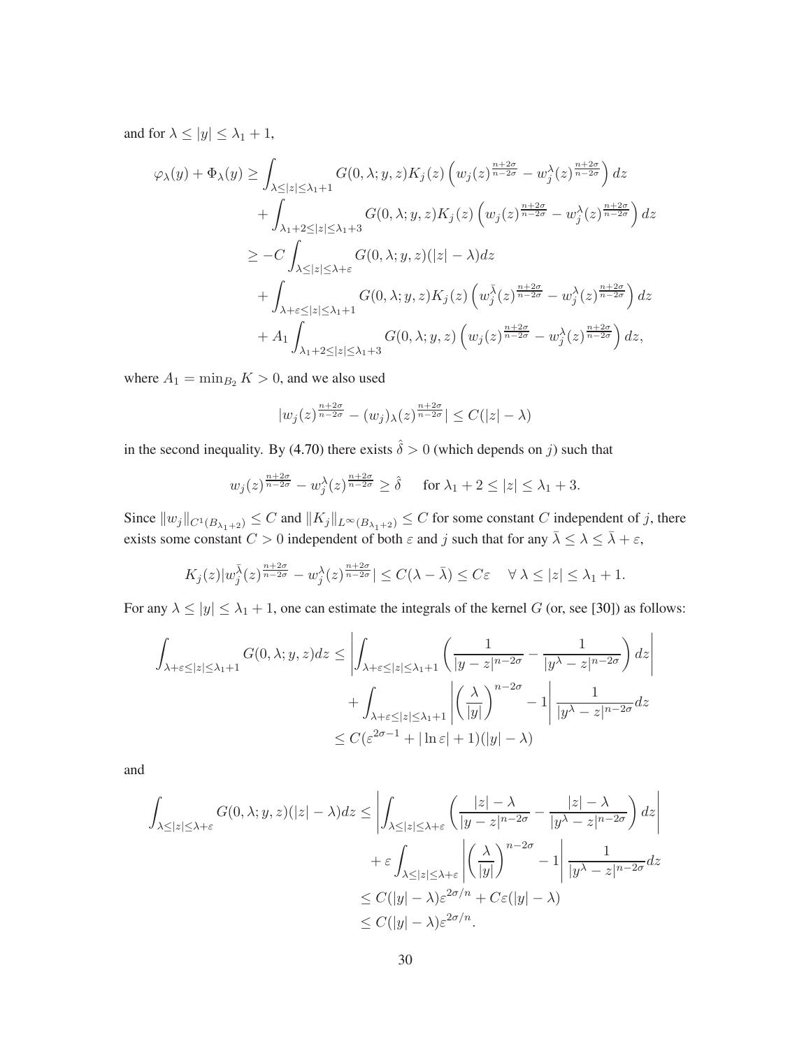and for $\lambda \le |y| \le \lambda_1 + 1$,

$$
\begin{aligned}
\varphi_\lambda(y) + \Phi_\lambda(y) \ge & \int_{\lambda \le |z| \le \lambda_1+1} G(0,\lambda;y,z) K_j(z) \left( w_j(z)^{\frac{n+2\sigma}{n-2\sigma}} - w_j^\lambda(z)^{\frac{n+2\sigma}{n-2\sigma}} \right) dz \\
& + \int_{\lambda_1+2 \le |z| \le \lambda_1+3} G(0,\lambda;y,z) K_j(z) \left( w_j(z)^{\frac{n+2\sigma}{n-2\sigma}} - w_j^\lambda(z)^{\frac{n+2\sigma}{n-2\sigma}} \right) dz \\
\ge & -C \int_{\lambda \le |z| \le \lambda+\varepsilon} G(0,\lambda;y,z)(|z|-\lambda) dz \\
& + \int_{\lambda+\varepsilon \le |z| \le \lambda_1+1} G(0,\lambda;y,z) K_j(z) \left( w_j^{\bar\lambda}(z)^{\frac{n+2\sigma}{n-2\sigma}} - w_j^\lambda(z)^{\frac{n+2\sigma}{n-2\sigma}} \right) dz \\
& + A_1 \int_{\lambda_1+2 \le |z| \le \lambda_1+3} G(0,\lambda;y,z) \left( w_j(z)^{\frac{n+2\sigma}{n-2\sigma}} - w_j^\lambda(z)^{\frac{n+2\sigma}{n-2\sigma}} \right) dz,
\end{aligned}
$$

where $A_1 = \min_{B_2} K > 0$, and we also used

$$
|w_j(z)^{\frac{n+2\sigma}{n-2\sigma}} - (w_j)_\lambda(z)^{\frac{n+2\sigma}{n-2\sigma}}| \le C(|z|-\lambda)
$$

in the second inequality. By (4.70) there exists $\hat\delta > 0$ (which depends on $j$) such that

$$
w_j(z)^{\frac{n+2\sigma}{n-2\sigma}} - w_j^\lambda(z)^{\frac{n+2\sigma}{n-2\sigma}} \ge \hat\delta \quad \text{ for } \lambda_1 + 2 \le |z| \le \lambda_1 + 3.
$$

Since $\|w_j\|_{C^1(B_{\lambda_1+2})} \le C$ and $\|K_j\|_{L^\infty(B_{\lambda_1+2})} \le C$ for some constant $C$ independent of $j$, there exists some constant $C > 0$ independent of both $\varepsilon$ and $j$ such that for any $\bar\lambda \le \lambda \le \bar\lambda + \varepsilon$,

$$
K_j(z) |w_j^{\bar\lambda}(z)^{\frac{n+2\sigma}{n-2\sigma}} - w_j^\lambda(z)^{\frac{n+2\sigma}{n-2\sigma}}| \le C(\lambda - \bar\lambda) \le C\varepsilon \quad \forall\, \lambda \le |z| \le \lambda_1 + 1.
$$

For any $\lambda \le |y| \le \lambda_1 + 1$, one can estimate the integrals of the kernel $G$ (or, see [30]) as follows:

$$
\begin{aligned}
\int_{\lambda+\varepsilon \le |z| \le \lambda_1+1} G(0,\lambda;y,z) dz \le & \left| \int_{\lambda+\varepsilon \le |z| \le \lambda_1+1} \left( \frac{1}{|y-z|^{n-2\sigma}} - \frac{1}{|y^\lambda - z|^{n-2\sigma}} \right) dz \right| \\
& + \int_{\lambda+\varepsilon \le |z| \le \lambda_1+1} \left| \left( \frac{\lambda}{|y|} \right)^{n-2\sigma} - 1 \right| \frac{1}{|y^\lambda - z|^{n-2\sigma}} dz \\
\le & C(\varepsilon^{2\sigma-1} + |\ln \varepsilon| + 1)(|y| - \lambda)
\end{aligned}
$$

and

$$
\begin{aligned}
\int_{\lambda \le |z| \le \lambda+\varepsilon} G(0,\lambda;y,z)(|z|-\lambda) dz \le & \left| \int_{\lambda \le |z| \le \lambda+\varepsilon} \left( \frac{|z|-\lambda}{|y-z|^{n-2\sigma}} - \frac{|z|-\lambda}{|y^\lambda - z|^{n-2\sigma}} \right) dz \right| \\
& + \varepsilon \int_{\lambda \le |z| \le \lambda+\varepsilon} \left| \left( \frac{\lambda}{|y|} \right)^{n-2\sigma} - 1 \right| \frac{1}{|y^\lambda - z|^{n-2\sigma}} dz \\
\le & C(|y|-\lambda)\varepsilon^{2\sigma/n} + C\varepsilon(|y|-\lambda) \\
\le & C(|y|-\lambda)\varepsilon^{2\sigma/n}.
\end{aligned}
$$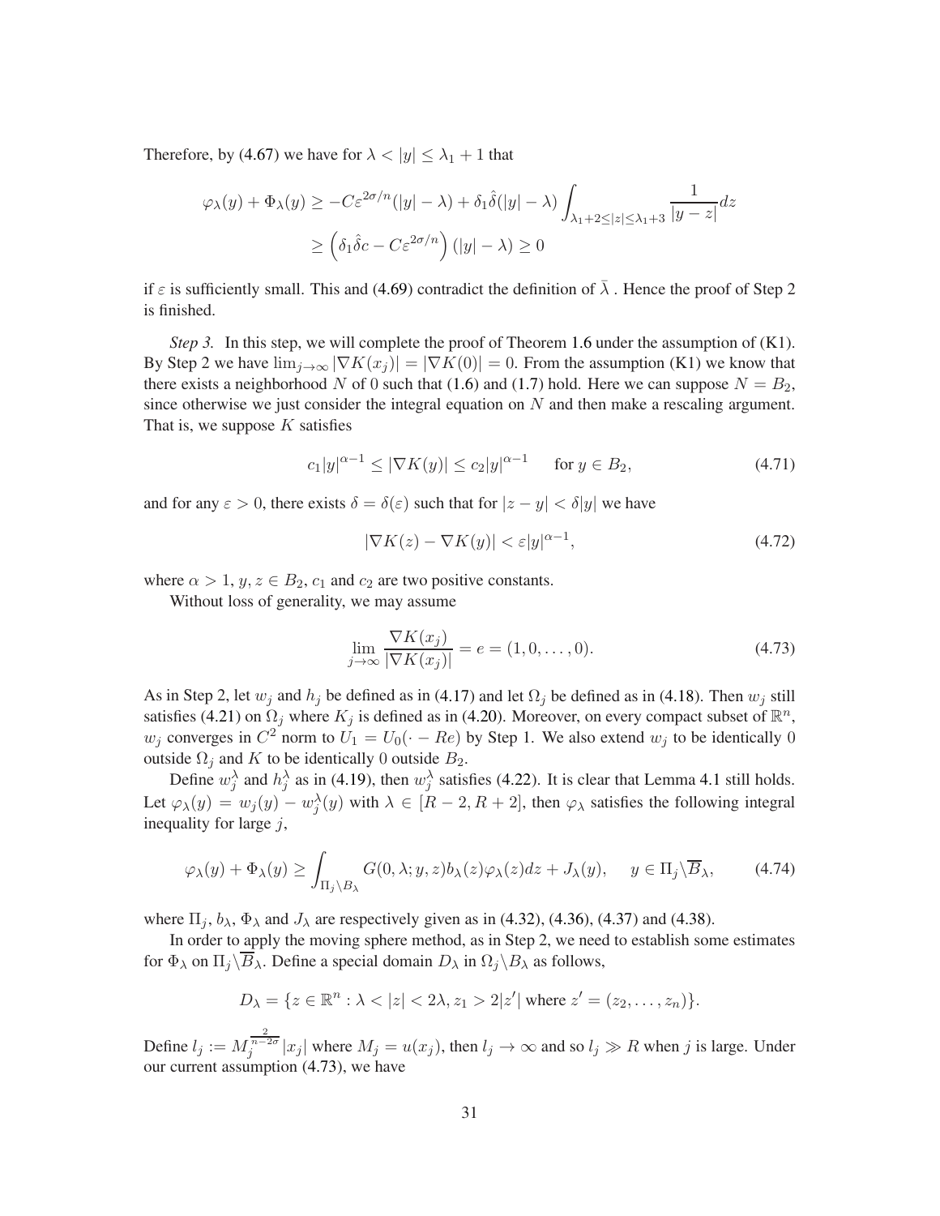Therefore, by (4.67) we have for $\lambda < |y| \le \lambda_1 + 1$ that

$$
\begin{aligned}
\varphi_\lambda(y) + \Phi_\lambda(y) &\ge -C\varepsilon^{2\sigma/n}(|y|-\lambda) + \delta_1\hat{\delta}(|y|-\lambda)\int_{\lambda_1+2\le|z|\le\lambda_1+3}\frac{1}{|y-z|}dz \\
&\ge \left(\delta_1\hat{\delta}c - C\varepsilon^{2\sigma/n}\right)(|y|-\lambda) \ge 0
\end{aligned}
$$

if $\varepsilon$ is sufficiently small. This and (4.69) contradict the definition of $\bar{\lambda}$ . Hence the proof of Step 2 is finished.

*Step 3.* In this step, we will complete the proof of Theorem 1.6 under the assumption of (K1). By Step 2 we have $\lim_{j\to\infty}|\nabla K(x_j)| = |\nabla K(0)| = 0$. From the assumption (K1) we know that there exists a neighborhood $N$ of 0 such that (1.6) and (1.7) hold. Here we can suppose $N = B_2$, since otherwise we just consider the integral equation on $N$ and then make a rescaling argument. That is, we suppose $K$ satisfies

$$
c_1|y|^{\alpha-1} \le |\nabla K(y)| \le c_2|y|^{\alpha-1} \qquad \text{for } y \in B_2, \tag{4.71}
$$

and for any $\varepsilon > 0$, there exists $\delta = \delta(\varepsilon)$ such that for $|z-y| < \delta|y|$ we have

$$
|\nabla K(z) - \nabla K(y)| < \varepsilon|y|^{\alpha-1}, \tag{4.72}
$$

where $\alpha > 1$, $y, z \in B_2$, $c_1$ and $c_2$ are two positive constants.

Without loss of generality, we may assume

$$
\lim_{j\to\infty}\frac{\nabla K(x_j)}{|\nabla K(x_j)|} = e = (1, 0, \dots, 0). \tag{4.73}
$$

As in Step 2, let $w_j$ and $h_j$ be defined as in (4.17) and let $\Omega_j$ be defined as in (4.18). Then $w_j$ still satisfies (4.21) on $\Omega_j$ where $K_j$ is defined as in (4.20). Moreover, on every compact subset of $\mathbb{R}^n$, $w_j$ converges in $C^2$ norm to $U_1 = U_0(\cdot - Re)$ by Step 1. We also extend $w_j$ to be identically 0 outside $\Omega_j$ and $K$ to be identically 0 outside $B_2$.

Define $w_j^\lambda$ and $h_j^\lambda$ as in (4.19), then $w_j^\lambda$ satisfies (4.22). It is clear that Lemma 4.1 still holds. Let $\varphi_\lambda(y) = w_j(y) - w_j^\lambda(y)$ with $\lambda \in [R-2, R+2]$, then $\varphi_\lambda$ satisfies the following integral inequality for large $j$,

$$
\varphi_\lambda(y) + \Phi_\lambda(y) \ge \int_{\Pi_j\setminus B_\lambda} G(0,\lambda;y,z)b_\lambda(z)\varphi_\lambda(z)dz + J_\lambda(y), \quad y \in \Pi_j\setminus\overline{B}_\lambda, \tag{4.74}
$$

where $\Pi_j$, $b_\lambda$, $\Phi_\lambda$ and $J_\lambda$ are respectively given as in (4.32), (4.36), (4.37) and (4.38).

In order to apply the moving sphere method, as in Step 2, we need to establish some estimates for $\Phi_\lambda$ on $\Pi_j\setminus\overline{B}_\lambda$. Define a special domain $D_\lambda$ in $\Omega_j\setminus B_\lambda$ as follows,

$$
D_\lambda = \{z \in \mathbb{R}^n : \lambda < |z| < 2\lambda, z_1 > 2|z'| \text{ where } z' = (z_2, \dots, z_n)\}.
$$

Define $l_j := M_j^{\frac{2}{n-2\sigma}}|x_j|$ where $M_j = u(x_j)$, then $l_j \to \infty$ and so $l_j \gg R$ when $j$ is large. Under our current assumption (4.73), we have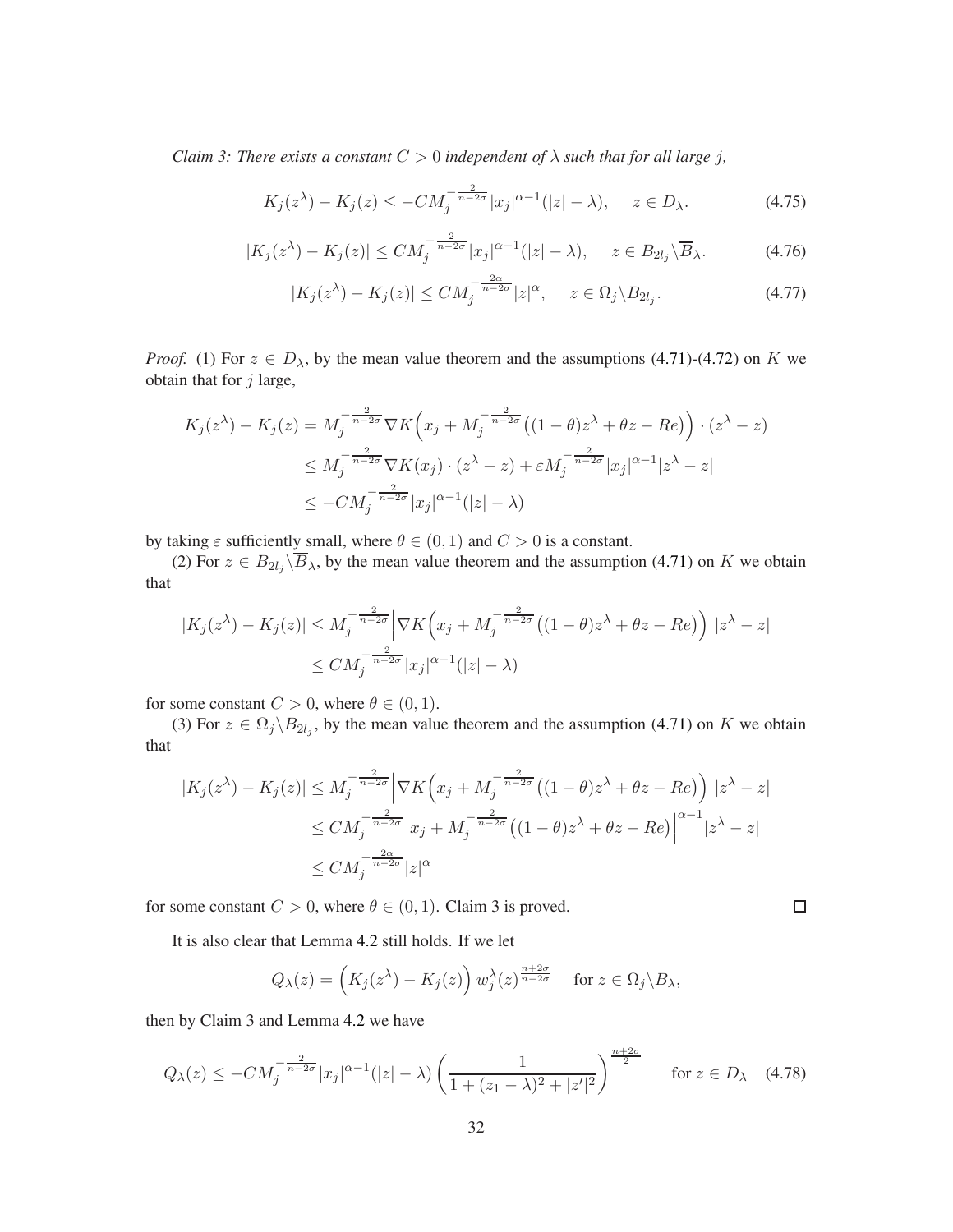*Claim 3: There exists a constant $C > 0$ independent of $\lambda$ such that for all large $j$,*

$$K_j(z^\lambda) - K_j(z) \leq -CM_j^{-\frac{2}{n-2\sigma}}|x_j|^{\alpha-1}(|z| - \lambda), \quad z \in D_\lambda. \tag{4.75}$$

$$|K_j(z^\lambda) - K_j(z)| \leq CM_j^{-\frac{2}{n-2\sigma}}|x_j|^{\alpha-1}(|z| - \lambda), \quad z \in B_{2l_j}\backslash\overline{B}_\lambda. \tag{4.76}$$

$$|K_j(z^\lambda) - K_j(z)| \leq CM_j^{-\frac{2\alpha}{n-2\sigma}}|z|^\alpha, \quad z \in \Omega_j\backslash B_{2l_j}. \tag{4.77}$$

*Proof.* (1) For $z \in D_\lambda$, by the mean value theorem and the assumptions (4.71)-(4.72) on $K$ we obtain that for $j$ large,

$$\begin{aligned}
K_j(z^\lambda) - K_j(z) &= M_j^{-\frac{2}{n-2\sigma}}\nabla K\Big(x_j + M_j^{-\frac{2}{n-2\sigma}}\big((1-\theta)z^\lambda + \theta z - Re\big)\Big) \cdot (z^\lambda - z) \\
&\leq M_j^{-\frac{2}{n-2\sigma}}\nabla K(x_j) \cdot (z^\lambda - z) + \varepsilon M_j^{-\frac{2}{n-2\sigma}}|x_j|^{\alpha-1}|z^\lambda - z| \\
&\leq -CM_j^{-\frac{2}{n-2\sigma}}|x_j|^{\alpha-1}(|z| - \lambda)
\end{aligned}$$

by taking $\varepsilon$ sufficiently small, where $\theta \in (0,1)$ and $C > 0$ is a constant.

(2) For $z \in B_{2l_j}\backslash\overline{B}_\lambda$, by the mean value theorem and the assumption (4.71) on $K$ we obtain that

$$\begin{aligned}
|K_j(z^\lambda) - K_j(z)| &\leq M_j^{-\frac{2}{n-2\sigma}}\Big|\nabla K\Big(x_j + M_j^{-\frac{2}{n-2\sigma}}\big((1-\theta)z^\lambda + \theta z - Re\big)\Big)\Big||z^\lambda - z| \\
&\leq CM_j^{-\frac{2}{n-2\sigma}}|x_j|^{\alpha-1}(|z| - \lambda)
\end{aligned}$$

for some constant $C > 0$, where $\theta \in (0,1)$.

(3) For $z \in \Omega_j\backslash B_{2l_j}$, by the mean value theorem and the assumption (4.71) on $K$ we obtain that

$$\begin{aligned}
|K_j(z^\lambda) - K_j(z)| &\leq M_j^{-\frac{2}{n-2\sigma}}\Big|\nabla K\Big(x_j + M_j^{-\frac{2}{n-2\sigma}}\big((1-\theta)z^\lambda + \theta z - Re\big)\Big)\Big||z^\lambda - z| \\
&\leq CM_j^{-\frac{2}{n-2\sigma}}\Big|x_j + M_j^{-\frac{2}{n-2\sigma}}\big((1-\theta)z^\lambda + \theta z - Re\big)\Big|^{\alpha-1}|z^\lambda - z| \\
&\leq CM_j^{-\frac{2\alpha}{n-2\sigma}}|z|^\alpha
\end{aligned}$$

for some constant $C > 0$, where $\theta \in (0,1)$. Claim 3 is proved. $\square$

It is also clear that Lemma 4.2 still holds. If we let

$$Q_\lambda(z) = \Big(K_j(z^\lambda) - K_j(z)\Big)\, w_j^\lambda(z)^{\frac{n+2\sigma}{n-2\sigma}} \quad \text{for } z \in \Omega_j\backslash B_\lambda,$$

then by Claim 3 and Lemma 4.2 we have

$$Q_\lambda(z) \leq -CM_j^{-\frac{2}{n-2\sigma}}|x_j|^{\alpha-1}(|z| - \lambda)\left(\frac{1}{1 + (z_1 - \lambda)^2 + |z'|^2}\right)^{\frac{n+2\sigma}{2}} \quad \text{for } z \in D_\lambda \tag{4.78}$$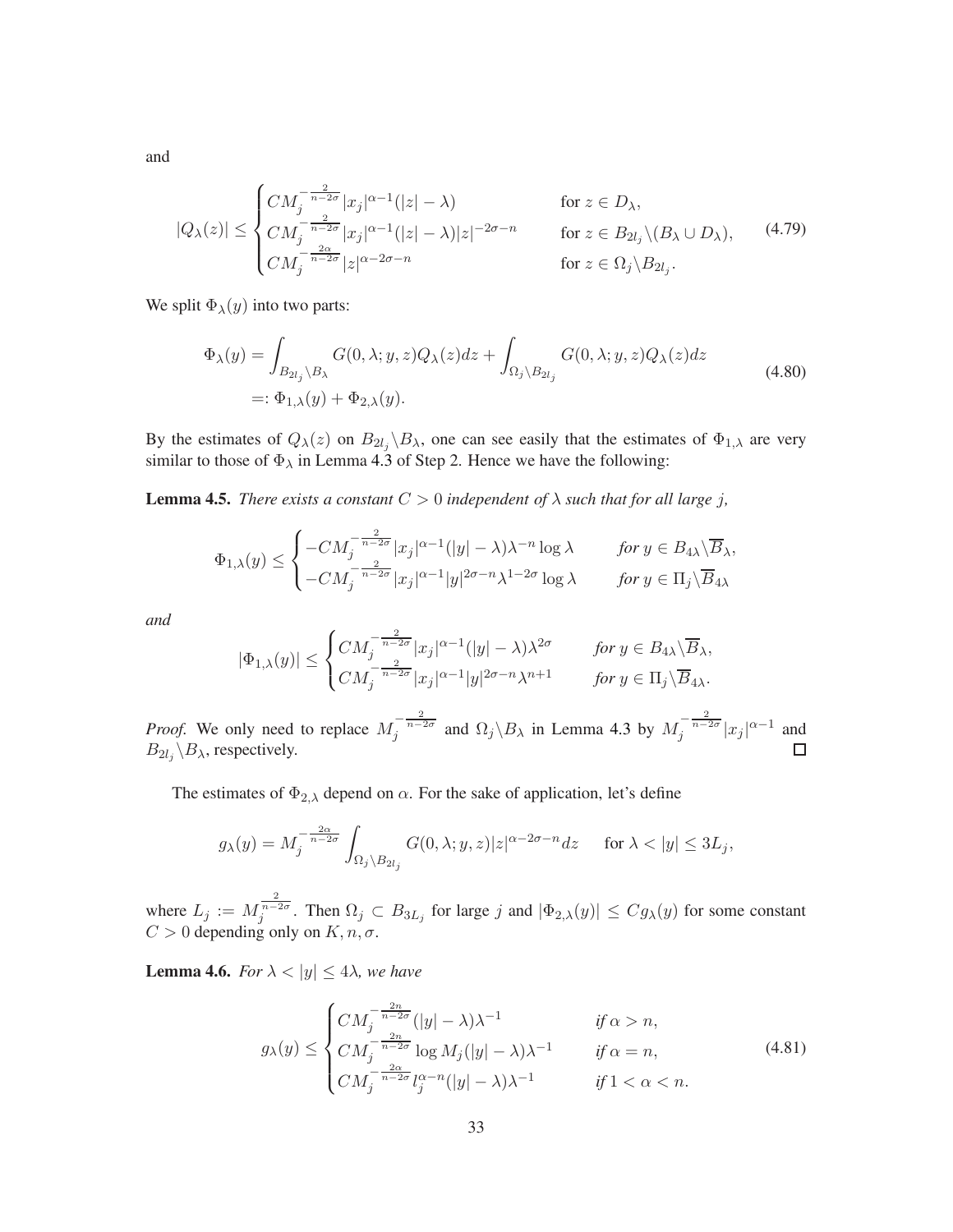and

$$
|Q_\lambda(z)| \le \begin{cases} CM_j^{-\frac{2}{n-2\sigma}} |x_j|^{\alpha-1}(|z|-\lambda) & \text{for } z \in D_\lambda, \\ CM_j^{-\frac{2}{n-2\sigma}} |x_j|^{\alpha-1}(|z|-\lambda)|z|^{-2\sigma-n} & \text{for } z \in B_{2l_j}\backslash(B_\lambda \cup D_\lambda), \\ CM_j^{-\frac{2\alpha}{n-2\sigma}} |z|^{\alpha-2\sigma-n} & \text{for } z \in \Omega_j \backslash B_{2l_j}. \end{cases} \tag{4.79}
$$

We split $\Phi_\lambda(y)$ into two parts:

$$
\begin{aligned}
\Phi_\lambda(y) &= \int_{B_{2l_j}\backslash B_\lambda} G(0,\lambda;y,z)Q_\lambda(z)dz + \int_{\Omega_j\backslash B_{2l_j}} G(0,\lambda;y,z)Q_\lambda(z)dz \\
&=: \Phi_{1,\lambda}(y) + \Phi_{2,\lambda}(y).
\end{aligned} \tag{4.80}
$$

By the estimates of $Q_\lambda(z)$ on $B_{2l_j}\backslash B_\lambda$, one can see easily that the estimates of $\Phi_{1,\lambda}$ are very similar to those of $\Phi_\lambda$ in Lemma 4.3 of Step 2. Hence we have the following:

**Lemma 4.5.** *There exists a constant $C > 0$ independent of $\lambda$ such that for all large $j$,*

$$
\Phi_{1,\lambda}(y) \le \begin{cases} -CM_j^{-\frac{2}{n-2\sigma}} |x_j|^{\alpha-1}(|y|-\lambda)\lambda^{-n}\log\lambda & \text{for } y \in B_{4\lambda}\backslash \overline{B}_\lambda, \\ -CM_j^{-\frac{2}{n-2\sigma}} |x_j|^{\alpha-1}|y|^{2\sigma-n}\lambda^{1-2\sigma}\log\lambda & \text{for } y \in \Pi_j \backslash \overline{B}_{4\lambda} \end{cases}
$$

*and*

$$
|\Phi_{1,\lambda}(y)| \le \begin{cases} CM_j^{-\frac{2}{n-2\sigma}} |x_j|^{\alpha-1}(|y|-\lambda)\lambda^{2\sigma} & \text{for } y \in B_{4\lambda}\backslash \overline{B}_\lambda, \\ CM_j^{-\frac{2}{n-2\sigma}} |x_j|^{\alpha-1}|y|^{2\sigma-n}\lambda^{n+1} & \text{for } y \in \Pi_j \backslash \overline{B}_{4\lambda}. \end{cases}
$$

*Proof.* We only need to replace $M_j^{-\frac{2}{n-2\sigma}}$ and $\Omega_j\backslash B_\lambda$ in Lemma 4.3 by $M_j^{-\frac{2}{n-2\sigma}}|x_j|^{\alpha-1}$ and $B_{2l_j}\backslash B_\lambda$, respectively. □

The estimates of $\Phi_{2,\lambda}$ depend on $\alpha$. For the sake of application, let's define

$$
g_\lambda(y) = M_j^{-\frac{2\alpha}{n-2\sigma}} \int_{\Omega_j\backslash B_{2l_j}} G(0,\lambda;y,z)|z|^{\alpha-2\sigma-n}dz \quad \text{for } \lambda < |y| \le 3L_j,
$$

where $L_j := M_j^{\frac{2}{n-2\sigma}}$. Then $\Omega_j \subset B_{3L_j}$ for large $j$ and $|\Phi_{2,\lambda}(y)| \le Cg_\lambda(y)$ for some constant $C > 0$ depending only on $K, n, \sigma$.

**Lemma 4.6.** *For $\lambda < |y| \le 4\lambda$, we have*

$$
g_\lambda(y) \le \begin{cases} CM_j^{-\frac{2n}{n-2\sigma}}(|y|-\lambda)\lambda^{-1} & \text{if } \alpha > n, \\ CM_j^{-\frac{2n}{n-2\sigma}}\log M_j(|y|-\lambda)\lambda^{-1} & \text{if } \alpha = n, \\ CM_j^{-\frac{2\alpha}{n-2\sigma}} l_j^{\alpha-n}(|y|-\lambda)\lambda^{-1} & \text{if } 1 < \alpha < n. \end{cases} \tag{4.81}
$$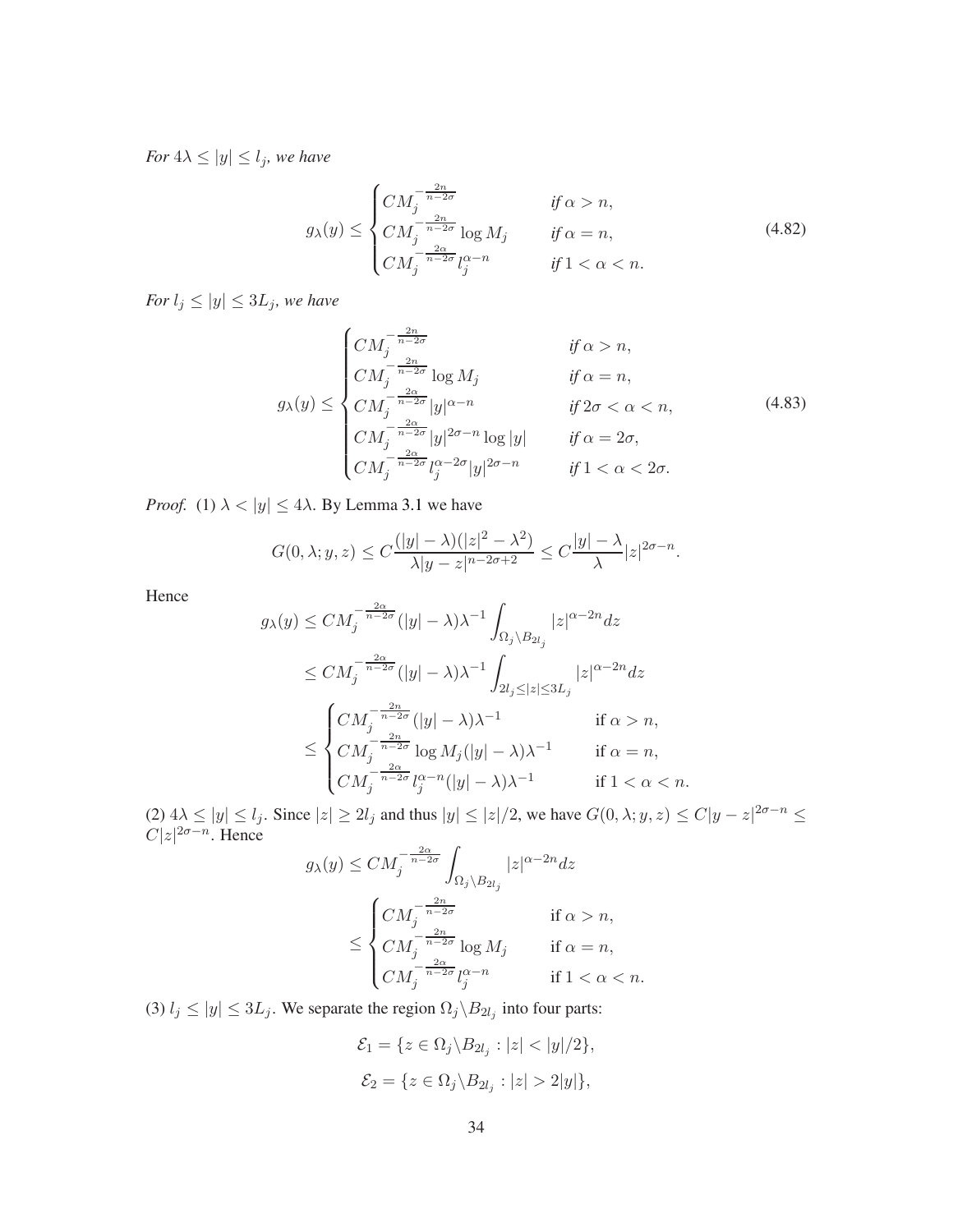*For $4\lambda \le |y| \le l_j$, we have*

$$
g_\lambda(y) \le \begin{cases} CM_j^{-\frac{2n}{n-2\sigma}} & \textit{if } \alpha > n, \\ CM_j^{-\frac{2n}{n-2\sigma}} \log M_j & \textit{if } \alpha = n, \\ CM_j^{-\frac{2\alpha}{n-2\sigma}} l_j^{\alpha-n} & \textit{if } 1 < \alpha < n. \end{cases} \tag{4.82}
$$

*For $l_j \le |y| \le 3L_j$, we have*

$$
g_\lambda(y) \le \begin{cases} CM_j^{-\frac{2n}{n-2\sigma}} & \textit{if } \alpha > n, \\ CM_j^{-\frac{2n}{n-2\sigma}} \log M_j & \textit{if } \alpha = n, \\ CM_j^{-\frac{2\alpha}{n-2\sigma}} |y|^{\alpha-n} & \textit{if } 2\sigma < \alpha < n, \\ CM_j^{-\frac{2\alpha}{n-2\sigma}} |y|^{2\sigma-n} \log |y| & \textit{if } \alpha = 2\sigma, \\ CM_j^{-\frac{2\alpha}{n-2\sigma}} l_j^{\alpha-2\sigma} |y|^{2\sigma-n} & \textit{if } 1 < \alpha < 2\sigma. \end{cases} \tag{4.83}
$$

*Proof.* (1) $\lambda < |y| \le 4\lambda$. By Lemma 3.1 we have

$$
G(0,\lambda;y,z) \le C\frac{(|y|-\lambda)(|z|^2-\lambda^2)}{\lambda|y-z|^{n-2\sigma+2}} \le C\frac{|y|-\lambda}{\lambda}|z|^{2\sigma-n}.
$$

Hence

$$
\begin{aligned}
g_\lambda(y) &\le CM_j^{-\frac{2\alpha}{n-2\sigma}}(|y|-\lambda)\lambda^{-1}\int_{\Omega_j\setminus B_{2l_j}} |z|^{\alpha-2n}dz \\
&\le CM_j^{-\frac{2\alpha}{n-2\sigma}}(|y|-\lambda)\lambda^{-1}\int_{2l_j\le|z|\le 3L_j} |z|^{\alpha-2n}dz \\
&\le \begin{cases} CM_j^{-\frac{2n}{n-2\sigma}}(|y|-\lambda)\lambda^{-1} & \text{if } \alpha > n, \\ CM_j^{-\frac{2n}{n-2\sigma}}\log M_j(|y|-\lambda)\lambda^{-1} & \text{if } \alpha = n, \\ CM_j^{-\frac{2\alpha}{n-2\sigma}} l_j^{\alpha-n}(|y|-\lambda)\lambda^{-1} & \text{if } 1 < \alpha < n. \end{cases}
\end{aligned}
$$

(2) $4\lambda \le |y| \le l_j$. Since $|z| \ge 2l_j$ and thus $|y| \le |z|/2$, we have $G(0,\lambda;y,z) \le C|y-z|^{2\sigma-n} \le C|z|^{2\sigma-n}$. Hence

$$
\begin{aligned}
g_\lambda(y) &\le CM_j^{-\frac{2\alpha}{n-2\sigma}}\int_{\Omega_j\setminus B_{2l_j}} |z|^{\alpha-2n}dz \\
&\le \begin{cases} CM_j^{-\frac{2n}{n-2\sigma}} & \text{if } \alpha > n, \\ CM_j^{-\frac{2n}{n-2\sigma}}\log M_j & \text{if } \alpha = n, \\ CM_j^{-\frac{2\alpha}{n-2\sigma}} l_j^{\alpha-n} & \text{if } 1 < \alpha < n. \end{cases}
\end{aligned}
$$

(3) $l_j \le |y| \le 3L_j$. We separate the region $\Omega_j\setminus B_{2l_j}$ into four parts:

$$
\mathcal{E}_1 = \{z \in \Omega_j\setminus B_{2l_j} : |z| < |y|/2\},
$$

$$
\mathcal{E}_2 = \{z \in \Omega_j\setminus B_{2l_j} : |z| > 2|y|\},
$$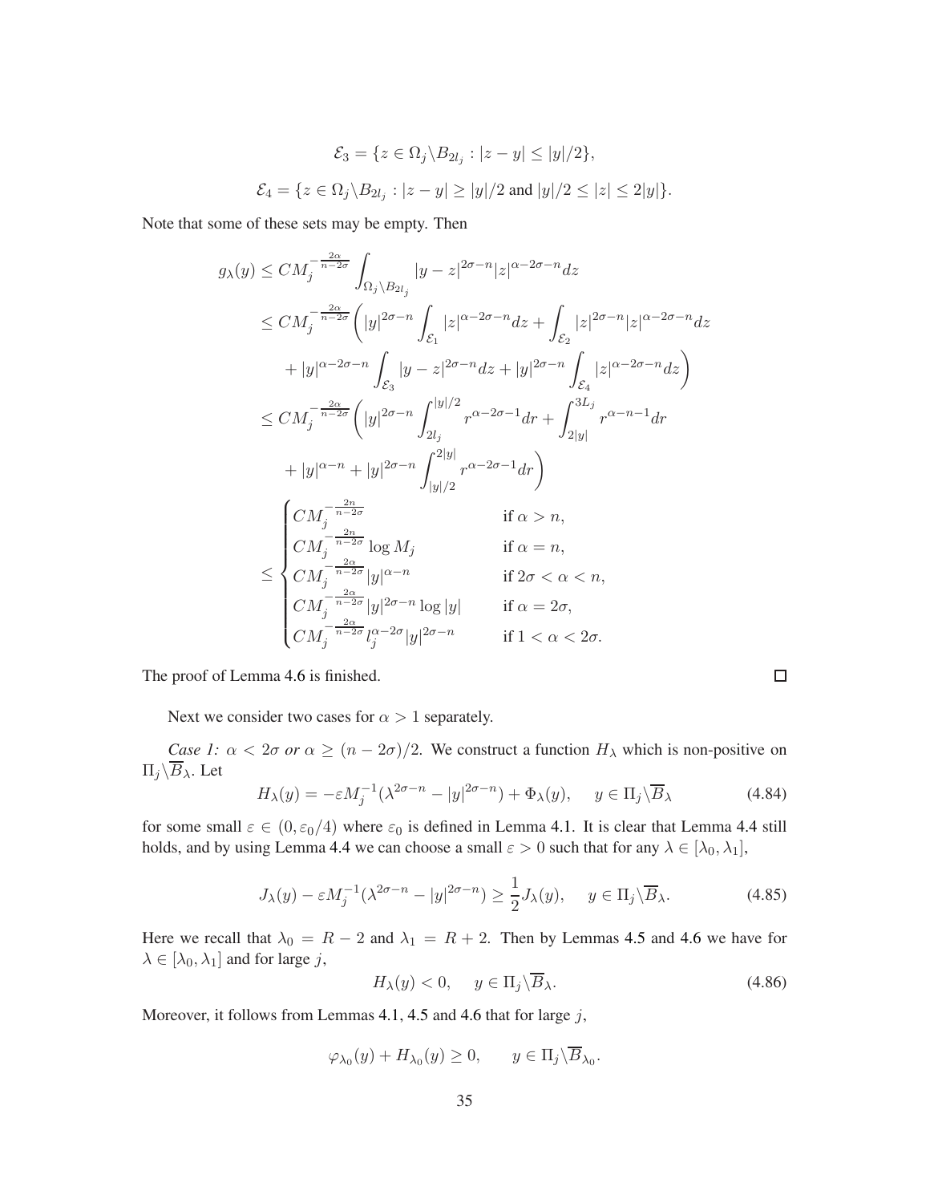$$\mathcal{E}_3 = \{z \in \Omega_j \backslash B_{2l_j} : |z-y| \le |y|/2\},$$

$$\mathcal{E}_4 = \{z \in \Omega_j \backslash B_{2l_j} : |z-y| \ge |y|/2 \text{ and } |y|/2 \le |z| \le 2|y|\}.$$

Note that some of these sets may be empty. Then

$$\begin{aligned}
g_\lambda(y) &\le CM_j^{-\frac{2\alpha}{n-2\sigma}} \int_{\Omega_j \backslash B_{2l_j}} |y-z|^{2\sigma-n} |z|^{\alpha-2\sigma-n} dz \\
&\le CM_j^{-\frac{2\alpha}{n-2\sigma}} \bigg( |y|^{2\sigma-n} \int_{\mathcal{E}_1} |z|^{\alpha-2\sigma-n} dz + \int_{\mathcal{E}_2} |z|^{2\sigma-n} |z|^{\alpha-2\sigma-n} dz \\
&\quad + |y|^{\alpha-2\sigma-n} \int_{\mathcal{E}_3} |y-z|^{2\sigma-n} dz + |y|^{2\sigma-n} \int_{\mathcal{E}_4} |z|^{\alpha-2\sigma-n} dz \bigg) \\
&\le CM_j^{-\frac{2\alpha}{n-2\sigma}} \bigg( |y|^{2\sigma-n} \int_{2l_j}^{|y|/2} r^{\alpha-2\sigma-1} dr + \int_{2|y|}^{3L_j} r^{\alpha-n-1} dr \\
&\quad + |y|^{\alpha-n} + |y|^{2\sigma-n} \int_{|y|/2}^{2|y|} r^{\alpha-2\sigma-1} dr \bigg) \\
&\le \begin{cases}
CM_j^{-\frac{2n}{n-2\sigma}} & \text{if } \alpha > n, \\
CM_j^{-\frac{2n}{n-2\sigma}} \log M_j & \text{if } \alpha = n, \\
CM_j^{-\frac{2\alpha}{n-2\sigma}} |y|^{\alpha-n} & \text{if } 2\sigma < \alpha < n, \\
CM_j^{-\frac{2\alpha}{n-2\sigma}} |y|^{2\sigma-n} \log |y| & \text{if } \alpha = 2\sigma, \\
CM_j^{-\frac{2\alpha}{n-2\sigma}} l_j^{\alpha-2\sigma} |y|^{2\sigma-n} & \text{if } 1 < \alpha < 2\sigma.
\end{cases}
\end{aligned}$$

The proof of Lemma 4.6 is finished. $\square$

Next we consider two cases for $\alpha > 1$ separately.

*Case 1: $\alpha < 2\sigma$ or $\alpha \ge (n-2\sigma)/2$.* We construct a function $H_\lambda$ which is non-positive on $\Pi_j \backslash \overline{B}_\lambda$. Let

$$H_\lambda(y) = -\varepsilon M_j^{-1} (\lambda^{2\sigma-n} - |y|^{2\sigma-n}) + \Phi_\lambda(y), \quad y \in \Pi_j \backslash \overline{B}_\lambda \tag{4.84}$$

for some small $\varepsilon \in (0, \varepsilon_0/4)$ where $\varepsilon_0$ is defined in Lemma 4.1. It is clear that Lemma 4.4 still holds, and by using Lemma 4.4 we can choose a small $\varepsilon > 0$ such that for any $\lambda \in [\lambda_0, \lambda_1]$,

$$J_\lambda(y) - \varepsilon M_j^{-1} (\lambda^{2\sigma-n} - |y|^{2\sigma-n}) \ge \frac{1}{2} J_\lambda(y), \quad y \in \Pi_j \backslash \overline{B}_\lambda. \tag{4.85}$$

Here we recall that $\lambda_0 = R - 2$ and $\lambda_1 = R + 2$. Then by Lemmas 4.5 and 4.6 we have for $\lambda \in [\lambda_0, \lambda_1]$ and for large $j$,

$$H_\lambda(y) < 0, \quad y \in \Pi_j \backslash \overline{B}_\lambda. \tag{4.86}$$

Moreover, it follows from Lemmas 4.1, 4.5 and 4.6 that for large $j$,

$$\varphi_{\lambda_0}(y) + H_{\lambda_0}(y) \ge 0, \qquad y \in \Pi_j \backslash \overline{B}_{\lambda_0}.$$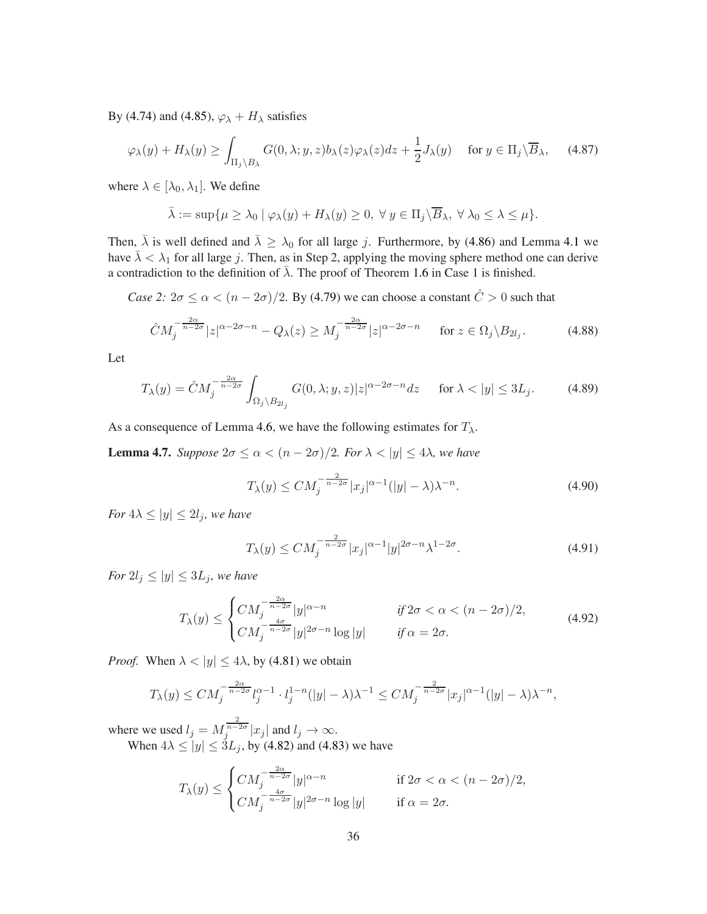By (4.74) and (4.85), $\varphi_\lambda + H_\lambda$ satisfies

$$\varphi_\lambda(y) + H_\lambda(y) \geq \int_{\Pi_j \setminus B_\lambda} G(0, \lambda; y, z) b_\lambda(z) \varphi_\lambda(z) dz + \frac{1}{2} J_\lambda(y) \quad \text{for } y \in \Pi_j \setminus \overline{B}_\lambda, \tag{4.87}$$

where $\lambda \in [\lambda_0, \lambda_1]$. We define

$$\bar{\lambda} := \sup\{\mu \geq \lambda_0 \mid \varphi_\lambda(y) + H_\lambda(y) \geq 0, \ \forall\, y \in \Pi_j \setminus \overline{B}_\lambda, \ \forall\, \lambda_0 \leq \lambda \leq \mu\}.$$

Then, $\bar{\lambda}$ is well defined and $\bar{\lambda} \geq \lambda_0$ for all large $j$. Furthermore, by (4.86) and Lemma 4.1 we have $\bar{\lambda} < \lambda_1$ for all large $j$. Then, as in Step 2, applying the moving sphere method one can derive a contradiction to the definition of $\bar{\lambda}$. The proof of Theorem 1.6 in Case 1 is finished.

*Case 2:* $2\sigma \leq \alpha < (n - 2\sigma)/2$. By (4.79) we can choose a constant $\hat{C} > 0$ such that

$$\hat{C} M_j^{-\frac{2\alpha}{n-2\sigma}} |z|^{\alpha - 2\sigma - n} - Q_\lambda(z) \geq M_j^{-\frac{2\alpha}{n-2\sigma}} |z|^{\alpha - 2\sigma - n} \quad \text{for } z \in \Omega_j \setminus B_{2l_j}. \tag{4.88}$$

Let

$$T_\lambda(y) = \hat{C} M_j^{-\frac{2\alpha}{n-2\sigma}} \int_{\Omega_j \setminus B_{2l_j}} G(0, \lambda; y, z) |z|^{\alpha - 2\sigma - n} dz \quad \text{for } \lambda < |y| \leq 3L_j. \tag{4.89}$$

As a consequence of Lemma 4.6, we have the following estimates for $T_\lambda$.

**Lemma 4.7.** *Suppose $2\sigma \leq \alpha < (n - 2\sigma)/2$. For $\lambda < |y| \leq 4\lambda$, we have*

$$T_\lambda(y) \leq C M_j^{-\frac{2}{n-2\sigma}} |x_j|^{\alpha - 1} (|y| - \lambda) \lambda^{-n}. \tag{4.90}$$

*For $4\lambda \leq |y| \leq 2l_j$, we have*

$$T_\lambda(y) \leq C M_j^{-\frac{2}{n-2\sigma}} |x_j|^{\alpha - 1} |y|^{2\sigma - n} \lambda^{1 - 2\sigma}. \tag{4.91}$$

*For $2l_j \leq |y| \leq 3L_j$, we have*

$$T_\lambda(y) \leq \begin{cases} C M_j^{-\frac{2\alpha}{n-2\sigma}} |y|^{\alpha - n} & \text{if } 2\sigma < \alpha < (n - 2\sigma)/2, \\ C M_j^{-\frac{4\sigma}{n-2\sigma}} |y|^{2\sigma - n} \log |y| & \text{if } \alpha = 2\sigma. \end{cases} \tag{4.92}$$

*Proof.* When $\lambda < |y| \leq 4\lambda$, by (4.81) we obtain

$$T_\lambda(y) \leq C M_j^{-\frac{2\alpha}{n-2\sigma}} l_j^{\alpha - 1} \cdot l_j^{1-n} (|y| - \lambda) \lambda^{-1} \leq C M_j^{-\frac{2}{n-2\sigma}} |x_j|^{\alpha - 1} (|y| - \lambda) \lambda^{-n},$$

where we used $l_j = M_j^{\frac{2}{n-2\sigma}} |x_j|$ and $l_j \to \infty$.

When $4\lambda \leq |y| \leq 3L_j$, by (4.82) and (4.83) we have

$$T_\lambda(y) \leq \begin{cases} C M_j^{-\frac{2\alpha}{n-2\sigma}} |y|^{\alpha - n} & \text{if } 2\sigma < \alpha < (n - 2\sigma)/2, \\ C M_j^{-\frac{4\sigma}{n-2\sigma}} |y|^{2\sigma - n} \log |y| & \text{if } \alpha = 2\sigma. \end{cases}$$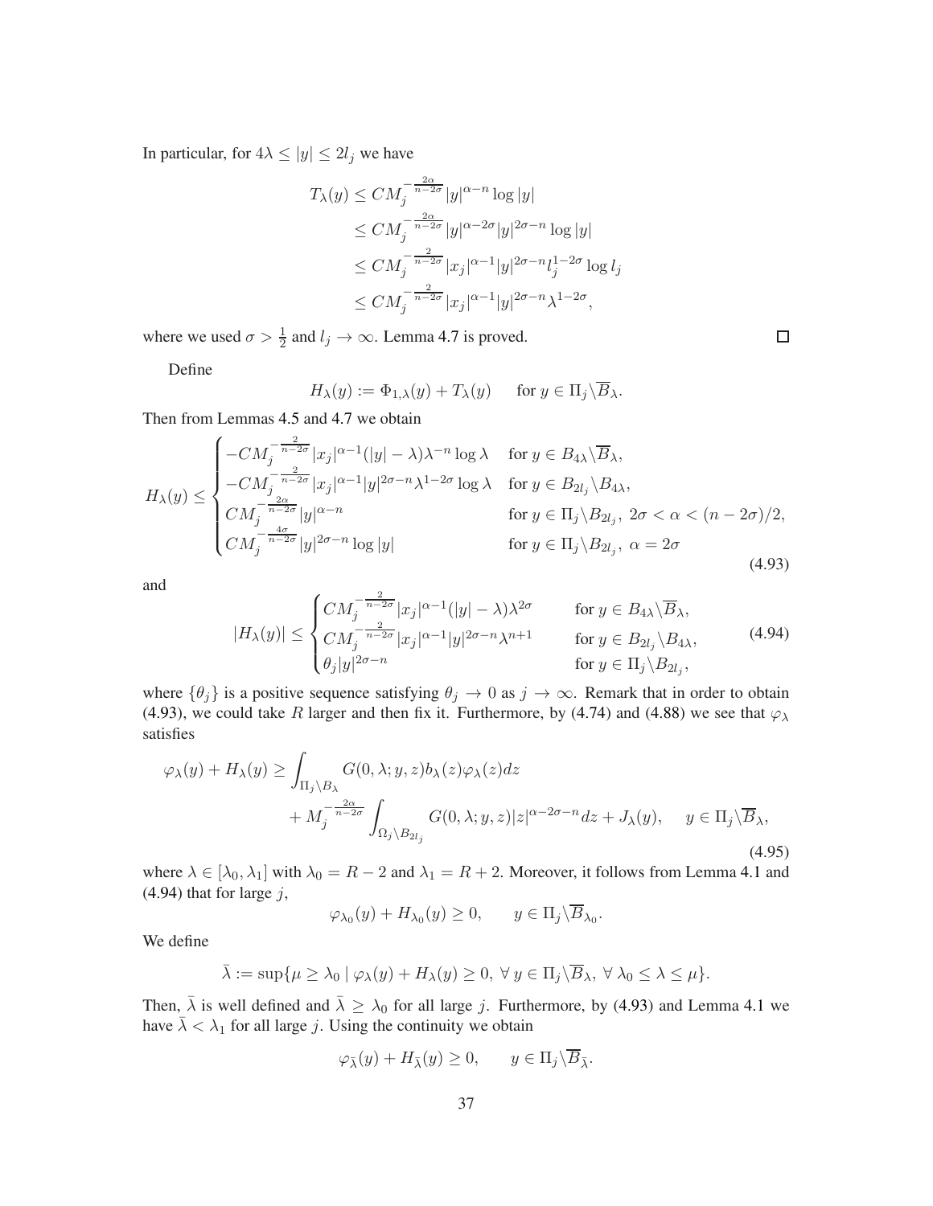In particular, for $4\lambda \le |y| \le 2l_j$ we have

$$
\begin{aligned}
T_\lambda(y) &\le CM_j^{-\frac{2\alpha}{n-2\sigma}}|y|^{\alpha-n}\log|y| \\
&\le CM_j^{-\frac{2\alpha}{n-2\sigma}}|y|^{\alpha-2\sigma}|y|^{2\sigma-n}\log|y| \\
&\le CM_j^{-\frac{2}{n-2\sigma}}|x_j|^{\alpha-1}|y|^{2\sigma-n}l_j^{1-2\sigma}\log l_j \\
&\le CM_j^{-\frac{2}{n-2\sigma}}|x_j|^{\alpha-1}|y|^{2\sigma-n}\lambda^{1-2\sigma},
\end{aligned}
$$

where we used $\sigma > \frac{1}{2}$ and $l_j \to \infty$. Lemma 4.7 is proved. $\square$

Define

$$
H_\lambda(y) := \Phi_{1,\lambda}(y) + T_\lambda(y) \qquad \text{for } y \in \Pi_j \backslash \overline{B}_\lambda.
$$

Then from Lemmas 4.5 and 4.7 we obtain

$$
H_\lambda(y) \le \begin{cases}
-CM_j^{-\frac{2}{n-2\sigma}}|x_j|^{\alpha-1}(|y|-\lambda)\lambda^{-n}\log\lambda & \text{for } y \in B_{4\lambda}\backslash\overline{B}_\lambda, \\
-CM_j^{-\frac{2}{n-2\sigma}}|x_j|^{\alpha-1}|y|^{2\sigma-n}\lambda^{1-2\sigma}\log\lambda & \text{for } y \in B_{2l_j}\backslash B_{4\lambda}, \\
CM_j^{-\frac{2\alpha}{n-2\sigma}}|y|^{\alpha-n} & \text{for } y \in \Pi_j\backslash B_{2l_j},\ 2\sigma < \alpha < (n-2\sigma)/2, \\
CM_j^{-\frac{4\sigma}{n-2\sigma}}|y|^{2\sigma-n}\log|y| & \text{for } y \in \Pi_j\backslash B_{2l_j},\ \alpha = 2\sigma
\end{cases} \tag{4.93}
$$

and

$$
|H_\lambda(y)| \le \begin{cases}
CM_j^{-\frac{2}{n-2\sigma}}|x_j|^{\alpha-1}(|y|-\lambda)\lambda^{2\sigma} & \text{for } y \in B_{4\lambda}\backslash\overline{B}_\lambda, \\
CM_j^{-\frac{2}{n-2\sigma}}|x_j|^{\alpha-1}|y|^{2\sigma-n}\lambda^{n+1} & \text{for } y \in B_{2l_j}\backslash B_{4\lambda}, \\
\theta_j|y|^{2\sigma-n} & \text{for } y \in \Pi_j\backslash B_{2l_j},
\end{cases} \tag{4.94}
$$

where $\{\theta_j\}$ is a positive sequence satisfying $\theta_j \to 0$ as $j \to \infty$. Remark that in order to obtain (4.93), we could take $R$ larger and then fix it. Furthermore, by (4.74) and (4.88) we see that $\varphi_\lambda$ satisfies

$$
\begin{aligned}
\varphi_\lambda(y) + H_\lambda(y) \ge &\int_{\Pi_j\backslash B_\lambda} G(0,\lambda;y,z)b_\lambda(z)\varphi_\lambda(z)dz \\
&+ M_j^{-\frac{2\alpha}{n-2\sigma}}\int_{\Omega_j\backslash B_{2l_j}} G(0,\lambda;y,z)|z|^{\alpha-2\sigma-n}dz + J_\lambda(y), \qquad y \in \Pi_j\backslash\overline{B}_\lambda,
\end{aligned} \tag{4.95}
$$

where $\lambda \in [\lambda_0, \lambda_1]$ with $\lambda_0 = R-2$ and $\lambda_1 = R+2$. Moreover, it follows from Lemma 4.1 and (4.94) that for large $j$,

$$
\varphi_{\lambda_0}(y) + H_{\lambda_0}(y) \ge 0, \qquad y \in \Pi_j\backslash\overline{B}_{\lambda_0}.
$$

We define

$$
\bar\lambda := \sup\{\mu \ge \lambda_0 \mid \varphi_\lambda(y) + H_\lambda(y) \ge 0,\ \forall\, y \in \Pi_j\backslash\overline{B}_\lambda,\ \forall\, \lambda_0 \le \lambda \le \mu\}.
$$

Then, $\bar\lambda$ is well defined and $\bar\lambda \ge \lambda_0$ for all large $j$. Furthermore, by (4.93) and Lemma 4.1 we have $\bar\lambda < \lambda_1$ for all large $j$. Using the continuity we obtain

$$
\varphi_{\bar\lambda}(y) + H_{\bar\lambda}(y) \ge 0, \qquad y \in \Pi_j\backslash\overline{B}_{\bar\lambda}.
$$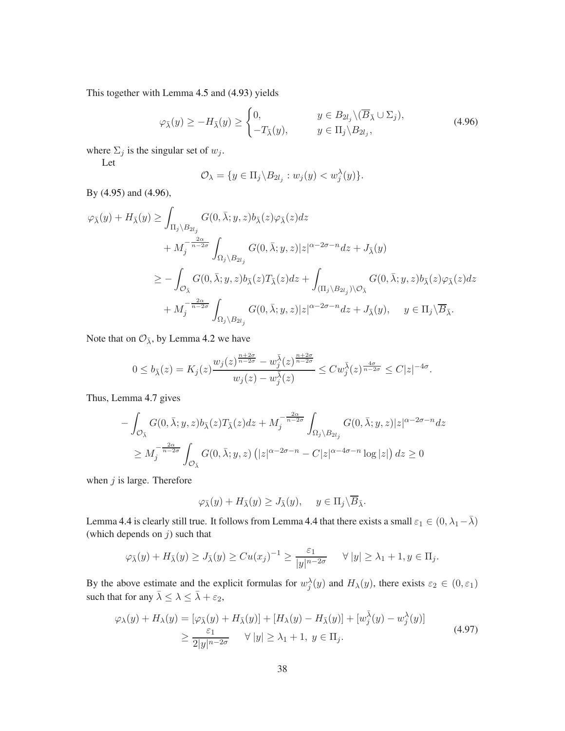This together with Lemma 4.5 and (4.93) yields

$$
\varphi_{\bar\lambda}(y) \geq -H_{\bar\lambda}(y) \geq \begin{cases} 0, & y \in B_{2l_j}\backslash(\overline{B}_{\bar\lambda} \cup \Sigma_j), \\ -T_{\bar\lambda}(y), & y \in \Pi_j \backslash B_{2l_j}, \end{cases} \tag{4.96}
$$

where $\Sigma_j$ is the singular set of $w_j$.

Let

$$
\mathcal{O}_\lambda = \{y \in \Pi_j \backslash B_{2l_j} : w_j(y) < w_j^\lambda(y)\}.
$$

By (4.95) and (4.96),

$$
\begin{aligned}
\varphi_{\bar\lambda}(y) + H_{\bar\lambda}(y) \geq & \int_{\Pi_j\backslash B_{2l_j}} G(0,\bar\lambda; y,z) b_{\bar\lambda}(z)\varphi_{\bar\lambda}(z)dz \\
& + M_j^{-\frac{2\alpha}{n-2\sigma}} \int_{\Omega_j \backslash B_{2l_j}} G(0,\bar\lambda; y,z)|z|^{\alpha-2\sigma-n}dz + J_{\bar\lambda}(y) \\
\geq & -\int_{\mathcal{O}_{\bar\lambda}} G(0,\bar\lambda; y,z) b_{\bar\lambda}(z) T_{\bar\lambda}(z)dz + \int_{(\Pi_j\backslash B_{2l_j})\backslash \mathcal{O}_{\bar\lambda}} G(0,\bar\lambda; y,z) b_{\bar\lambda}(z)\varphi_{\bar\lambda}(z)dz \\
& + M_j^{-\frac{2\alpha}{n-2\sigma}} \int_{\Omega_j \backslash B_{2l_j}} G(0,\bar\lambda; y,z)|z|^{\alpha-2\sigma-n}dz + J_{\bar\lambda}(y), \quad y \in \Pi_j \backslash \overline{B}_{\bar\lambda}.
\end{aligned}
$$

Note that on $\mathcal{O}_{\bar\lambda}$, by Lemma 4.2 we have

$$
0 \leq b_{\bar\lambda}(z) = K_j(z) \frac{w_j(z)^{\frac{n+2\sigma}{n-2\sigma}} - w_j^{\bar\lambda}(z)^{\frac{n+2\sigma}{n-2\sigma}}}{w_j(z) - w_j^{\bar\lambda}(z)} \leq C w_j^{\bar\lambda}(z)^{\frac{4\sigma}{n-2\sigma}} \leq C|z|^{-4\sigma}.
$$

Thus, Lemma 4.7 gives

$$
\begin{aligned}
& -\int_{\mathcal{O}_{\bar\lambda}} G(0,\bar\lambda; y,z) b_{\bar\lambda}(z) T_{\bar\lambda}(z)dz + M_j^{-\frac{2\alpha}{n-2\sigma}} \int_{\Omega_j \backslash B_{2l_j}} G(0,\bar\lambda; y,z)|z|^{\alpha-2\sigma-n}dz \\
& \geq M_j^{-\frac{2\alpha}{n-2\sigma}} \int_{\mathcal{O}_{\bar\lambda}} G(0,\bar\lambda; y,z) \left(|z|^{\alpha-2\sigma-n} - C|z|^{\alpha-4\sigma-n}\log|z|\right)dz \geq 0
\end{aligned}
$$

when $j$ is large. Therefore

$$
\varphi_{\bar\lambda}(y) + H_{\bar\lambda}(y) \geq J_{\bar\lambda}(y), \quad y \in \Pi_j \backslash \overline{B}_{\bar\lambda}.
$$

Lemma 4.4 is clearly still true. It follows from Lemma 4.4 that there exists a small $\varepsilon_1 \in (0, \lambda_1 - \bar\lambda)$ (which depends on $j$) such that

$$
\varphi_{\bar\lambda}(y) + H_{\bar\lambda}(y) \geq J_{\bar\lambda}(y) \geq Cu(x_j)^{-1} \geq \frac{\varepsilon_1}{|y|^{n-2\sigma}} \quad \forall\, |y| \geq \lambda_1 + 1, y \in \Pi_j.
$$

By the above estimate and the explicit formulas for $w_j^\lambda(y)$ and $H_\lambda(y)$, there exists $\varepsilon_2 \in (0, \varepsilon_1)$ such that for any $\bar\lambda \leq \lambda \leq \bar\lambda + \varepsilon_2$,

$$
\begin{aligned}
\varphi_\lambda(y) + H_\lambda(y) &= [\varphi_{\bar\lambda}(y) + H_{\bar\lambda}(y)] + [H_\lambda(y) - H_{\bar\lambda}(y)] + [w_j^{\bar\lambda}(y) - w_j^\lambda(y)] \\
&\geq \frac{\varepsilon_1}{2|y|^{n-2\sigma}} \quad \forall\, |y| \geq \lambda_1 + 1,\ y \in \Pi_j.
\end{aligned} \tag{4.97}
$$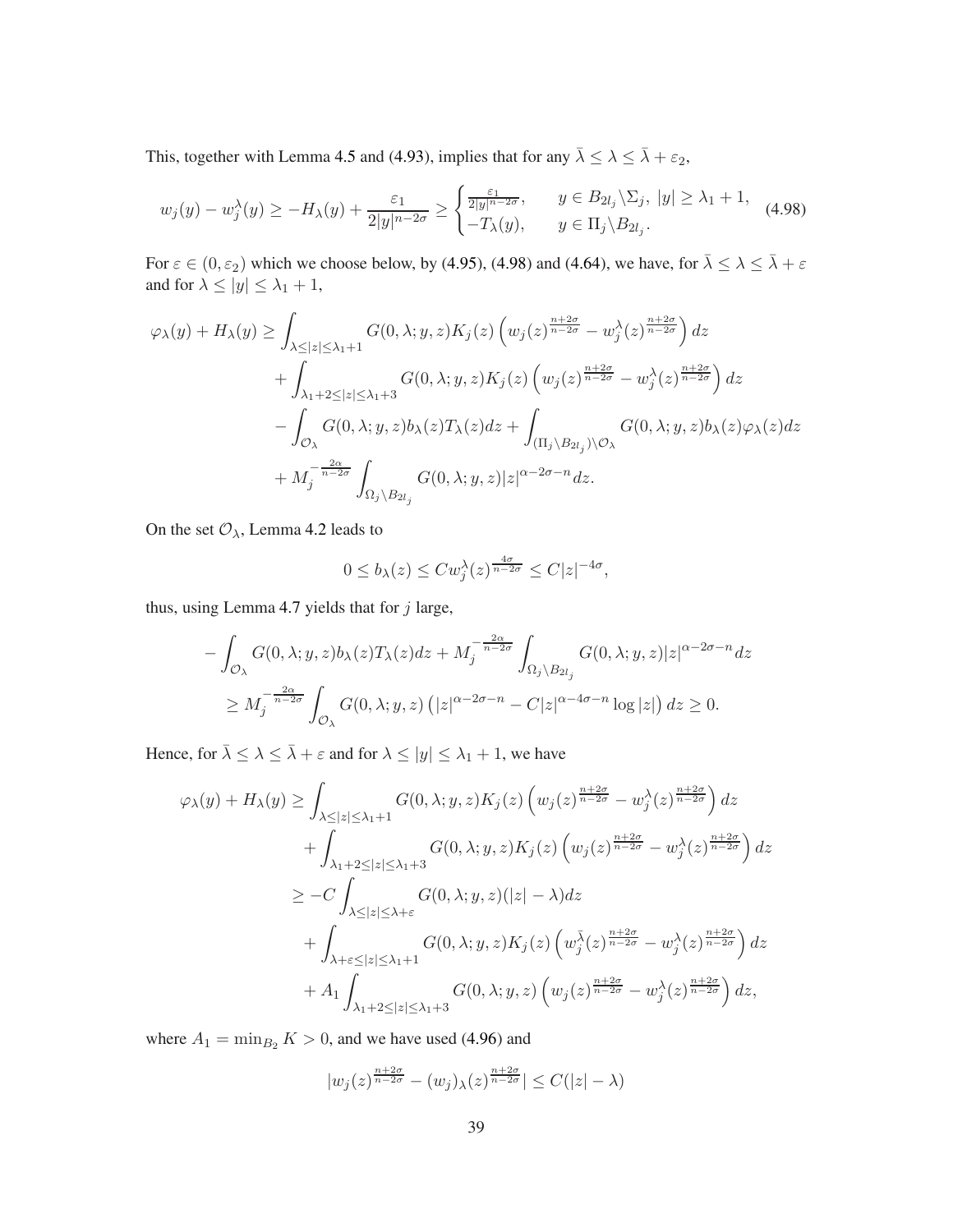This, together with Lemma 4.5 and (4.93), implies that for any $\bar{\lambda} \le \lambda \le \bar{\lambda} + \varepsilon_2$,

$$
w_j(y) - w_j^{\lambda}(y) \ge -H_{\lambda}(y) + \frac{\varepsilon_1}{2|y|^{n-2\sigma}} \ge \begin{cases} \frac{\varepsilon_1}{2|y|^{n-2\sigma}}, & y \in B_{2l_j} \backslash \Sigma_j,\ |y| \ge \lambda_1 + 1, \\ -T_{\lambda}(y), & y \in \Pi_j \backslash B_{2l_j}. \end{cases} \tag{4.98}
$$

For $\varepsilon \in (0, \varepsilon_2)$ which we choose below, by (4.95), (4.98) and (4.64), we have, for $\bar{\lambda} \le \lambda \le \bar{\lambda} + \varepsilon$ and for $\lambda \le |y| \le \lambda_1 + 1$,

$$
\begin{aligned}
\varphi_{\lambda}(y) + H_{\lambda}(y) \ge & \int_{\lambda \le |z| \le \lambda_1 + 1} G(0, \lambda; y, z) K_j(z) \left( w_j(z)^{\frac{n+2\sigma}{n-2\sigma}} - w_j^{\lambda}(z)^{\frac{n+2\sigma}{n-2\sigma}} \right) dz \\
& + \int_{\lambda_1 + 2 \le |z| \le \lambda_1 + 3} G(0, \lambda; y, z) K_j(z) \left( w_j(z)^{\frac{n+2\sigma}{n-2\sigma}} - w_j^{\lambda}(z)^{\frac{n+2\sigma}{n-2\sigma}} \right) dz \\
& - \int_{\mathcal{O}_{\lambda}} G(0, \lambda; y, z) b_{\lambda}(z) T_{\lambda}(z) dz + \int_{(\Pi_j \backslash B_{2l_j}) \backslash \mathcal{O}_{\lambda}} G(0, \lambda; y, z) b_{\lambda}(z) \varphi_{\lambda}(z) dz \\
& + M_j^{-\frac{2\alpha}{n-2\sigma}} \int_{\Omega_j \backslash B_{2l_j}} G(0, \lambda; y, z) |z|^{\alpha - 2\sigma - n} dz.
\end{aligned}
$$

On the set $\mathcal{O}_{\lambda}$, Lemma 4.2 leads to

$$
0 \le b_{\lambda}(z) \le C w_j^{\lambda}(z)^{\frac{4\sigma}{n-2\sigma}} \le C|z|^{-4\sigma},
$$

thus, using Lemma 4.7 yields that for $j$ large,

$$
\begin{aligned}
& - \int_{\mathcal{O}_{\lambda}} G(0, \lambda; y, z) b_{\lambda}(z) T_{\lambda}(z) dz + M_j^{-\frac{2\alpha}{n-2\sigma}} \int_{\Omega_j \backslash B_{2l_j}} G(0, \lambda; y, z) |z|^{\alpha - 2\sigma - n} dz \\
& \quad \ge M_j^{-\frac{2\alpha}{n-2\sigma}} \int_{\mathcal{O}_{\lambda}} G(0, \lambda; y, z) \left( |z|^{\alpha - 2\sigma - n} - C|z|^{\alpha - 4\sigma - n} \log |z| \right) dz \ge 0.
\end{aligned}
$$

Hence, for $\bar{\lambda} \le \lambda \le \bar{\lambda} + \varepsilon$ and for $\lambda \le |y| \le \lambda_1 + 1$, we have

$$
\begin{aligned}
\varphi_{\lambda}(y) + H_{\lambda}(y) \ge & \int_{\lambda \le |z| \le \lambda_1 + 1} G(0, \lambda; y, z) K_j(z) \left( w_j(z)^{\frac{n+2\sigma}{n-2\sigma}} - w_j^{\lambda}(z)^{\frac{n+2\sigma}{n-2\sigma}} \right) dz \\
& + \int_{\lambda_1 + 2 \le |z| \le \lambda_1 + 3} G(0, \lambda; y, z) K_j(z) \left( w_j(z)^{\frac{n+2\sigma}{n-2\sigma}} - w_j^{\lambda}(z)^{\frac{n+2\sigma}{n-2\sigma}} \right) dz \\
\ge & -C \int_{\lambda \le |z| \le \lambda + \varepsilon} G(0, \lambda; y, z) (|z| - \lambda) dz \\
& + \int_{\lambda + \varepsilon \le |z| \le \lambda_1 + 1} G(0, \lambda; y, z) K_j(z) \left( w_j^{\bar{\lambda}}(z)^{\frac{n+2\sigma}{n-2\sigma}} - w_j^{\lambda}(z)^{\frac{n+2\sigma}{n-2\sigma}} \right) dz \\
& + A_1 \int_{\lambda_1 + 2 \le |z| \le \lambda_1 + 3} G(0, \lambda; y, z) \left( w_j(z)^{\frac{n+2\sigma}{n-2\sigma}} - w_j^{\lambda}(z)^{\frac{n+2\sigma}{n-2\sigma}} \right) dz,
\end{aligned}
$$

where $A_1 = \min_{B_2} K > 0$, and we have used (4.96) and

$$
|w_j(z)^{\frac{n+2\sigma}{n-2\sigma}} - (w_j)_{\lambda}(z)^{\frac{n+2\sigma}{n-2\sigma}}| \le C(|z| - \lambda)
$$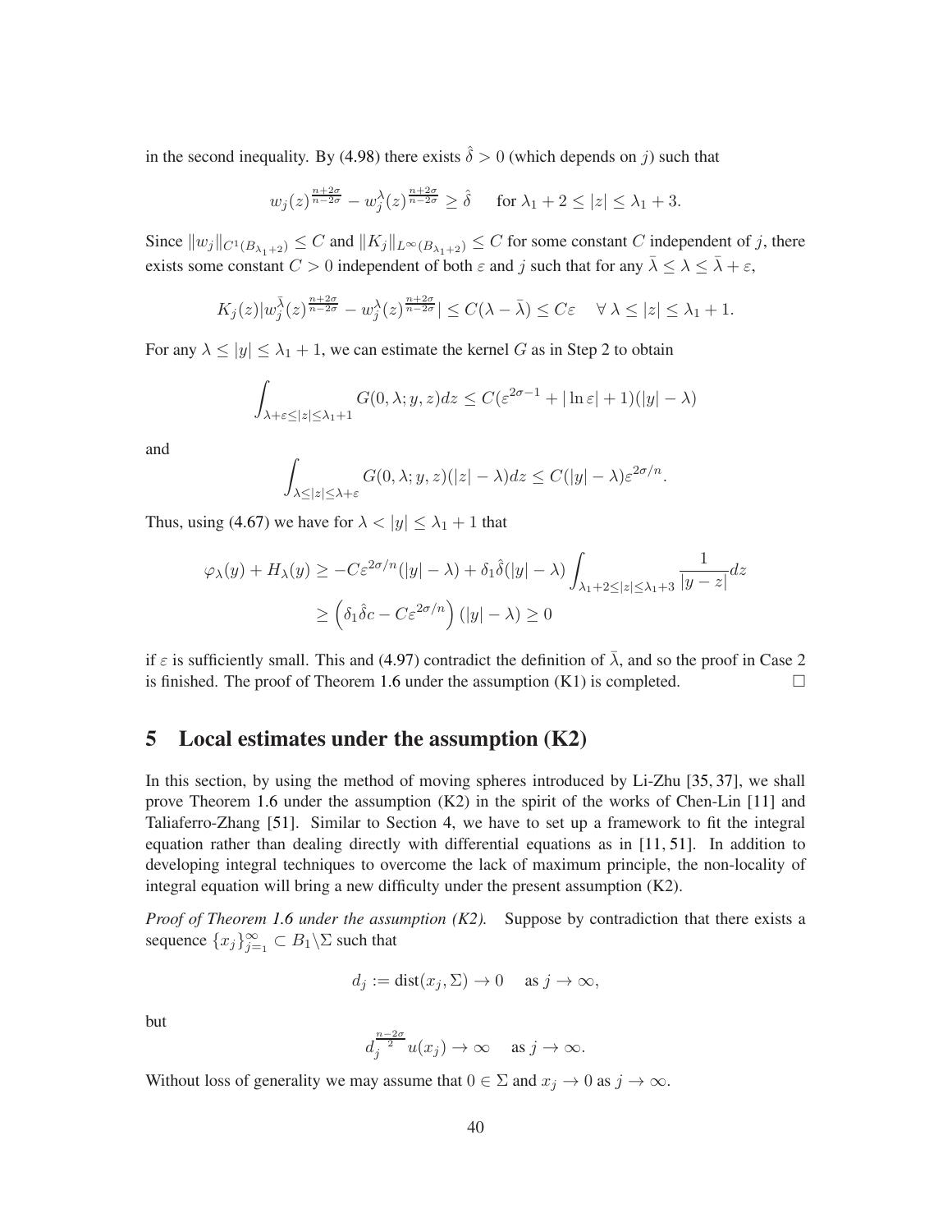in the second inequality. By (4.98) there exists $\hat{\delta} > 0$ (which depends on $j$) such that

$$
w_j(z)^{\frac{n+2\sigma}{n-2\sigma}} - w_j^{\lambda}(z)^{\frac{n+2\sigma}{n-2\sigma}} \geq \hat{\delta} \quad \text{ for } \lambda_1 + 2 \leq |z| \leq \lambda_1 + 3.
$$

Since $\|w_j\|_{C^1(B_{\lambda_1+2})} \leq C$ and $\|K_j\|_{L^\infty(B_{\lambda_1+2})} \leq C$ for some constant $C$ independent of $j$, there exists some constant $C > 0$ independent of both $\varepsilon$ and $j$ such that for any $\bar{\lambda} \leq \lambda \leq \bar{\lambda} + \varepsilon$,

$$
K_j(z)|w_j^{\bar{\lambda}}(z)^{\frac{n+2\sigma}{n-2\sigma}} - w_j^{\lambda}(z)^{\frac{n+2\sigma}{n-2\sigma}}| \leq C(\lambda - \bar{\lambda}) \leq C\varepsilon \quad \forall\, \lambda \leq |z| \leq \lambda_1 + 1.
$$

For any $\lambda \leq |y| \leq \lambda_1 + 1$, we can estimate the kernel $G$ as in Step 2 to obtain

$$
\int_{\lambda+\varepsilon \leq |z| \leq \lambda_1+1} G(0, \lambda; y, z)dz \leq C(\varepsilon^{2\sigma-1} + |\ln \varepsilon| + 1)(|y| - \lambda)
$$

and

$$
\int_{\lambda \leq |z| \leq \lambda+\varepsilon} G(0, \lambda; y, z)(|z| - \lambda)dz \leq C(|y| - \lambda)\varepsilon^{2\sigma/n}.
$$

Thus, using (4.67) we have for $\lambda < |y| \leq \lambda_1 + 1$ that

$$
\begin{aligned}
\varphi_\lambda(y) + H_\lambda(y) &\geq -C\varepsilon^{2\sigma/n}(|y| - \lambda) + \delta_1\hat{\delta}(|y| - \lambda)\int_{\lambda_1+2 \leq |z| \leq \lambda_1+3} \frac{1}{|y-z|}dz \\
&\geq \left(\delta_1\hat{\delta}c - C\varepsilon^{2\sigma/n}\right)(|y| - \lambda) \geq 0
\end{aligned}
$$

if $\varepsilon$ is sufficiently small. This and (4.97) contradict the definition of $\bar{\lambda}$, and so the proof in Case 2 is finished. The proof of Theorem 1.6 under the assumption (K1) is completed. $\square$

## 5 Local estimates under the assumption (K2)

In this section, by using the method of moving spheres introduced by Li-Zhu [35, 37], we shall prove Theorem 1.6 under the assumption (K2) in the spirit of the works of Chen-Lin [11] and Taliaferro-Zhang [51]. Similar to Section 4, we have to set up a framework to fit the integral equation rather than dealing directly with differential equations as in [11, 51]. In addition to developing integral techniques to overcome the lack of maximum principle, the non-locality of integral equation will bring a new difficulty under the present assumption (K2).

*Proof of Theorem 1.6 under the assumption (K2).* Suppose by contradiction that there exists a sequence $\{x_j\}_{j=1}^{\infty} \subset B_1 \backslash \Sigma$ such that

$$
d_j := \operatorname{dist}(x_j, \Sigma) \to 0 \quad \text{ as } j \to \infty,
$$

but

$$
d_j^{\frac{n-2\sigma}{2}} u(x_j) \to \infty \quad \text{ as } j \to \infty.
$$

Without loss of generality we may assume that $0 \in \Sigma$ and $x_j \to 0$ as $j \to \infty$.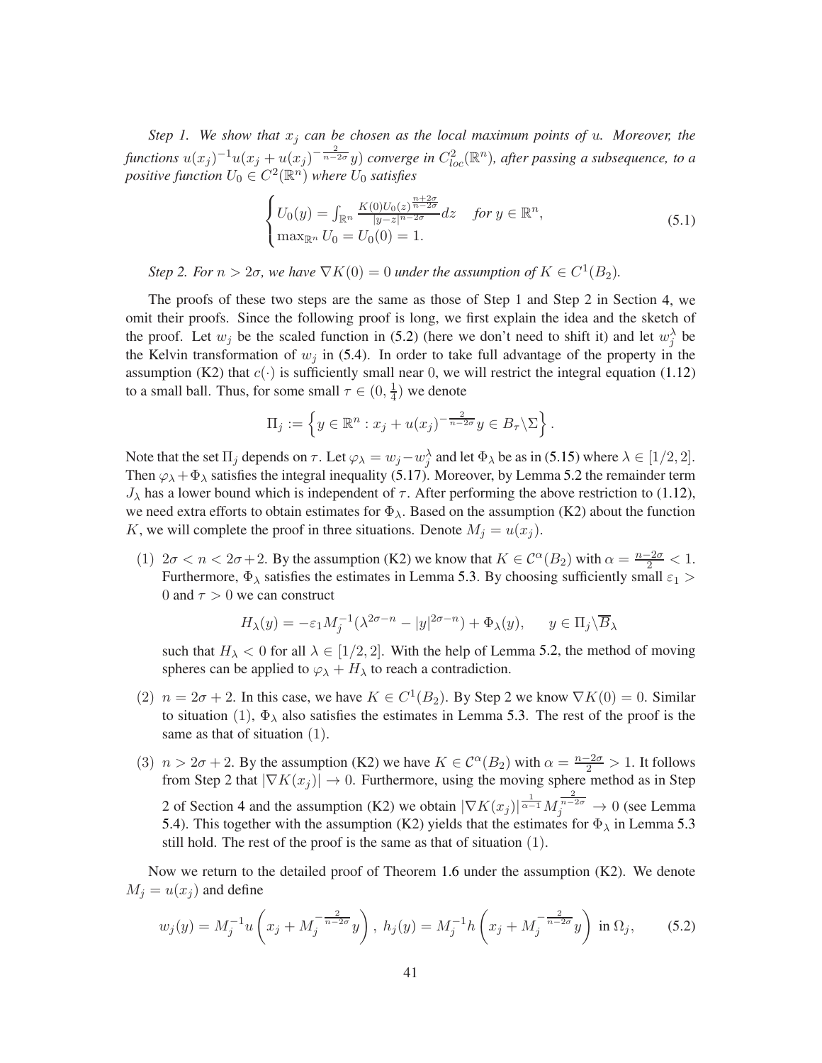*Step 1. We show that $x_j$ can be chosen as the local maximum points of $u$. Moreover, the functions $u(x_j)^{-1}u(x_j + u(x_j)^{-\frac{2}{n-2\sigma}}y)$ converge in $C^2_{loc}(\mathbb{R}^n)$, after passing a subsequence, to a positive function $U_0 \in C^2(\mathbb{R}^n)$ where $U_0$ satisfies*

$$
\begin{cases} U_0(y) = \int_{\mathbb{R}^n} \frac{K(0)U_0(z)^{\frac{n+2\sigma}{n-2\sigma}}}{|y-z|^{n-2\sigma}} dz \quad \text{for } y \in \mathbb{R}^n, \\ \max_{\mathbb{R}^n} U_0 = U_0(0) = 1. \end{cases} \tag{5.1}
$$

*Step 2. For $n > 2\sigma$, we have $\nabla K(0) = 0$ under the assumption of $K \in C^1(B_2)$.*

The proofs of these two steps are the same as those of Step 1 and Step 2 in Section 4, we omit their proofs. Since the following proof is long, we first explain the idea and the sketch of the proof. Let $w_j$ be the scaled function in (5.2) (here we don't need to shift it) and let $w_j^\lambda$ be the Kelvin transformation of $w_j$ in (5.4). In order to take full advantage of the property in the assumption (K2) that $c(\cdot)$ is sufficiently small near 0, we will restrict the integral equation (1.12) to a small ball. Thus, for some small $\tau \in (0, \frac{1}{4})$ we denote

$$
\Pi_j := \left\{ y \in \mathbb{R}^n : x_j + u(x_j)^{-\frac{2}{n-2\sigma}} y \in B_\tau \backslash \Sigma \right\}.
$$

Note that the set $\Pi_j$ depends on $\tau$. Let $\varphi_\lambda = w_j - w_j^\lambda$ and let $\Phi_\lambda$ be as in (5.15) where $\lambda \in [1/2, 2]$. Then $\varphi_\lambda + \Phi_\lambda$ satisfies the integral inequality (5.17). Moreover, by Lemma 5.2 the remainder term $J_\lambda$ has a lower bound which is independent of $\tau$. After performing the above restriction to (1.12), we need extra efforts to obtain estimates for $\Phi_\lambda$. Based on the assumption (K2) about the function $K$, we will complete the proof in three situations. Denote $M_j = u(x_j)$.

(1) $2\sigma < n < 2\sigma + 2$. By the assumption (K2) we know that $K \in \mathcal{C}^\alpha(B_2)$ with $\alpha = \frac{n-2\sigma}{2} < 1$. Furthermore, $\Phi_\lambda$ satisfies the estimates in Lemma 5.3. By choosing sufficiently small $\varepsilon_1 > 0$ and $\tau > 0$ we can construct

$$
H_\lambda(y) = -\varepsilon_1 M_j^{-1}(\lambda^{2\sigma-n} - |y|^{2\sigma-n}) + \Phi_\lambda(y), \qquad y \in \Pi_j \backslash \overline{B}_\lambda
$$

such that $H_\lambda < 0$ for all $\lambda \in [1/2, 2]$. With the help of Lemma 5.2, the method of moving spheres can be applied to $\varphi_\lambda + H_\lambda$ to reach a contradiction.

(2) $n = 2\sigma + 2$. In this case, we have $K \in C^1(B_2)$. By Step 2 we know $\nabla K(0) = 0$. Similar to situation (1), $\Phi_\lambda$ also satisfies the estimates in Lemma 5.3. The rest of the proof is the same as that of situation (1).

(3) $n > 2\sigma + 2$. By the assumption (K2) we have $K \in \mathcal{C}^\alpha(B_2)$ with $\alpha = \frac{n-2\sigma}{2} > 1$. It follows from Step 2 that $|\nabla K(x_j)| \to 0$. Furthermore, using the moving sphere method as in Step 2 of Section 4 and the assumption (K2) we obtain $|\nabla K(x_j)|^{\frac{1}{\alpha-1}} M_j^{\frac{2}{n-2\sigma}} \to 0$ (see Lemma 5.4). This together with the assumption (K2) yields that the estimates for $\Phi_\lambda$ in Lemma 5.3 still hold. The rest of the proof is the same as that of situation (1).

Now we return to the detailed proof of Theorem 1.6 under the assumption (K2). We denote $M_j = u(x_j)$ and define

$$
w_j(y) = M_j^{-1} u\left(x_j + M_j^{-\frac{2}{n-2\sigma}} y\right),\ h_j(y) = M_j^{-1} h\left(x_j + M_j^{-\frac{2}{n-2\sigma}} y\right) \text{ in } \Omega_j, \tag{5.2}
$$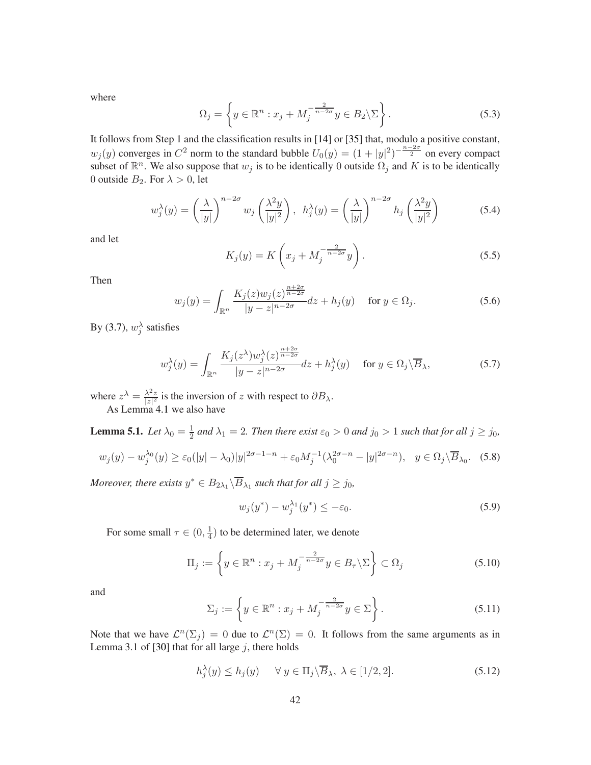where

$$
\Omega_j = \left\{ y \in \mathbb{R}^n : x_j + M_j^{-\frac{2}{n-2\sigma}} y \in B_2 \backslash \Sigma \right\}. \tag{5.3}
$$

It follows from Step 1 and the classification results in [14] or [35] that, modulo a positive constant, $w_j(y)$ converges in $C^2$ norm to the standard bubble $U_0(y) = (1+|y|^2)^{-\frac{n-2\sigma}{2}}$ on every compact subset of $\mathbb{R}^n$. We also suppose that $w_j$ is to be identically 0 outside $\Omega_j$ and $K$ is to be identically 0 outside $B_2$. For $\lambda > 0$, let

$$
w_j^\lambda(y) = \left(\frac{\lambda}{|y|}\right)^{n-2\sigma} w_j\left(\frac{\lambda^2 y}{|y|^2}\right), \;\; h_j^\lambda(y) = \left(\frac{\lambda}{|y|}\right)^{n-2\sigma} h_j\left(\frac{\lambda^2 y}{|y|^2}\right) \tag{5.4}
$$

and let

$$
K_j(y) = K\left(x_j + M_j^{-\frac{2}{n-2\sigma}} y\right). \tag{5.5}
$$

Then

$$
w_j(y) = \int_{\mathbb{R}^n} \frac{K_j(z) w_j(z)^{\frac{n+2\sigma}{n-2\sigma}}}{|y-z|^{n-2\sigma}} dz + h_j(y) \quad \text{ for } y \in \Omega_j. \tag{5.6}
$$

By (3.7), $w_j^\lambda$ satisfies

$$
w_j^\lambda(y) = \int_{\mathbb{R}^n} \frac{K_j(z^\lambda) w_j^\lambda(z)^{\frac{n+2\sigma}{n-2\sigma}}}{|y-z|^{n-2\sigma}} dz + h_j^\lambda(y) \quad \text{ for } y \in \Omega_j \backslash \overline{B}_\lambda, \tag{5.7}
$$

where $z^\lambda = \frac{\lambda^2 z}{|z|^2}$ is the inversion of $z$ with respect to $\partial B_\lambda$.

As Lemma 4.1 we also have

**Lemma 5.1.** *Let $\lambda_0 = \frac{1}{2}$ and $\lambda_1 = 2$. Then there exist $\varepsilon_0 > 0$ and $j_0 > 1$ such that for all $j \geq j_0$,*

$$
w_j(y) - w_j^{\lambda_0}(y) \geq \varepsilon_0(|y| - \lambda_0)|y|^{2\sigma-1-n} + \varepsilon_0 M_j^{-1}(\lambda_0^{2\sigma-n} - |y|^{2\sigma-n}), \quad y \in \Omega_j \backslash \overline{B}_{\lambda_0}. \tag{5.8}
$$

*Moreover, there exists $y^* \in B_{2\lambda_1} \backslash \overline{B}_{\lambda_1}$ such that for all $j \geq j_0$,*

$$
w_j(y^*) - w_j^{\lambda_1}(y^*) \leq -\varepsilon_0. \tag{5.9}
$$

For some small $\tau \in (0, \frac{1}{4})$ to be determined later, we denote

$$
\Pi_j := \left\{ y \in \mathbb{R}^n : x_j + M_j^{-\frac{2}{n-2\sigma}} y \in B_\tau \backslash \Sigma \right\} \subset \Omega_j \tag{5.10}
$$

and

$$
\Sigma_j := \left\{ y \in \mathbb{R}^n : x_j + M_j^{-\frac{2}{n-2\sigma}} y \in \Sigma \right\}. \tag{5.11}
$$

Note that we have $\mathcal{L}^n(\Sigma_j) = 0$ due to $\mathcal{L}^n(\Sigma) = 0$. It follows from the same arguments as in Lemma 3.1 of [30] that for all large $j$, there holds

$$
h_j^\lambda(y) \leq h_j(y) \quad \forall \; y \in \Pi_j \backslash \overline{B}_\lambda, \; \lambda \in [1/2, 2]. \tag{5.12}
$$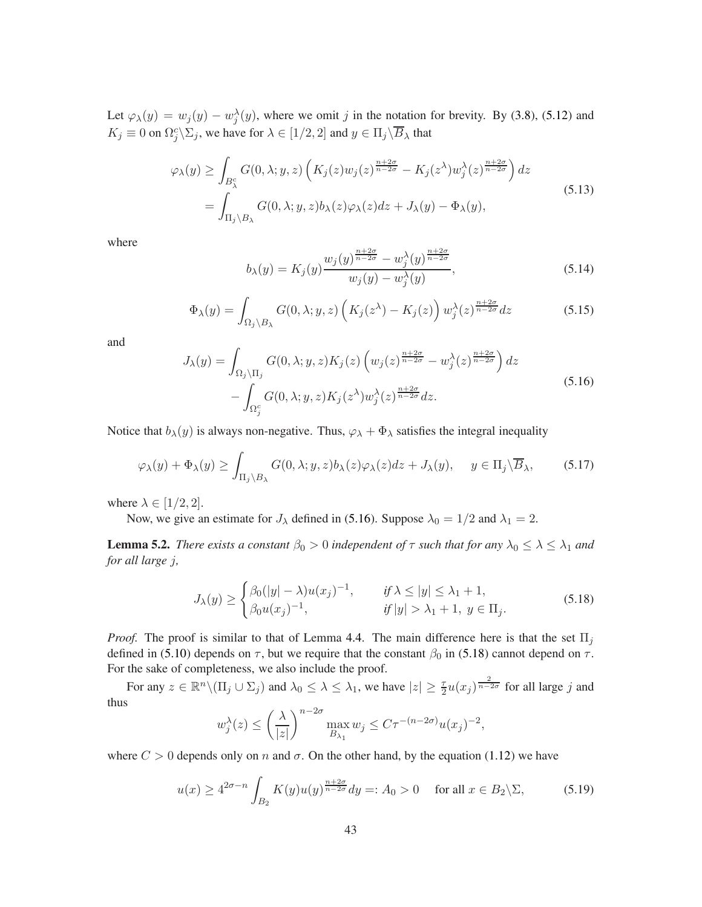Let $\varphi_\lambda(y) = w_j(y) - w_j^\lambda(y)$, where we omit $j$ in the notation for brevity. By (3.8), (5.12) and $K_j \equiv 0$ on $\Omega_j^c \backslash \Sigma_j$, we have for $\lambda \in [1/2, 2]$ and $y \in \Pi_j \backslash \overline{B}_\lambda$ that

$$
\begin{aligned}
\varphi_\lambda(y) &\geq \int_{B_\lambda^c} G(0, \lambda; y, z) \left( K_j(z) w_j(z)^{\frac{n+2\sigma}{n-2\sigma}} - K_j(z^\lambda) w_j^\lambda(z)^{\frac{n+2\sigma}{n-2\sigma}} \right) dz \\
&= \int_{\Pi_j \backslash B_\lambda} G(0, \lambda; y, z) b_\lambda(z) \varphi_\lambda(z) dz + J_\lambda(y) - \Phi_\lambda(y),
\end{aligned}
\tag{5.13}
$$

where

$$
b_\lambda(y) = K_j(y) \frac{w_j(y)^{\frac{n+2\sigma}{n-2\sigma}} - w_j^\lambda(y)^{\frac{n+2\sigma}{n-2\sigma}}}{w_j(y) - w_j^\lambda(y)},
\tag{5.14}
$$

$$
\Phi_\lambda(y) = \int_{\Omega_j \backslash B_\lambda} G(0, \lambda; y, z) \left( K_j(z^\lambda) - K_j(z) \right) w_j^\lambda(z)^{\frac{n+2\sigma}{n-2\sigma}} dz
\tag{5.15}
$$

and

$$
\begin{aligned}
J_\lambda(y) = &\int_{\Omega_j \backslash \Pi_j} G(0, \lambda; y, z) K_j(z) \left( w_j(z)^{\frac{n+2\sigma}{n-2\sigma}} - w_j^\lambda(z)^{\frac{n+2\sigma}{n-2\sigma}} \right) dz \\
&- \int_{\Omega_j^c} G(0, \lambda; y, z) K_j(z^\lambda) w_j^\lambda(z)^{\frac{n+2\sigma}{n-2\sigma}} dz.
\end{aligned}
\tag{5.16}
$$

Notice that $b_\lambda(y)$ is always non-negative. Thus, $\varphi_\lambda + \Phi_\lambda$ satisfies the integral inequality

$$
\varphi_\lambda(y) + \Phi_\lambda(y) \geq \int_{\Pi_j \backslash B_\lambda} G(0, \lambda; y, z) b_\lambda(z) \varphi_\lambda(z) dz + J_\lambda(y), \quad y \in \Pi_j \backslash \overline{B}_\lambda,
\tag{5.17}
$$

where $\lambda \in [1/2, 2]$.

Now, we give an estimate for $J_\lambda$ defined in (5.16). Suppose $\lambda_0 = 1/2$ and $\lambda_1 = 2$.

**Lemma 5.2.** *There exists a constant $\beta_0 > 0$ independent of $\tau$ such that for any $\lambda_0 \leq \lambda \leq \lambda_1$ and for all large $j$,*

$$
J_\lambda(y) \geq \begin{cases} \beta_0(|y| - \lambda) u(x_j)^{-1}, & \text{if } \lambda \leq |y| \leq \lambda_1 + 1, \\ \beta_0 u(x_j)^{-1}, & \text{if } |y| > \lambda_1 + 1, \ y \in \Pi_j. \end{cases}
\tag{5.18}
$$

*Proof.* The proof is similar to that of Lemma 4.4. The main difference here is that the set $\Pi_j$ defined in (5.10) depends on $\tau$, but we require that the constant $\beta_0$ in (5.18) cannot depend on $\tau$. For the sake of completeness, we also include the proof.

For any $z \in \mathbb{R}^n \backslash (\Pi_j \cup \Sigma_j)$ and $\lambda_0 \leq \lambda \leq \lambda_1$, we have $|z| \geq \frac{\tau}{2} u(x_j)^{\frac{2}{n-2\sigma}}$ for all large $j$ and thus

$$
w_j^\lambda(z) \leq \left( \frac{\lambda}{|z|} \right)^{n-2\sigma} \max_{B_{\lambda_1}} w_j \leq C \tau^{-(n-2\sigma)} u(x_j)^{-2},
$$

where $C > 0$ depends only on $n$ and $\sigma$. On the other hand, by the equation (1.12) we have

$$
u(x) \geq 4^{2\sigma - n} \int_{B_2} K(y) u(y)^{\frac{n+2\sigma}{n-2\sigma}} dy =: A_0 > 0 \quad \text{for all } x \in B_2 \backslash \Sigma,
\tag{5.19}
$$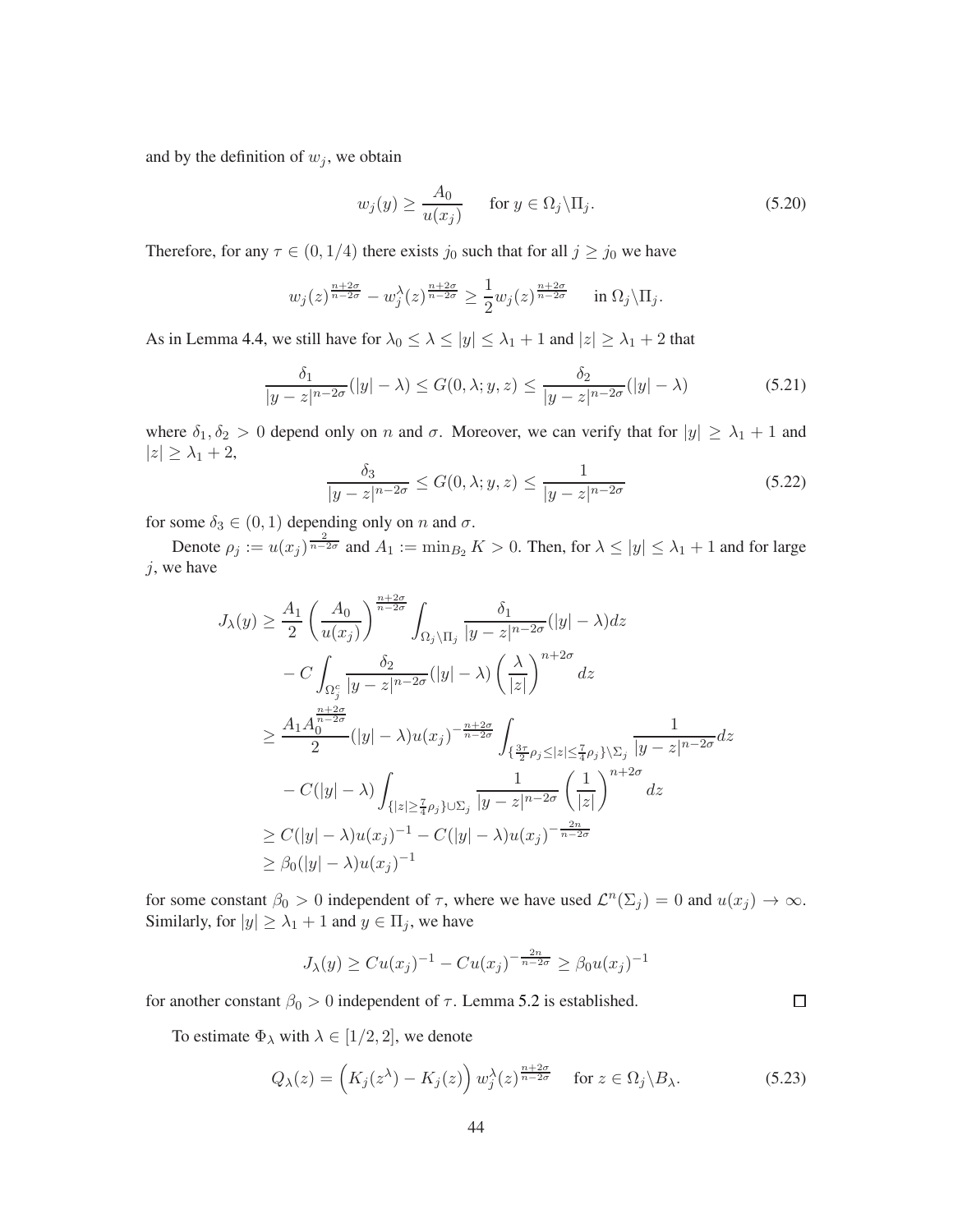and by the definition of $w_j$, we obtain

$$w_j(y) \geq \frac{A_0}{u(x_j)} \qquad \text{for } y \in \Omega_j \backslash \Pi_j. \tag{5.20}$$

Therefore, for any $\tau \in (0, 1/4)$ there exists $j_0$ such that for all $j \geq j_0$ we have

$$w_j(z)^{\frac{n+2\sigma}{n-2\sigma}} - w_j^\lambda(z)^{\frac{n+2\sigma}{n-2\sigma}} \geq \frac{1}{2} w_j(z)^{\frac{n+2\sigma}{n-2\sigma}} \qquad \text{in } \Omega_j \backslash \Pi_j.$$

As in Lemma 4.4, we still have for $\lambda_0 \leq \lambda \leq |y| \leq \lambda_1 + 1$ and $|z| \geq \lambda_1 + 2$ that

$$\frac{\delta_1}{|y-z|^{n-2\sigma}}(|y| - \lambda) \leq G(0, \lambda; y, z) \leq \frac{\delta_2}{|y-z|^{n-2\sigma}}(|y| - \lambda) \tag{5.21}$$

where $\delta_1, \delta_2 > 0$ depend only on $n$ and $\sigma$. Moreover, we can verify that for $|y| \geq \lambda_1 + 1$ and $|z| \geq \lambda_1 + 2$,

$$\frac{\delta_3}{|y-z|^{n-2\sigma}} \leq G(0, \lambda; y, z) \leq \frac{1}{|y-z|^{n-2\sigma}} \tag{5.22}$$

for some $\delta_3 \in (0, 1)$ depending only on $n$ and $\sigma$.

Denote $\rho_j := u(x_j)^{\frac{2}{n-2\sigma}}$ and $A_1 := \min_{B_2} K > 0$. Then, for $\lambda \leq |y| \leq \lambda_1 + 1$ and for large $j$, we have

$$\begin{aligned}
J_\lambda(y) &\geq \frac{A_1}{2} \left( \frac{A_0}{u(x_j)} \right)^{\frac{n+2\sigma}{n-2\sigma}} \int_{\Omega_j \backslash \Pi_j} \frac{\delta_1}{|y-z|^{n-2\sigma}} (|y| - \lambda) dz \\
&\quad - C \int_{\Omega_j^c} \frac{\delta_2}{|y-z|^{n-2\sigma}} (|y| - \lambda) \left( \frac{\lambda}{|z|} \right)^{n+2\sigma} dz \\
&\geq \frac{A_1 A_0^{\frac{n+2\sigma}{n-2\sigma}}}{2} (|y| - \lambda) u(x_j)^{-\frac{n+2\sigma}{n-2\sigma}} \int_{\{\frac{3\tau}{2}\rho_j \leq |z| \leq \frac{7}{4}\rho_j\} \backslash \Sigma_j} \frac{1}{|y-z|^{n-2\sigma}} dz \\
&\quad - C(|y| - \lambda) \int_{\{|z| \geq \frac{7}{4}\rho_j\} \cup \Sigma_j} \frac{1}{|y-z|^{n-2\sigma}} \left( \frac{1}{|z|} \right)^{n+2\sigma} dz \\
&\geq C(|y| - \lambda) u(x_j)^{-1} - C(|y| - \lambda) u(x_j)^{-\frac{2n}{n-2\sigma}} \\
&\geq \beta_0 (|y| - \lambda) u(x_j)^{-1}
\end{aligned}$$

for some constant $\beta_0 > 0$ independent of $\tau$, where we have used $\mathcal{L}^n(\Sigma_j) = 0$ and $u(x_j) \to \infty$. Similarly, for $|y| \geq \lambda_1 + 1$ and $y \in \Pi_j$, we have

$$J_\lambda(y) \geq C u(x_j)^{-1} - C u(x_j)^{-\frac{2n}{n-2\sigma}} \geq \beta_0 u(x_j)^{-1}$$

for another constant $\beta_0 > 0$ independent of $\tau$. Lemma 5.2 is established. $\square$

To estimate $\Phi_\lambda$ with $\lambda \in [1/2, 2]$, we denote

$$Q_\lambda(z) = \Big( K_j(z^\lambda) - K_j(z) \Big) w_j^\lambda(z)^{\frac{n+2\sigma}{n-2\sigma}} \quad \text{for } z \in \Omega_j \backslash B_\lambda. \tag{5.23}$$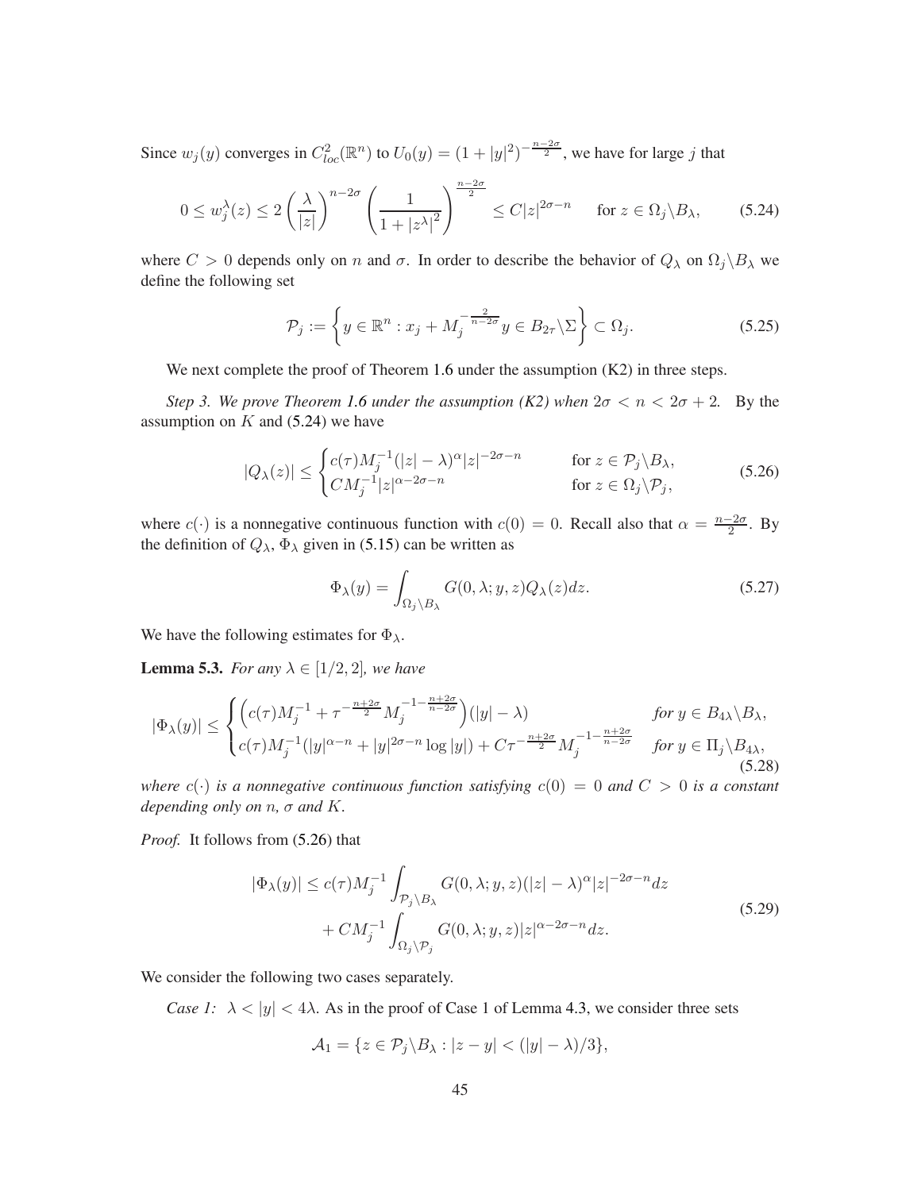Since $w_j(y)$ converges in $C^2_{loc}(\mathbb{R}^n)$ to $U_0(y) = (1+|y|^2)^{-\frac{n-2\sigma}{2}}$, we have for large $j$ that

$$0 \le w_j^\lambda(z) \le 2\left(\frac{\lambda}{|z|}\right)^{n-2\sigma}\left(\frac{1}{1+|z^\lambda|^2}\right)^{\frac{n-2\sigma}{2}} \le C|z|^{2\sigma-n} \qquad \text{for } z \in \Omega_j \backslash B_\lambda, \tag{5.24}$$

where $C > 0$ depends only on $n$ and $\sigma$. In order to describe the behavior of $Q_\lambda$ on $\Omega_j \backslash B_\lambda$ we define the following set

$$\mathcal{P}_j := \left\{ y \in \mathbb{R}^n : x_j + M_j^{-\frac{2}{n-2\sigma}} y \in B_{2\tau} \backslash \Sigma \right\} \subset \Omega_j. \tag{5.25}$$

We next complete the proof of Theorem 1.6 under the assumption (K2) in three steps.

*Step 3. We prove Theorem 1.6 under the assumption (K2) when $2\sigma < n < 2\sigma + 2$.* By the assumption on $K$ and (5.24) we have

$$|Q_\lambda(z)| \le \begin{cases} c(\tau) M_j^{-1}(|z|-\lambda)^\alpha |z|^{-2\sigma-n} & \text{for } z \in \mathcal{P}_j \backslash B_\lambda, \\ C M_j^{-1} |z|^{\alpha-2\sigma-n} & \text{for } z \in \Omega_j \backslash \mathcal{P}_j, \end{cases} \tag{5.26}$$

where $c(\cdot)$ is a nonnegative continuous function with $c(0) = 0$. Recall also that $\alpha = \frac{n-2\sigma}{2}$. By the definition of $Q_\lambda$, $\Phi_\lambda$ given in (5.15) can be written as

$$\Phi_\lambda(y) = \int_{\Omega_j \backslash B_\lambda} G(0, \lambda; y, z) Q_\lambda(z) dz. \tag{5.27}$$

We have the following estimates for $\Phi_\lambda$.

**Lemma 5.3.** *For any $\lambda \in [1/2, 2]$, we have*

$$|\Phi_\lambda(y)| \le \begin{cases} \left(c(\tau) M_j^{-1} + \tau^{-\frac{n+2\sigma}{2}} M_j^{-1-\frac{n+2\sigma}{n-2\sigma}}\right)(|y|-\lambda) & \text{for } y \in B_{4\lambda} \backslash B_\lambda, \\ c(\tau) M_j^{-1}(|y|^{\alpha-n} + |y|^{2\sigma-n}\log|y|) + C\tau^{-\frac{n+2\sigma}{2}} M_j^{-1-\frac{n+2\sigma}{n-2\sigma}} & \text{for } y \in \Pi_j \backslash B_{4\lambda}, \end{cases} \tag{5.28}$$

*where $c(\cdot)$ is a nonnegative continuous function satisfying $c(0) = 0$ and $C > 0$ is a constant depending only on $n$, $\sigma$ and $K$.*

*Proof.* It follows from (5.26) that

$$\begin{aligned} |\Phi_\lambda(y)| \le\, & c(\tau) M_j^{-1} \int_{\mathcal{P}_j \backslash B_\lambda} G(0, \lambda; y, z)(|z|-\lambda)^\alpha |z|^{-2\sigma-n} dz \\ & + C M_j^{-1} \int_{\Omega_j \backslash \mathcal{P}_j} G(0, \lambda; y, z) |z|^{\alpha-2\sigma-n} dz. \end{aligned} \tag{5.29}$$

We consider the following two cases separately.

*Case 1: $\lambda < |y| < 4\lambda$.* As in the proof of Case 1 of Lemma 4.3, we consider three sets

$$\mathcal{A}_1 = \{z \in \mathcal{P}_j \backslash B_\lambda : |z-y| < (|y|-\lambda)/3\},$$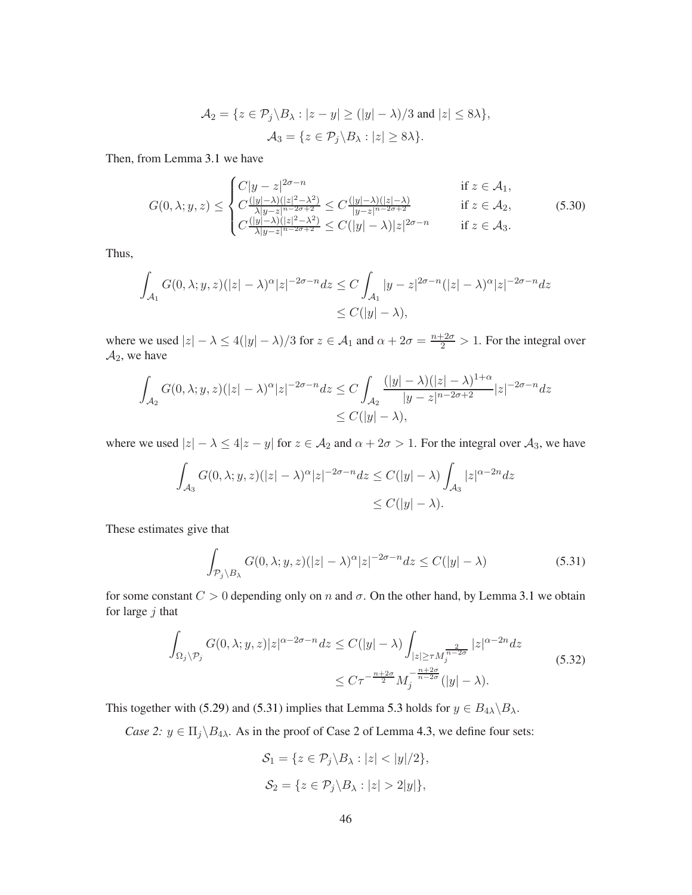$$\mathcal{A}_2 = \{z \in \mathcal{P}_j \backslash B_\lambda : |z - y| \geq (|y| - \lambda)/3 \text{ and } |z| \leq 8\lambda\},$$

$$\mathcal{A}_3 = \{z \in \mathcal{P}_j \backslash B_\lambda : |z| \geq 8\lambda\}.$$

Then, from Lemma 3.1 we have

$$G(0, \lambda; y, z) \leq \begin{cases} C|y - z|^{2\sigma - n} & \text{if } z \in \mathcal{A}_1, \\ C\frac{(|y|-\lambda)(|z|^2-\lambda^2)}{\lambda|y-z|^{n-2\sigma+2}} \leq C\frac{(|y|-\lambda)(|z|-\lambda)}{|y-z|^{n-2\sigma+2}} & \text{if } z \in \mathcal{A}_2, \\ C\frac{(|y|-\lambda)(|z|^2-\lambda^2)}{\lambda|y-z|^{n-2\sigma+2}} \leq C(|y| - \lambda)|z|^{2\sigma - n} & \text{if } z \in \mathcal{A}_3. \end{cases} \tag{5.30}$$

Thus,

$$\begin{aligned} \int_{\mathcal{A}_1} G(0, \lambda; y, z)(|z| - \lambda)^\alpha |z|^{-2\sigma - n} dz &\leq C \int_{\mathcal{A}_1} |y - z|^{2\sigma - n}(|z| - \lambda)^\alpha |z|^{-2\sigma - n} dz \\ &\leq C(|y| - \lambda), \end{aligned}$$

where we used $|z| - \lambda \leq 4(|y| - \lambda)/3$ for $z \in \mathcal{A}_1$ and $\alpha + 2\sigma = \frac{n+2\sigma}{2} > 1$. For the integral over $\mathcal{A}_2$, we have

$$\begin{aligned} \int_{\mathcal{A}_2} G(0, \lambda; y, z)(|z| - \lambda)^\alpha |z|^{-2\sigma - n} dz &\leq C \int_{\mathcal{A}_2} \frac{(|y| - \lambda)(|z| - \lambda)^{1+\alpha}}{|y - z|^{n-2\sigma+2}} |z|^{-2\sigma - n} dz \\ &\leq C(|y| - \lambda), \end{aligned}$$

where we used $|z| - \lambda \leq 4|z - y|$ for $z \in \mathcal{A}_2$ and $\alpha + 2\sigma > 1$. For the integral over $\mathcal{A}_3$, we have

$$\begin{aligned} \int_{\mathcal{A}_3} G(0, \lambda; y, z)(|z| - \lambda)^\alpha |z|^{-2\sigma - n} dz &\leq C(|y| - \lambda) \int_{\mathcal{A}_3} |z|^{\alpha - 2n} dz \\ &\leq C(|y| - \lambda). \end{aligned}$$

These estimates give that

$$\int_{\mathcal{P}_j \backslash B_\lambda} G(0, \lambda; y, z)(|z| - \lambda)^\alpha |z|^{-2\sigma - n} dz \leq C(|y| - \lambda) \tag{5.31}$$

for some constant $C > 0$ depending only on $n$ and $\sigma$. On the other hand, by Lemma 3.1 we obtain for large $j$ that

$$\begin{aligned} \int_{\Omega_j \backslash \mathcal{P}_j} G(0, \lambda; y, z)|z|^{\alpha - 2\sigma - n} dz &\leq C(|y| - \lambda) \int_{|z| \geq \tau M_j^{\frac{2}{n-2\sigma}}} |z|^{\alpha - 2n} dz \\ &\leq C\tau^{-\frac{n+2\sigma}{2}} M_j^{-\frac{n+2\sigma}{n-2\sigma}}(|y| - \lambda). \end{aligned} \tag{5.32}$$

This together with (5.29) and (5.31) implies that Lemma 5.3 holds for $y \in B_{4\lambda} \backslash B_\lambda$.

*Case 2:* $y \in \Pi_j \backslash B_{4\lambda}$. As in the proof of Case 2 of Lemma 4.3, we define four sets:

$$\mathcal{S}_1 = \{z \in \mathcal{P}_j \backslash B_\lambda : |z| < |y|/2\},$$

$$\mathcal{S}_2 = \{z \in \mathcal{P}_j \backslash B_\lambda : |z| > 2|y|\},$$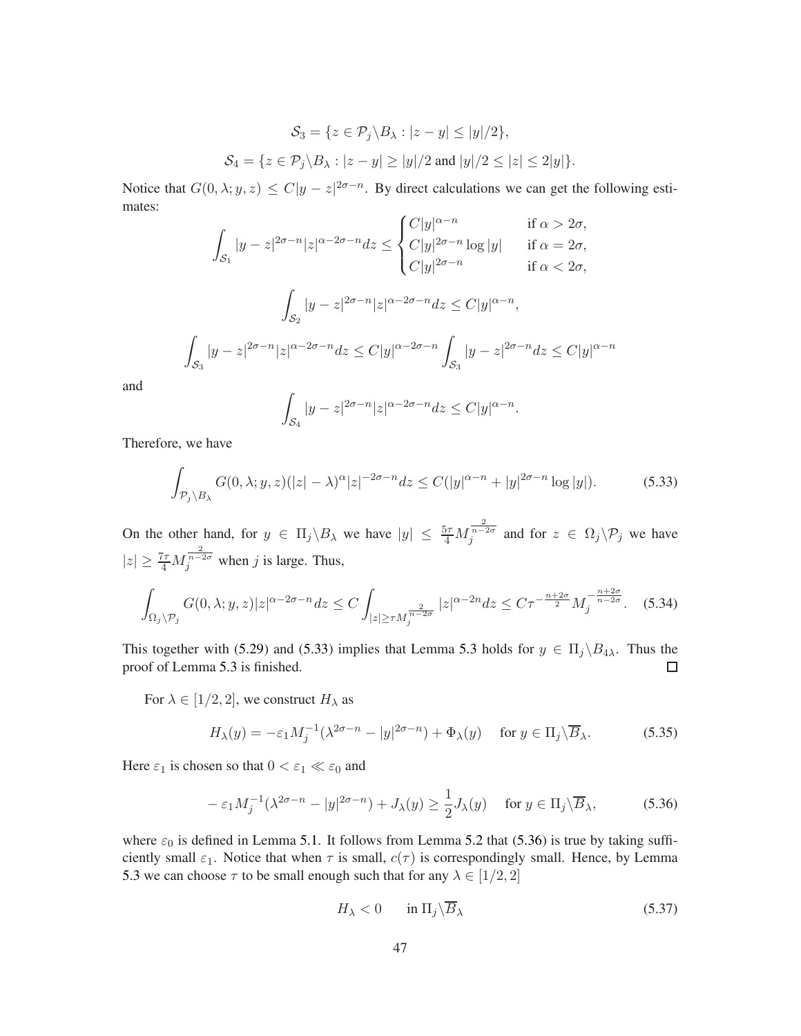$$\mathcal{S}_3 = \{z \in \mathcal{P}_j \backslash B_\lambda : |z - y| \le |y|/2\},$$

$$\mathcal{S}_4 = \{z \in \mathcal{P}_j \backslash B_\lambda : |z - y| \ge |y|/2 \text{ and } |y|/2 \le |z| \le 2|y|\}.$$

Notice that $G(0, \lambda; y, z) \le C|y - z|^{2\sigma - n}$. By direct calculations we can get the following estimates:

$$\int_{\mathcal{S}_1} |y - z|^{2\sigma - n} |z|^{\alpha - 2\sigma - n} dz \le \begin{cases} C|y|^{\alpha - n} & \text{if } \alpha > 2\sigma, \\ C|y|^{2\sigma - n} \log |y| & \text{if } \alpha = 2\sigma, \\ C|y|^{2\sigma - n} & \text{if } \alpha < 2\sigma, \end{cases}$$

$$\int_{\mathcal{S}_2} |y - z|^{2\sigma - n} |z|^{\alpha - 2\sigma - n} dz \le C|y|^{\alpha - n},$$

$$\int_{\mathcal{S}_3} |y - z|^{2\sigma - n} |z|^{\alpha - 2\sigma - n} dz \le C|y|^{\alpha - 2\sigma - n} \int_{\mathcal{S}_3} |y - z|^{2\sigma - n} dz \le C|y|^{\alpha - n}$$

and

$$\int_{\mathcal{S}_4} |y - z|^{2\sigma - n} |z|^{\alpha - 2\sigma - n} dz \le C|y|^{\alpha - n}.$$

Therefore, we have

$$\int_{\mathcal{P}_j \backslash B_\lambda} G(0, \lambda; y, z)(|z| - \lambda)^\alpha |z|^{-2\sigma - n} dz \le C(|y|^{\alpha - n} + |y|^{2\sigma - n} \log |y|). \tag{5.33}$$

On the other hand, for $y \in \Pi_j \backslash B_\lambda$ we have $|y| \le \frac{5\tau}{4} M_j^{\frac{2}{n-2\sigma}}$ and for $z \in \Omega_j \backslash \mathcal{P}_j$ we have $|z| \ge \frac{7\tau}{4} M_j^{\frac{2}{n-2\sigma}}$ when $j$ is large. Thus,

$$\int_{\Omega_j \backslash \mathcal{P}_j} G(0, \lambda; y, z) |z|^{\alpha - 2\sigma - n} dz \le C \int_{|z| \ge \tau M_j^{\frac{2}{n-2\sigma}}} |z|^{\alpha - 2n} dz \le C\tau^{-\frac{n+2\sigma}{2}} M_j^{-\frac{n+2\sigma}{n-2\sigma}}. \tag{5.34}$$

This together with (5.29) and (5.33) implies that Lemma 5.3 holds for $y \in \Pi_j \backslash B_{4\lambda}$. Thus the proof of Lemma 5.3 is finished. □

For $\lambda \in [1/2, 2]$, we construct $H_\lambda$ as

$$H_\lambda(y) = -\varepsilon_1 M_j^{-1}(\lambda^{2\sigma - n} - |y|^{2\sigma - n}) + \Phi_\lambda(y) \quad \text{for } y \in \Pi_j \backslash \overline{B}_\lambda. \tag{5.35}$$

Here $\varepsilon_1$ is chosen so that $0 < \varepsilon_1 \ll \varepsilon_0$ and

$$-\varepsilon_1 M_j^{-1}(\lambda^{2\sigma - n} - |y|^{2\sigma - n}) + J_\lambda(y) \ge \frac{1}{2} J_\lambda(y) \quad \text{for } y \in \Pi_j \backslash \overline{B}_\lambda, \tag{5.36}$$

where $\varepsilon_0$ is defined in Lemma 5.1. It follows from Lemma 5.2 that (5.36) is true by taking sufficiently small $\varepsilon_1$. Notice that when $\tau$ is small, $c(\tau)$ is correspondingly small. Hence, by Lemma 5.3 we can choose $\tau$ to be small enough such that for any $\lambda \in [1/2, 2]$

$$H_\lambda < 0 \qquad \text{in } \Pi_j \backslash \overline{B}_\lambda \tag{5.37}$$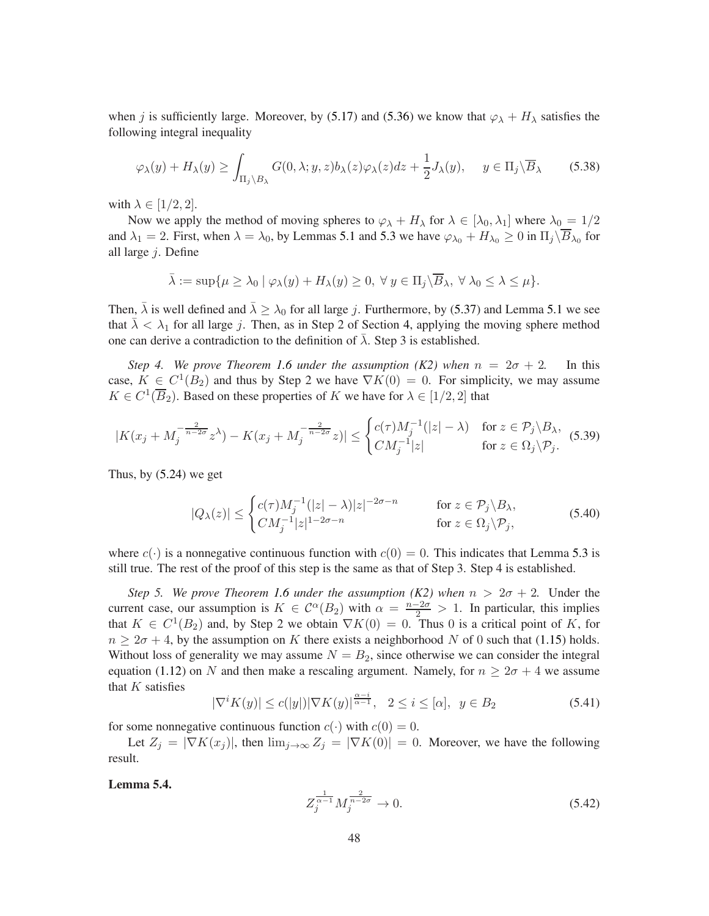when $j$ is sufficiently large. Moreover, by (5.17) and (5.36) we know that $\varphi_\lambda + H_\lambda$ satisfies the following integral inequality

$$\varphi_\lambda(y) + H_\lambda(y) \geq \int_{\Pi_j \setminus B_\lambda} G(0, \lambda; y, z) b_\lambda(z) \varphi_\lambda(z) dz + \frac{1}{2} J_\lambda(y), \quad y \in \Pi_j \setminus \overline{B}_\lambda \tag{5.38}$$

with $\lambda \in [1/2, 2]$.

Now we apply the method of moving spheres to $\varphi_\lambda + H_\lambda$ for $\lambda \in [\lambda_0, \lambda_1]$ where $\lambda_0 = 1/2$ and $\lambda_1 = 2$. First, when $\lambda = \lambda_0$, by Lemmas 5.1 and 5.3 we have $\varphi_{\lambda_0} + H_{\lambda_0} \geq 0$ in $\Pi_j \setminus \overline{B}_{\lambda_0}$ for all large $j$. Define

$$\bar{\lambda} := \sup\{\mu \geq \lambda_0 \mid \varphi_\lambda(y) + H_\lambda(y) \geq 0, \ \forall\, y \in \Pi_j \setminus \overline{B}_\lambda, \ \forall\, \lambda_0 \leq \lambda \leq \mu\}.$$

Then, $\bar{\lambda}$ is well defined and $\bar{\lambda} \geq \lambda_0$ for all large $j$. Furthermore, by (5.37) and Lemma 5.1 we see that $\bar{\lambda} < \lambda_1$ for all large $j$. Then, as in Step 2 of Section 4, applying the moving sphere method one can derive a contradiction to the definition of $\bar{\lambda}$. Step 3 is established.

*Step 4. We prove Theorem 1.6 under the assumption (K2) when $n = 2\sigma + 2$.* In this case, $K \in C^1(B_2)$ and thus by Step 2 we have $\nabla K(0) = 0$. For simplicity, we may assume $K \in C^1(\overline{B}_2)$. Based on these properties of $K$ we have for $\lambda \in [1/2, 2]$ that

$$|K(x_j + M_j^{-\frac{2}{n-2\sigma}} z^\lambda) - K(x_j + M_j^{-\frac{2}{n-2\sigma}} z)| \leq \begin{cases} c(\tau) M_j^{-1}(|z| - \lambda) & \text{for } z \in \mathcal{P}_j \setminus B_\lambda, \\ C M_j^{-1}|z| & \text{for } z \in \Omega_j \setminus \mathcal{P}_j. \end{cases} \tag{5.39}$$

Thus, by (5.24) we get

$$|Q_\lambda(z)| \leq \begin{cases} c(\tau) M_j^{-1}(|z| - \lambda)|z|^{-2\sigma - n} & \text{for } z \in \mathcal{P}_j \setminus B_\lambda, \\ C M_j^{-1}|z|^{1-2\sigma-n} & \text{for } z \in \Omega_j \setminus \mathcal{P}_j, \end{cases} \tag{5.40}$$

where $c(\cdot)$ is a nonnegative continuous function with $c(0) = 0$. This indicates that Lemma 5.3 is still true. The rest of the proof of this step is the same as that of Step 3. Step 4 is established.

*Step 5. We prove Theorem 1.6 under the assumption (K2) when $n > 2\sigma + 2$.* Under the current case, our assumption is $K \in \mathcal{C}^\alpha(B_2)$ with $\alpha = \frac{n-2\sigma}{2} > 1$. In particular, this implies that $K \in C^1(B_2)$ and, by Step 2 we obtain $\nabla K(0) = 0$. Thus 0 is a critical point of $K$, for $n \geq 2\sigma + 4$, by the assumption on $K$ there exists a neighborhood $N$ of 0 such that (1.15) holds. Without loss of generality we may assume $N = B_2$, since otherwise we can consider the integral equation (1.12) on $N$ and then make a rescaling argument. Namely, for $n \geq 2\sigma + 4$ we assume that $K$ satisfies

$$|\nabla^i K(y)| \leq c(|y|) |\nabla K(y)|^{\frac{\alpha - i}{\alpha - 1}}, \quad 2 \leq i \leq [\alpha], \ \ y \in B_2 \tag{5.41}$$

for some nonnegative continuous function $c(\cdot)$ with $c(0) = 0$.

Let $Z_j = |\nabla K(x_j)|$, then $\lim_{j \to \infty} Z_j = |\nabla K(0)| = 0$. Moreover, we have the following result.

**Lemma 5.4.**

$$Z_j^{\frac{1}{\alpha - 1}} M_j^{\frac{2}{n-2\sigma}} \to 0. \tag{5.42}$$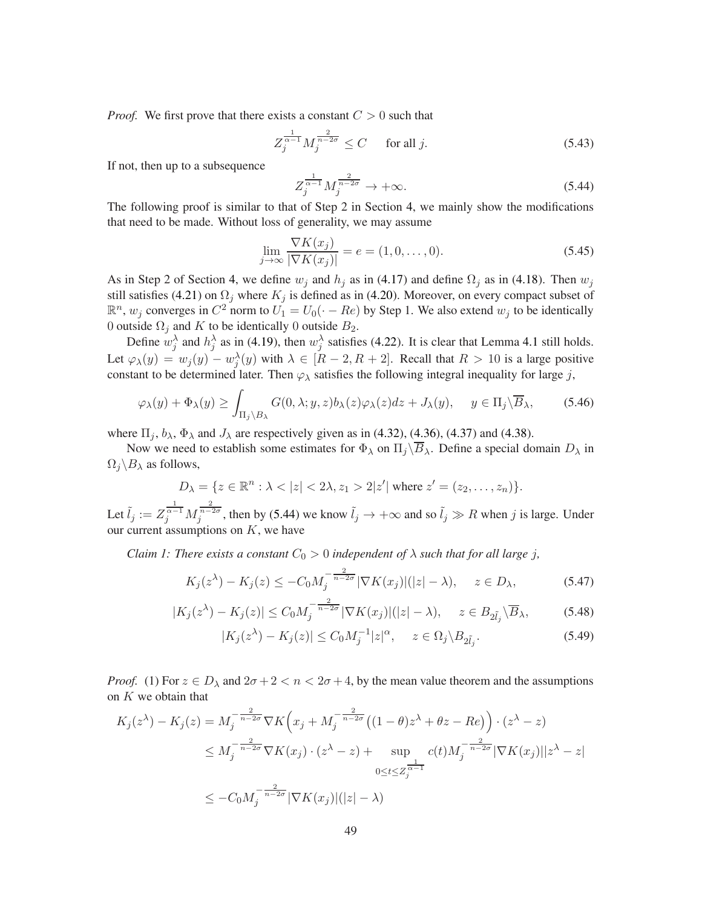*Proof.* We first prove that there exists a constant $C > 0$ such that

$$Z_j^{\frac{1}{\alpha-1}} M_j^{\frac{2}{n-2\sigma}} \leq C \quad \text{ for all } j. \tag{5.43}$$

If not, then up to a subsequence

$$Z_j^{\frac{1}{\alpha-1}} M_j^{\frac{2}{n-2\sigma}} \to +\infty. \tag{5.44}$$

The following proof is similar to that of Step 2 in Section 4, we mainly show the modifications that need to be made. Without loss of generality, we may assume

$$\lim_{j\to\infty} \frac{\nabla K(x_j)}{|\nabla K(x_j)|} = e = (1, 0, \dots, 0). \tag{5.45}$$

As in Step 2 of Section 4, we define $w_j$ and $h_j$ as in (4.17) and define $\Omega_j$ as in (4.18). Then $w_j$ still satisfies (4.21) on $\Omega_j$ where $K_j$ is defined as in (4.20). Moreover, on every compact subset of $\mathbb{R}^n$, $w_j$ converges in $C^2$ norm to $U_1 = U_0(\cdot - Re)$ by Step 1. We also extend $w_j$ to be identically 0 outside $\Omega_j$ and $K$ to be identically 0 outside $B_2$.

Define $w_j^\lambda$ and $h_j^\lambda$ as in (4.19), then $w_j^\lambda$ satisfies (4.22). It is clear that Lemma 4.1 still holds. Let $\varphi_\lambda(y) = w_j(y) - w_j^\lambda(y)$ with $\lambda \in [R-2, R+2]$. Recall that $R > 10$ is a large positive constant to be determined later. Then $\varphi_\lambda$ satisfies the following integral inequality for large $j$,

$$\varphi_\lambda(y) + \Phi_\lambda(y) \geq \int_{\Pi_j \setminus B_\lambda} G(0, \lambda; y, z) b_\lambda(z) \varphi_\lambda(z) dz + J_\lambda(y), \quad y \in \Pi_j \setminus \overline{B}_\lambda, \tag{5.46}$$

where $\Pi_j$, $b_\lambda$, $\Phi_\lambda$ and $J_\lambda$ are respectively given as in (4.32), (4.36), (4.37) and (4.38).

Now we need to establish some estimates for $\Phi_\lambda$ on $\Pi_j \setminus \overline{B}_\lambda$. Define a special domain $D_\lambda$ in $\Omega_j \setminus B_\lambda$ as follows,

$$D_\lambda = \{z \in \mathbb{R}^n : \lambda < |z| < 2\lambda, z_1 > 2|z'| \text{ where } z' = (z_2, \dots, z_n)\}.$$

Let $\tilde{l}_j := Z_j^{\frac{1}{\alpha-1}} M_j^{\frac{2}{n-2\sigma}}$, then by (5.44) we know $\tilde{l}_j \to +\infty$ and so $\tilde{l}_j \gg R$ when $j$ is large. Under our current assumptions on $K$, we have

*Claim 1: There exists a constant $C_0 > 0$ independent of $\lambda$ such that for all large $j$,*

$$K_j(z^\lambda) - K_j(z) \leq -C_0 M_j^{-\frac{2}{n-2\sigma}} |\nabla K(x_j)|(|z| - \lambda), \quad z \in D_\lambda, \tag{5.47}$$

$$|K_j(z^\lambda) - K_j(z)| \leq C_0 M_j^{-\frac{2}{n-2\sigma}} |\nabla K(x_j)|(|z| - \lambda), \quad z \in B_{2\tilde{l}_j} \setminus \overline{B}_\lambda, \tag{5.48}$$

$$|K_j(z^\lambda) - K_j(z)| \leq C_0 M_j^{-1} |z|^\alpha, \quad z \in \Omega_j \setminus B_{2\tilde{l}_j}. \tag{5.49}$$

*Proof.* (1) For $z \in D_\lambda$ and $2\sigma + 2 < n < 2\sigma + 4$, by the mean value theorem and the assumptions on $K$ we obtain that

$$\begin{aligned}
K_j(z^\lambda) - K_j(z) &= M_j^{-\frac{2}{n-2\sigma}} \nabla K\Big(x_j + M_j^{-\frac{2}{n-2\sigma}}\big((1-\theta)z^\lambda + \theta z - Re\big)\Big) \cdot (z^\lambda - z) \\
&\leq M_j^{-\frac{2}{n-2\sigma}} \nabla K(x_j) \cdot (z^\lambda - z) + \sup_{0 \leq t \leq Z_j^{\frac{1}{\alpha-1}}} c(t) M_j^{-\frac{2}{n-2\sigma}} |\nabla K(x_j)||z^\lambda - z| \\
&\leq -C_0 M_j^{-\frac{2}{n-2\sigma}} |\nabla K(x_j)|(|z| - \lambda)
\end{aligned}$$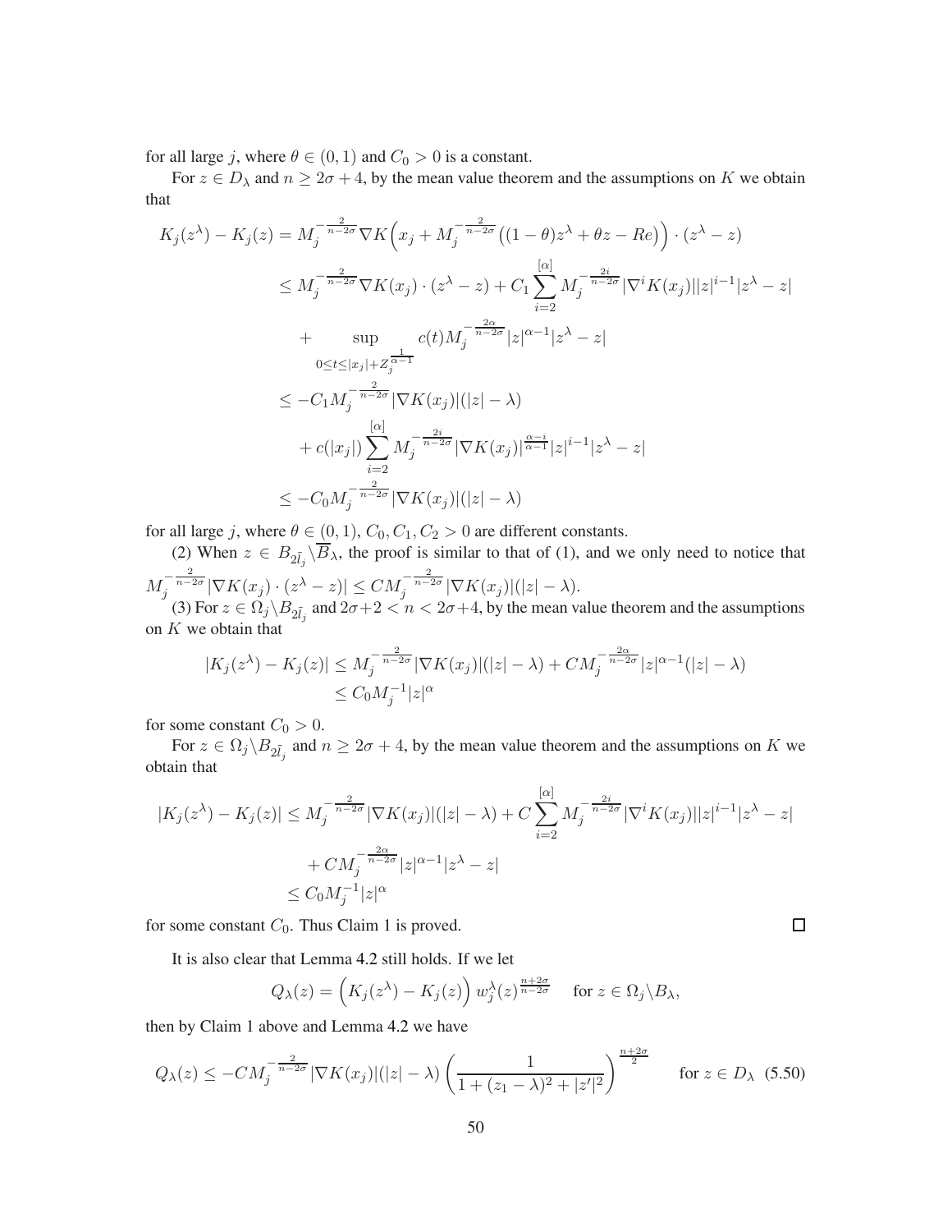for all large $j$, where $\theta \in (0,1)$ and $C_0 > 0$ is a constant.

For $z \in D_\lambda$ and $n \geq 2\sigma + 4$, by the mean value theorem and the assumptions on $K$ we obtain that

$$
\begin{aligned}
K_j(z^\lambda) - K_j(z) &= M_j^{-\frac{2}{n-2\sigma}} \nabla K\Big(x_j + M_j^{-\frac{2}{n-2\sigma}}\big((1-\theta)z^\lambda + \theta z - Re\big)\Big) \cdot (z^\lambda - z) \\
&\leq M_j^{-\frac{2}{n-2\sigma}} \nabla K(x_j) \cdot (z^\lambda - z) + C_1 \sum_{i=2}^{[\alpha]} M_j^{-\frac{2i}{n-2\sigma}} |\nabla^i K(x_j)| |z|^{i-1} |z^\lambda - z| \\
&\quad + \sup_{0 \leq t \leq |x_j| + Z_j^{\frac{1}{\alpha-1}}} c(t) M_j^{-\frac{2\alpha}{n-2\sigma}} |z|^{\alpha-1} |z^\lambda - z| \\
&\leq -C_1 M_j^{-\frac{2}{n-2\sigma}} |\nabla K(x_j)| (|z| - \lambda) \\
&\quad + c(|x_j|) \sum_{i=2}^{[\alpha]} M_j^{-\frac{2i}{n-2\sigma}} |\nabla K(x_j)|^{\frac{\alpha-i}{\alpha-1}} |z|^{i-1} |z^\lambda - z| \\
&\leq -C_0 M_j^{-\frac{2}{n-2\sigma}} |\nabla K(x_j)| (|z| - \lambda)
\end{aligned}
$$

for all large $j$, where $\theta \in (0,1)$, $C_0, C_1, C_2 > 0$ are different constants.

(2) When $z \in B_{2\tilde{l}_j} \backslash \overline{B}_\lambda$, the proof is similar to that of (1), and we only need to notice that $M_j^{-\frac{2}{n-2\sigma}} |\nabla K(x_j) \cdot (z^\lambda - z)| \leq C M_j^{-\frac{2}{n-2\sigma}} |\nabla K(x_j)| (|z| - \lambda)$.

(3) For $z \in \Omega_j \backslash B_{2\tilde{l}_j}$ and $2\sigma + 2 < n < 2\sigma + 4$, by the mean value theorem and the assumptions on $K$ we obtain that

$$
\begin{aligned}
|K_j(z^\lambda) - K_j(z)| &\leq M_j^{-\frac{2}{n-2\sigma}} |\nabla K(x_j)| (|z| - \lambda) + C M_j^{-\frac{2\alpha}{n-2\sigma}} |z|^{\alpha-1} (|z| - \lambda) \\
&\leq C_0 M_j^{-1} |z|^\alpha
\end{aligned}
$$

for some constant $C_0 > 0$.

For $z \in \Omega_j \backslash B_{2\tilde{l}_j}$ and $n \geq 2\sigma + 4$, by the mean value theorem and the assumptions on $K$ we obtain that

$$
\begin{aligned}
|K_j(z^\lambda) - K_j(z)| &\leq M_j^{-\frac{2}{n-2\sigma}} |\nabla K(x_j)| (|z| - \lambda) + C \sum_{i=2}^{[\alpha]} M_j^{-\frac{2i}{n-2\sigma}} |\nabla^i K(x_j)| |z|^{i-1} |z^\lambda - z| \\
&\quad + C M_j^{-\frac{2\alpha}{n-2\sigma}} |z|^{\alpha-1} |z^\lambda - z| \\
&\leq C_0 M_j^{-1} |z|^\alpha
\end{aligned}
$$

for some constant $C_0$. Thus Claim 1 is proved. □

It is also clear that Lemma 4.2 still holds. If we let

$$
Q_\lambda(z) = \Big(K_j(z^\lambda) - K_j(z)\Big) w_j^\lambda(z)^{\frac{n+2\sigma}{n-2\sigma}} \quad \text{for } z \in \Omega_j \backslash B_\lambda,
$$

then by Claim 1 above and Lemma 4.2 we have

$$
Q_\lambda(z) \leq -C M_j^{-\frac{2}{n-2\sigma}} |\nabla K(x_j)| (|z| - \lambda) \left( \frac{1}{1 + (z_1 - \lambda)^2 + |z'|^2} \right)^{\frac{n+2\sigma}{2}} \qquad \text{for } z \in D_\lambda \quad (5.50)
$$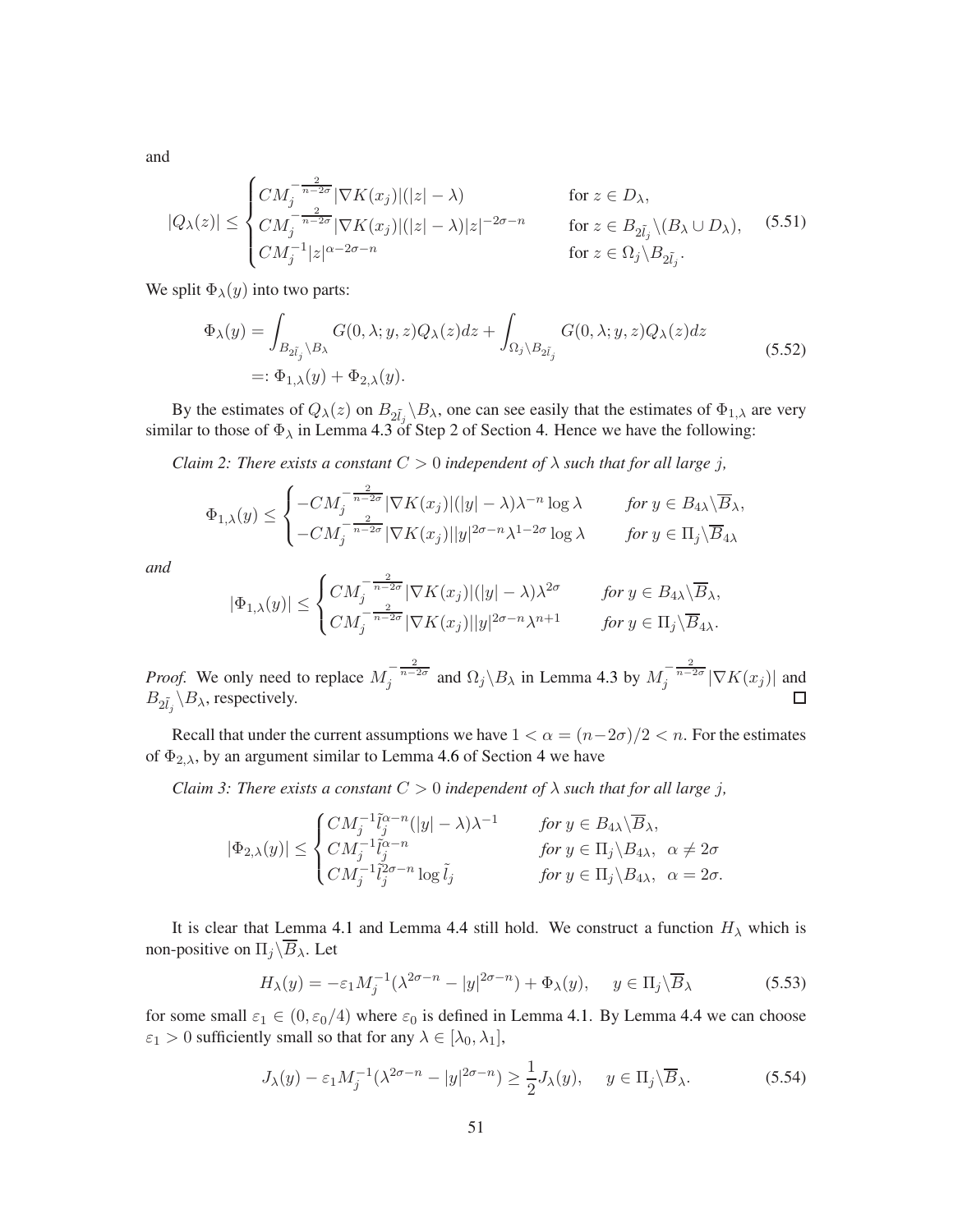and

$$
|Q_\lambda(z)| \le \begin{cases} CM_j^{-\frac{2}{n-2\sigma}}|\nabla K(x_j)|(|z|-\lambda) & \text{for } z \in D_\lambda, \\ CM_j^{-\frac{2}{n-2\sigma}}|\nabla K(x_j)|(|z|-\lambda)|z|^{-2\sigma-n} & \text{for } z \in B_{2\tilde{l}_j}\backslash(B_\lambda \cup D_\lambda), \\ CM_j^{-1}|z|^{\alpha-2\sigma-n} & \text{for } z \in \Omega_j\backslash B_{2\tilde{l}_j}. \end{cases} \tag{5.51}
$$

We split $\Phi_\lambda(y)$ into two parts:

$$
\begin{aligned}
\Phi_\lambda(y) &= \int_{B_{2\tilde{l}_j}\backslash B_\lambda} G(0,\lambda;y,z)Q_\lambda(z)dz + \int_{\Omega_j\backslash B_{2\tilde{l}_j}} G(0,\lambda;y,z)Q_\lambda(z)dz \\
&=: \Phi_{1,\lambda}(y) + \Phi_{2,\lambda}(y).
\end{aligned} \tag{5.52}
$$

By the estimates of $Q_\lambda(z)$ on $B_{2\tilde{l}_j}\backslash B_\lambda$, one can see easily that the estimates of $\Phi_{1,\lambda}$ are very similar to those of $\Phi_\lambda$ in Lemma 4.3 of Step 2 of Section 4. Hence we have the following:

*Claim 2: There exists a constant $C > 0$ independent of $\lambda$ such that for all large $j$,*

$$
\Phi_{1,\lambda}(y) \le \begin{cases} -CM_j^{-\frac{2}{n-2\sigma}}|\nabla K(x_j)|(|y|-\lambda)\lambda^{-n}\log\lambda & \text{for } y \in B_{4\lambda}\backslash\overline{B}_\lambda, \\ -CM_j^{-\frac{2}{n-2\sigma}}|\nabla K(x_j)||y|^{2\sigma-n}\lambda^{1-2\sigma}\log\lambda & \text{for } y \in \Pi_j\backslash\overline{B}_{4\lambda} \end{cases}
$$

*and*

$$
|\Phi_{1,\lambda}(y)| \le \begin{cases} CM_j^{-\frac{2}{n-2\sigma}}|\nabla K(x_j)|(|y|-\lambda)\lambda^{2\sigma} & \text{for } y \in B_{4\lambda}\backslash\overline{B}_\lambda, \\ CM_j^{-\frac{2}{n-2\sigma}}|\nabla K(x_j)||y|^{2\sigma-n}\lambda^{n+1} & \text{for } y \in \Pi_j\backslash\overline{B}_{4\lambda}. \end{cases}
$$

*Proof.* We only need to replace $M_j^{-\frac{2}{n-2\sigma}}$ and $\Omega_j\backslash B_\lambda$ in Lemma 4.3 by $M_j^{-\frac{2}{n-2\sigma}}|\nabla K(x_j)|$ and $B_{2\tilde{l}_j}\backslash B_\lambda$, respectively. ∎

Recall that under the current assumptions we have $1 < \alpha = (n-2\sigma)/2 < n$. For the estimates of $\Phi_{2,\lambda}$, by an argument similar to Lemma 4.6 of Section 4 we have

*Claim 3: There exists a constant $C > 0$ independent of $\lambda$ such that for all large $j$,*

$$
|\Phi_{2,\lambda}(y)| \le \begin{cases} CM_j^{-1}\tilde{l}_j^{\alpha-n}(|y|-\lambda)\lambda^{-1} & \text{for } y \in B_{4\lambda}\backslash\overline{B}_\lambda, \\ CM_j^{-1}\tilde{l}_j^{\alpha-n} & \text{for } y \in \Pi_j\backslash B_{4\lambda},\ \ \alpha \neq 2\sigma \\ CM_j^{-1}\tilde{l}_j^{2\sigma-n}\log\tilde{l}_j & \text{for } y \in \Pi_j\backslash B_{4\lambda},\ \ \alpha = 2\sigma. \end{cases}
$$

It is clear that Lemma 4.1 and Lemma 4.4 still hold. We construct a function $H_\lambda$ which is non-positive on $\Pi_j\backslash\overline{B}_\lambda$. Let

$$
H_\lambda(y) = -\varepsilon_1 M_j^{-1}(\lambda^{2\sigma-n} - |y|^{2\sigma-n}) + \Phi_\lambda(y), \quad y \in \Pi_j\backslash\overline{B}_\lambda \tag{5.53}
$$

for some small $\varepsilon_1 \in (0, \varepsilon_0/4)$ where $\varepsilon_0$ is defined in Lemma 4.1. By Lemma 4.4 we can choose $\varepsilon_1 > 0$ sufficiently small so that for any $\lambda \in [\lambda_0, \lambda_1]$,

$$
J_\lambda(y) - \varepsilon_1 M_j^{-1}(\lambda^{2\sigma-n} - |y|^{2\sigma-n}) \ge \frac{1}{2}J_\lambda(y), \quad y \in \Pi_j\backslash\overline{B}_\lambda. \tag{5.54}
$$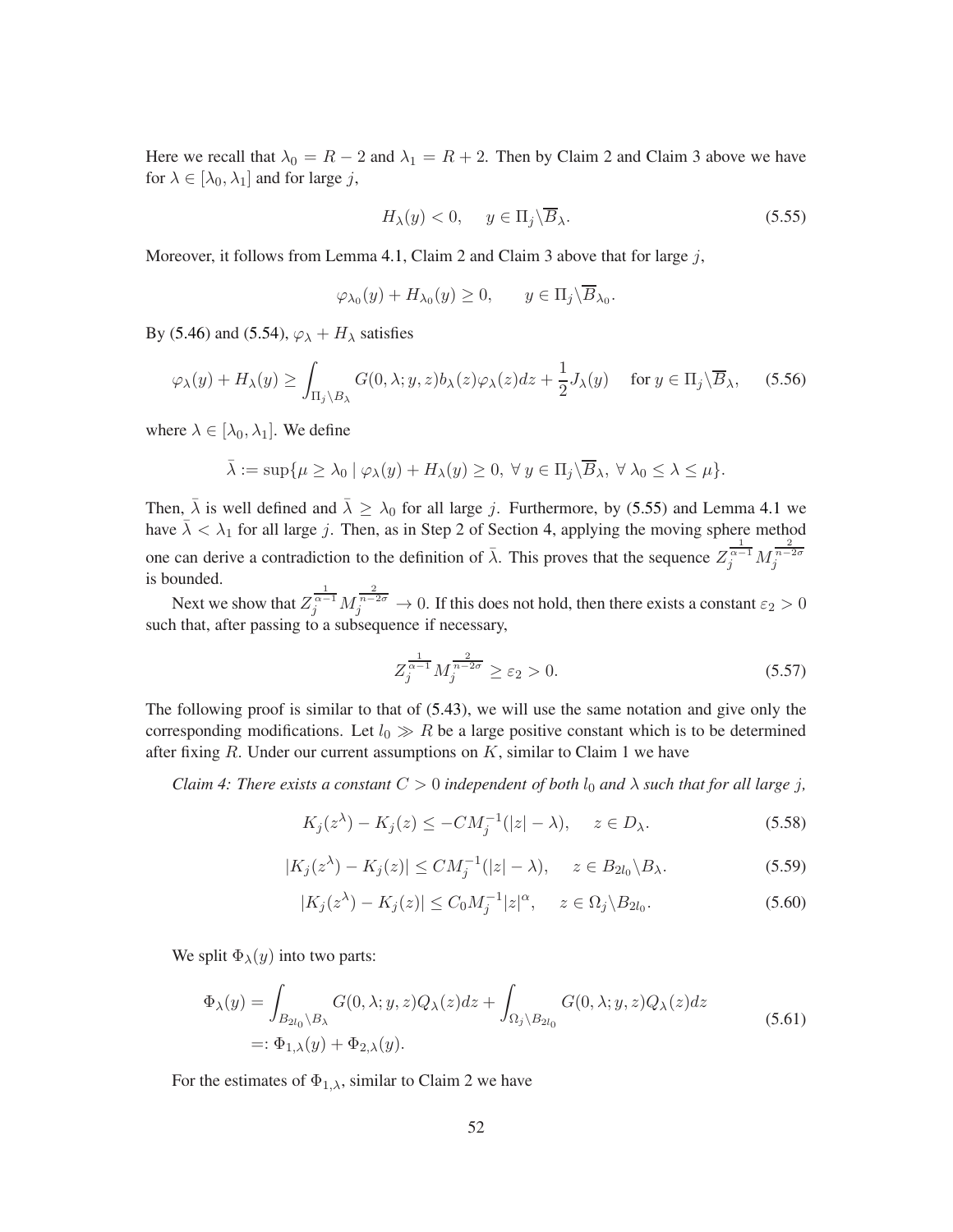Here we recall that $\lambda_0 = R - 2$ and $\lambda_1 = R + 2$. Then by Claim 2 and Claim 3 above we have for $\lambda \in [\lambda_0, \lambda_1]$ and for large $j$,

$$H_\lambda(y) < 0, \quad y \in \Pi_j \backslash \overline{B}_\lambda. \tag{5.55}$$

Moreover, it follows from Lemma 4.1, Claim 2 and Claim 3 above that for large $j$,

$$\varphi_{\lambda_0}(y) + H_{\lambda_0}(y) \geq 0, \qquad y \in \Pi_j \backslash \overline{B}_{\lambda_0}.$$

By (5.46) and (5.54), $\varphi_\lambda + H_\lambda$ satisfies

$$\varphi_\lambda(y) + H_\lambda(y) \geq \int_{\Pi_j \backslash B_\lambda} G(0, \lambda; y, z) b_\lambda(z) \varphi_\lambda(z) dz + \frac{1}{2} J_\lambda(y) \quad \text{ for } y \in \Pi_j \backslash \overline{B}_\lambda, \tag{5.56}$$

where $\lambda \in [\lambda_0, \lambda_1]$. We define

$$\bar{\lambda} := \sup\{\mu \geq \lambda_0 \mid \varphi_\lambda(y) + H_\lambda(y) \geq 0, \ \forall \, y \in \Pi_j \backslash \overline{B}_\lambda, \ \forall \, \lambda_0 \leq \lambda \leq \mu\}.$$

Then, $\bar{\lambda}$ is well defined and $\bar{\lambda} \geq \lambda_0$ for all large $j$. Furthermore, by (5.55) and Lemma 4.1 we have $\bar{\lambda} < \lambda_1$ for all large $j$. Then, as in Step 2 of Section 4, applying the moving sphere method one can derive a contradiction to the definition of $\bar{\lambda}$. This proves that the sequence $Z_j^{\frac{1}{\alpha-1}} M_j^{\frac{2}{n-2\sigma}}$ is bounded.

Next we show that $Z_j^{\frac{1}{\alpha-1}} M_j^{\frac{2}{n-2\sigma}} \to 0$. If this does not hold, then there exists a constant $\varepsilon_2 > 0$ such that, after passing to a subsequence if necessary,

$$Z_j^{\frac{1}{\alpha-1}} M_j^{\frac{2}{n-2\sigma}} \geq \varepsilon_2 > 0. \tag{5.57}$$

The following proof is similar to that of (5.43), we will use the same notation and give only the corresponding modifications. Let $l_0 \gg R$ be a large positive constant which is to be determined after fixing $R$. Under our current assumptions on $K$, similar to Claim 1 we have

*Claim 4: There exists a constant $C > 0$ independent of both $l_0$ and $\lambda$ such that for all large $j$,*

$$K_j(z^\lambda) - K_j(z) \leq -C M_j^{-1}(|z| - \lambda), \quad z \in D_\lambda. \tag{5.58}$$

$$|K_j(z^\lambda) - K_j(z)| \leq C M_j^{-1}(|z| - \lambda), \quad z \in B_{2l_0} \backslash B_\lambda. \tag{5.59}$$

$$|K_j(z^\lambda) - K_j(z)| \leq C_0 M_j^{-1} |z|^\alpha, \quad z \in \Omega_j \backslash B_{2l_0}. \tag{5.60}$$

We split $\Phi_\lambda(y)$ into two parts:

$$\begin{aligned}
\Phi_\lambda(y) &= \int_{B_{2l_0} \backslash B_\lambda} G(0, \lambda; y, z) Q_\lambda(z) dz + \int_{\Omega_j \backslash B_{2l_0}} G(0, \lambda; y, z) Q_\lambda(z) dz \\
&=: \Phi_{1,\lambda}(y) + \Phi_{2,\lambda}(y).
\end{aligned} \tag{5.61}$$

For the estimates of $\Phi_{1,\lambda}$, similar to Claim 2 we have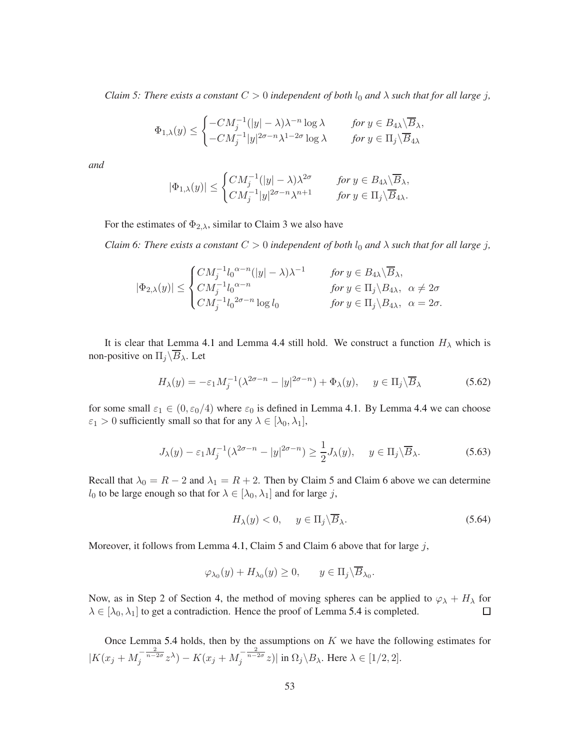*Claim 5: There exists a constant $C > 0$ independent of both $l_0$ and $\lambda$ such that for all large $j$,*

$$\Phi_{1,\lambda}(y) \le \begin{cases} -CM_j^{-1}(|y|-\lambda)\lambda^{-n}\log\lambda & \text{for } y \in B_{4\lambda}\backslash\overline{B}_\lambda, \\ -CM_j^{-1}|y|^{2\sigma-n}\lambda^{1-2\sigma}\log\lambda & \text{for } y \in \Pi_j\backslash\overline{B}_{4\lambda} \end{cases}$$

*and*

$$|\Phi_{1,\lambda}(y)| \le \begin{cases} CM_j^{-1}(|y|-\lambda)\lambda^{2\sigma} & \text{for } y \in B_{4\lambda}\backslash\overline{B}_\lambda, \\ CM_j^{-1}|y|^{2\sigma-n}\lambda^{n+1} & \text{for } y \in \Pi_j\backslash\overline{B}_{4\lambda}. \end{cases}$$

For the estimates of $\Phi_{2,\lambda}$, similar to Claim 3 we also have

*Claim 6: There exists a constant $C > 0$ independent of both $l_0$ and $\lambda$ such that for all large $j$,*

$$|\Phi_{2,\lambda}(y)| \le \begin{cases} CM_j^{-1}{l_0}^{\alpha-n}(|y|-\lambda)\lambda^{-1} & \text{for } y \in B_{4\lambda}\backslash\overline{B}_\lambda, \\ CM_j^{-1}{l_0}^{\alpha-n} & \text{for } y \in \Pi_j\backslash B_{4\lambda},\ \ \alpha \neq 2\sigma \\ CM_j^{-1}{l_0}^{2\sigma-n}\log l_0 & \text{for } y \in \Pi_j\backslash B_{4\lambda},\ \ \alpha = 2\sigma. \end{cases}$$

It is clear that Lemma 4.1 and Lemma 4.4 still hold. We construct a function $H_\lambda$ which is non-positive on $\Pi_j\backslash\overline{B}_\lambda$. Let

$$H_\lambda(y) = -\varepsilon_1 M_j^{-1}(\lambda^{2\sigma-n} - |y|^{2\sigma-n}) + \Phi_\lambda(y), \quad y \in \Pi_j\backslash\overline{B}_\lambda \tag{5.62}$$

for some small $\varepsilon_1 \in (0, \varepsilon_0/4)$ where $\varepsilon_0$ is defined in Lemma 4.1. By Lemma 4.4 we can choose $\varepsilon_1 > 0$ sufficiently small so that for any $\lambda \in [\lambda_0, \lambda_1]$,

$$J_\lambda(y) - \varepsilon_1 M_j^{-1}(\lambda^{2\sigma-n} - |y|^{2\sigma-n}) \ge \frac{1}{2}J_\lambda(y), \quad y \in \Pi_j\backslash\overline{B}_\lambda. \tag{5.63}$$

Recall that $\lambda_0 = R-2$ and $\lambda_1 = R+2$. Then by Claim 5 and Claim 6 above we can determine $l_0$ to be large enough so that for $\lambda \in [\lambda_0, \lambda_1]$ and for large $j$,

$$H_\lambda(y) < 0, \quad y \in \Pi_j\backslash\overline{B}_\lambda. \tag{5.64}$$

Moreover, it follows from Lemma 4.1, Claim 5 and Claim 6 above that for large $j$,

$$\varphi_{\lambda_0}(y) + H_{\lambda_0}(y) \ge 0, \qquad y \in \Pi_j\backslash\overline{B}_{\lambda_0}.$$

Now, as in Step 2 of Section 4, the method of moving spheres can be applied to $\varphi_\lambda + H_\lambda$ for $\lambda \in [\lambda_0, \lambda_1]$ to get a contradiction. Hence the proof of Lemma 5.4 is completed. $\square$

Once Lemma 5.4 holds, then by the assumptions on $K$ we have the following estimates for $|K(x_j + M_j^{-\frac{2}{n-2\sigma}}z^\lambda) - K(x_j + M_j^{-\frac{2}{n-2\sigma}}z)|$ in $\Omega_j\backslash B_\lambda$. Here $\lambda \in [1/2, 2]$.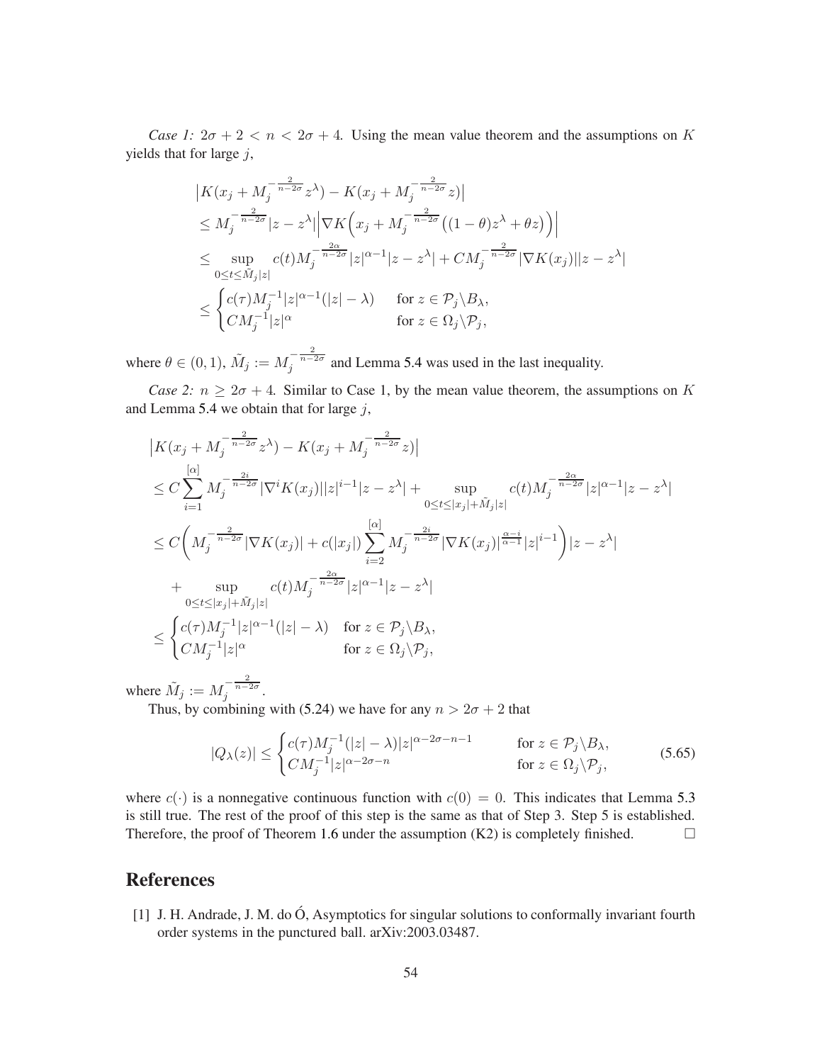*Case 1:* $2\sigma + 2 < n < 2\sigma + 4$. Using the mean value theorem and the assumptions on $K$ yields that for large $j$,

$$
\begin{aligned}
&\big|K(x_j + M_j^{-\frac{2}{n-2\sigma}} z^\lambda) - K(x_j + M_j^{-\frac{2}{n-2\sigma}} z)\big| \\
&\le M_j^{-\frac{2}{n-2\sigma}} |z - z^\lambda| \Big|\nabla K\Big(x_j + M_j^{-\frac{2}{n-2\sigma}}\big((1-\theta)z^\lambda + \theta z\big)\Big)\Big| \\
&\le \sup_{0 \le t \le \tilde{M}_j |z|} c(t) M_j^{-\frac{2\alpha}{n-2\sigma}} |z|^{\alpha-1} |z - z^\lambda| + C M_j^{-\frac{2}{n-2\sigma}} |\nabla K(x_j)| |z - z^\lambda| \\
&\le \begin{cases} c(\tau) M_j^{-1} |z|^{\alpha-1}(|z| - \lambda) & \text{for } z \in \mathcal{P}_j \backslash B_\lambda, \\ C M_j^{-1} |z|^\alpha & \text{for } z \in \Omega_j \backslash \mathcal{P}_j, \end{cases}
\end{aligned}
$$

where $\theta \in (0,1)$, $\tilde{M}_j := M_j^{-\frac{2}{n-2\sigma}}$ and Lemma 5.4 was used in the last inequality.

*Case 2:* $n \ge 2\sigma + 4$. Similar to Case 1, by the mean value theorem, the assumptions on $K$ and Lemma 5.4 we obtain that for large $j$,

$$
\begin{aligned}
&\big|K(x_j + M_j^{-\frac{2}{n-2\sigma}} z^\lambda) - K(x_j + M_j^{-\frac{2}{n-2\sigma}} z)\big| \\
&\le C \sum_{i=1}^{[\alpha]} M_j^{-\frac{2i}{n-2\sigma}} |\nabla^i K(x_j)| |z|^{i-1} |z - z^\lambda| + \sup_{0 \le t \le |x_j| + \tilde{M}_j |z|} c(t) M_j^{-\frac{2\alpha}{n-2\sigma}} |z|^{\alpha-1} |z - z^\lambda| \\
&\le C \bigg( M_j^{-\frac{2}{n-2\sigma}} |\nabla K(x_j)| + c(|x_j|) \sum_{i=2}^{[\alpha]} M_j^{-\frac{2i}{n-2\sigma}} |\nabla K(x_j)|^{\frac{\alpha-i}{\alpha-1}} |z|^{i-1} \bigg) |z - z^\lambda| \\
&\quad + \sup_{0 \le t \le |x_j| + \tilde{M}_j |z|} c(t) M_j^{-\frac{2\alpha}{n-2\sigma}} |z|^{\alpha-1} |z - z^\lambda| \\
&\le \begin{cases} c(\tau) M_j^{-1} |z|^{\alpha-1}(|z| - \lambda) & \text{for } z \in \mathcal{P}_j \backslash B_\lambda, \\ C M_j^{-1} |z|^\alpha & \text{for } z \in \Omega_j \backslash \mathcal{P}_j, \end{cases}
\end{aligned}
$$

where $\tilde{M}_j := M_j^{-\frac{2}{n-2\sigma}}$.

Thus, by combining with (5.24) we have for any $n > 2\sigma + 2$ that

$$
|Q_\lambda(z)| \le \begin{cases} c(\tau) M_j^{-1} (|z| - \lambda) |z|^{\alpha - 2\sigma - n - 1} & \text{for } z \in \mathcal{P}_j \backslash B_\lambda, \\ C M_j^{-1} |z|^{\alpha - 2\sigma - n} & \text{for } z \in \Omega_j \backslash \mathcal{P}_j, \end{cases} \tag{5.65}
$$

where $c(\cdot)$ is a nonnegative continuous function with $c(0) = 0$. This indicates that Lemma 5.3 is still true. The rest of the proof of this step is the same as that of Step 3. Step 5 is established. Therefore, the proof of Theorem 1.6 under the assumption (K2) is completely finished. □

# References

[1] J. H. Andrade, J. M. do Ó, Asymptotics for singular solutions to conformally invariant fourth order systems in the punctured ball. arXiv:2003.03487.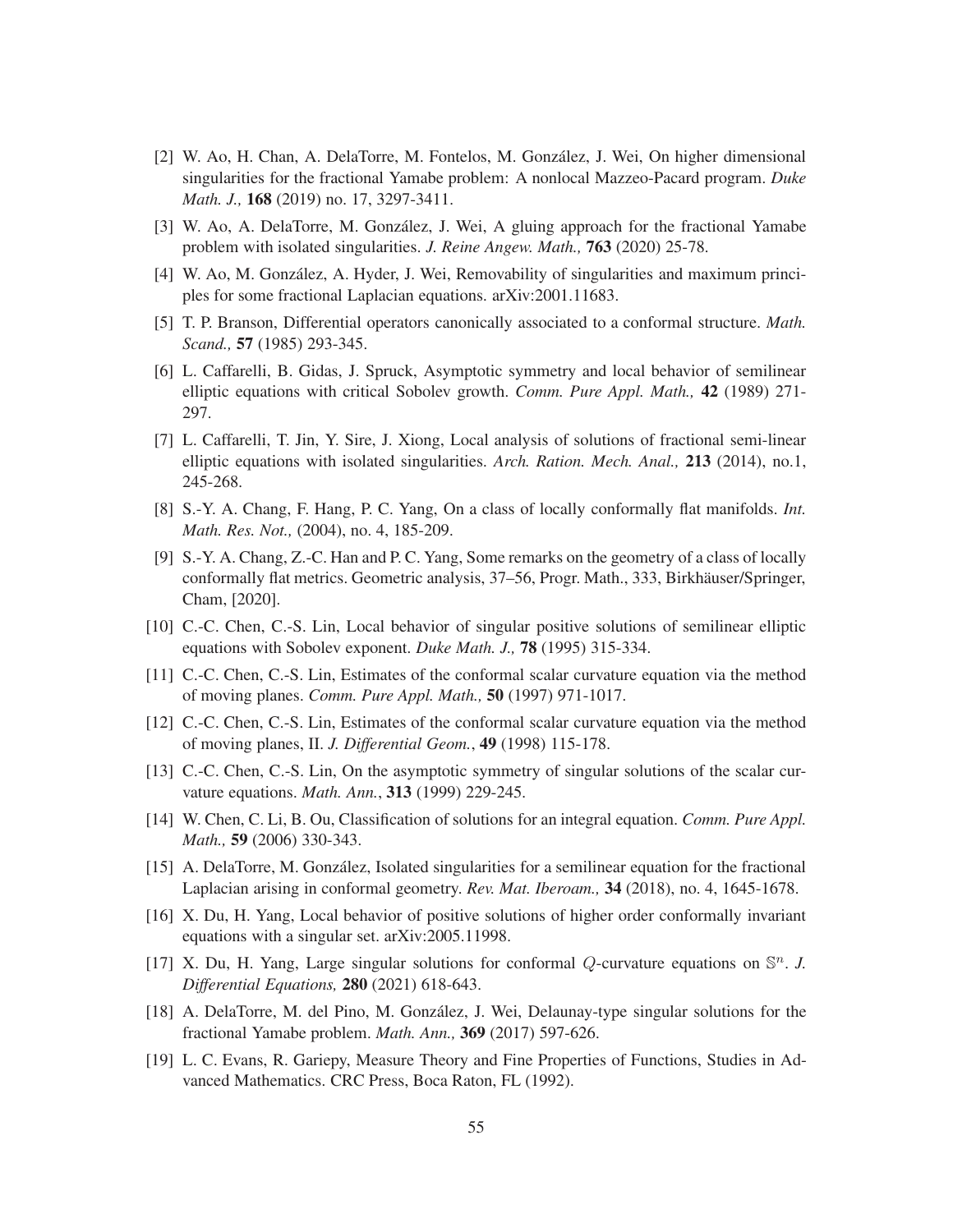[2] W. Ao, H. Chan, A. DelaTorre, M. Fontelos, M. González, J. Wei, On higher dimensional singularities for the fractional Yamabe problem: A nonlocal Mazzeo-Pacard program. *Duke Math. J.,* **168** (2019) no. 17, 3297-3411.

[3] W. Ao, A. DelaTorre, M. González, J. Wei, A gluing approach for the fractional Yamabe problem with isolated singularities. *J. Reine Angew. Math.,* **763** (2020) 25-78.

[4] W. Ao, M. González, A. Hyder, J. Wei, Removability of singularities and maximum principles for some fractional Laplacian equations. arXiv:2001.11683.

[5] T. P. Branson, Differential operators canonically associated to a conformal structure. *Math. Scand.,* **57** (1985) 293-345.

[6] L. Caffarelli, B. Gidas, J. Spruck, Asymptotic symmetry and local behavior of semilinear elliptic equations with critical Sobolev growth. *Comm. Pure Appl. Math.,* **42** (1989) 271-297.

[7] L. Caffarelli, T. Jin, Y. Sire, J. Xiong, Local analysis of solutions of fractional semi-linear elliptic equations with isolated singularities. *Arch. Ration. Mech. Anal.,* **213** (2014), no.1, 245-268.

[8] S.-Y. A. Chang, F. Hang, P. C. Yang, On a class of locally conformally flat manifolds. *Int. Math. Res. Not.,* (2004), no. 4, 185-209.

[9] S.-Y. A. Chang, Z.-C. Han and P. C. Yang, Some remarks on the geometry of a class of locally conformally flat metrics. Geometric analysis, 37–56, Progr. Math., 333, Birkhäuser/Springer, Cham, [2020].

[10] C.-C. Chen, C.-S. Lin, Local behavior of singular positive solutions of semilinear elliptic equations with Sobolev exponent. *Duke Math. J.,* **78** (1995) 315-334.

[11] C.-C. Chen, C.-S. Lin, Estimates of the conformal scalar curvature equation via the method of moving planes. *Comm. Pure Appl. Math.,* **50** (1997) 971-1017.

[12] C.-C. Chen, C.-S. Lin, Estimates of the conformal scalar curvature equation via the method of moving planes, II. *J. Differential Geom.*, **49** (1998) 115-178.

[13] C.-C. Chen, C.-S. Lin, On the asymptotic symmetry of singular solutions of the scalar curvature equations. *Math. Ann.*, **313** (1999) 229-245.

[14] W. Chen, C. Li, B. Ou, Classification of solutions for an integral equation. *Comm. Pure Appl. Math.,* **59** (2006) 330-343.

[15] A. DelaTorre, M. González, Isolated singularities for a semilinear equation for the fractional Laplacian arising in conformal geometry. *Rev. Mat. Iberoam.,* **34** (2018), no. 4, 1645-1678.

[16] X. Du, H. Yang, Local behavior of positive solutions of higher order conformally invariant equations with a singular set. arXiv:2005.11998.

[17] X. Du, H. Yang, Large singular solutions for conformal $Q$-curvature equations on $\mathbb{S}^n$. *J. Differential Equations,* **280** (2021) 618-643.

[18] A. DelaTorre, M. del Pino, M. González, J. Wei, Delaunay-type singular solutions for the fractional Yamabe problem. *Math. Ann.,* **369** (2017) 597-626.

[19] L. C. Evans, R. Gariepy, Measure Theory and Fine Properties of Functions, Studies in Advanced Mathematics. CRC Press, Boca Raton, FL (1992).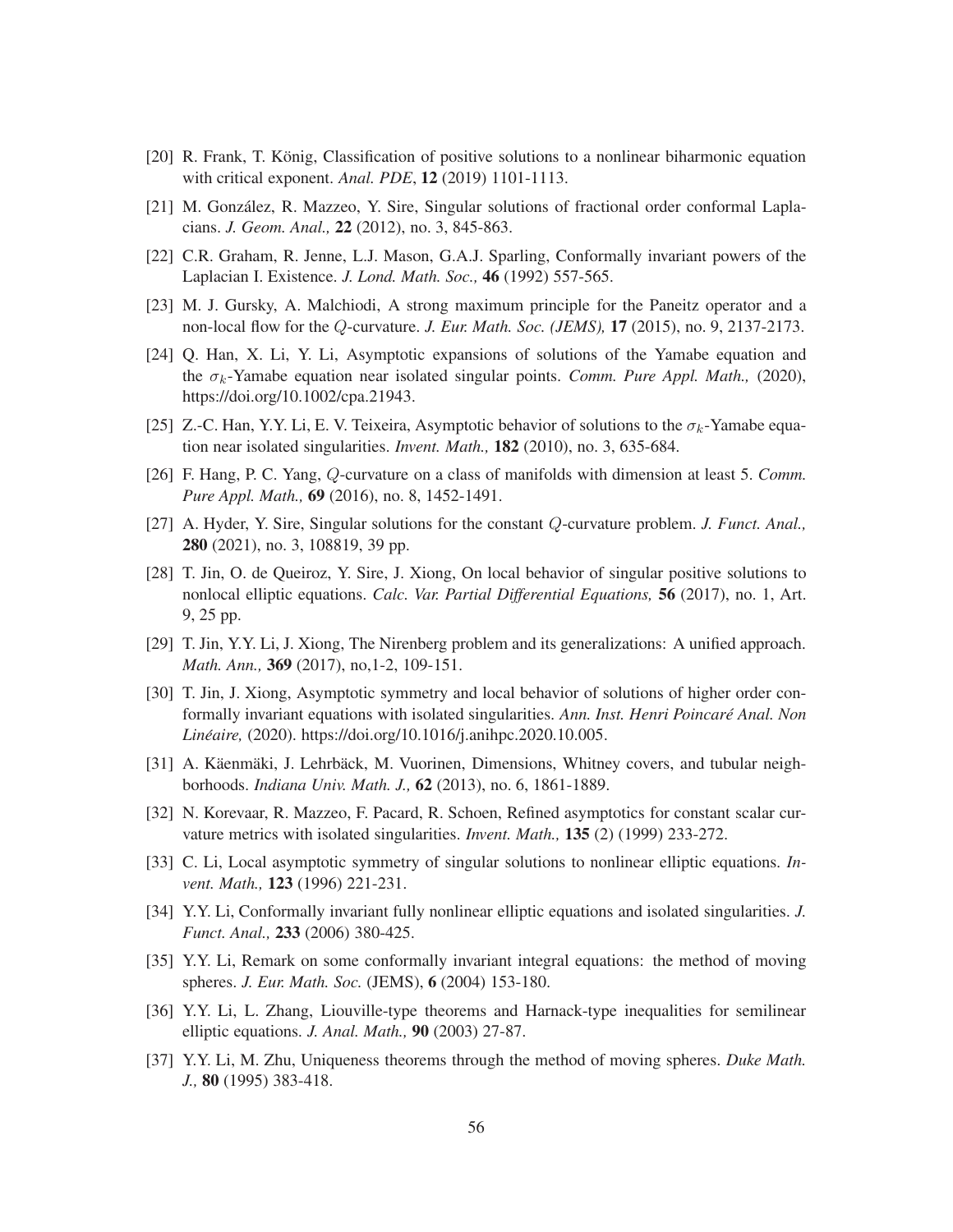[20] R. Frank, T. König, Classification of positive solutions to a nonlinear biharmonic equation with critical exponent. *Anal. PDE*, **12** (2019) 1101-1113.

[21] M. González, R. Mazzeo, Y. Sire, Singular solutions of fractional order conformal Laplacians. *J. Geom. Anal.,* **22** (2012), no. 3, 845-863.

[22] C.R. Graham, R. Jenne, L.J. Mason, G.A.J. Sparling, Conformally invariant powers of the Laplacian I. Existence. *J. Lond. Math. Soc.,* **46** (1992) 557-565.

[23] M. J. Gursky, A. Malchiodi, A strong maximum principle for the Paneitz operator and a non-local flow for the $Q$-curvature. *J. Eur. Math. Soc. (JEMS),* **17** (2015), no. 9, 2137-2173.

[24] Q. Han, X. Li, Y. Li, Asymptotic expansions of solutions of the Yamabe equation and the $\sigma_k$-Yamabe equation near isolated singular points. *Comm. Pure Appl. Math.,* (2020), https://doi.org/10.1002/cpa.21943.

[25] Z.-C. Han, Y.Y. Li, E. V. Teixeira, Asymptotic behavior of solutions to the $\sigma_k$-Yamabe equation near isolated singularities. *Invent. Math.,* **182** (2010), no. 3, 635-684.

[26] F. Hang, P. C. Yang, $Q$-curvature on a class of manifolds with dimension at least 5. *Comm. Pure Appl. Math.,* **69** (2016), no. 8, 1452-1491.

[27] A. Hyder, Y. Sire, Singular solutions for the constant $Q$-curvature problem. *J. Funct. Anal.,* **280** (2021), no. 3, 108819, 39 pp.

[28] T. Jin, O. de Queiroz, Y. Sire, J. Xiong, On local behavior of singular positive solutions to nonlocal elliptic equations. *Calc. Var. Partial Differential Equations,* **56** (2017), no. 1, Art. 9, 25 pp.

[29] T. Jin, Y.Y. Li, J. Xiong, The Nirenberg problem and its generalizations: A unified approach. *Math. Ann.,* **369** (2017), no,1-2, 109-151.

[30] T. Jin, J. Xiong, Asymptotic symmetry and local behavior of solutions of higher order conformally invariant equations with isolated singularities. *Ann. Inst. Henri Poincaré Anal. Non Linéaire,* (2020). https://doi.org/10.1016/j.anihpc.2020.10.005.

[31] A. Käenmäki, J. Lehrbäck, M. Vuorinen, Dimensions, Whitney covers, and tubular neighborhoods. *Indiana Univ. Math. J.,* **62** (2013), no. 6, 1861-1889.

[32] N. Korevaar, R. Mazzeo, F. Pacard, R. Schoen, Refined asymptotics for constant scalar curvature metrics with isolated singularities. *Invent. Math.,* **135** (2) (1999) 233-272.

[33] C. Li, Local asymptotic symmetry of singular solutions to nonlinear elliptic equations. *Invent. Math.,* **123** (1996) 221-231.

[34] Y.Y. Li, Conformally invariant fully nonlinear elliptic equations and isolated singularities. *J. Funct. Anal.,* **233** (2006) 380-425.

[35] Y.Y. Li, Remark on some conformally invariant integral equations: the method of moving spheres. *J. Eur. Math. Soc.* (JEMS), **6** (2004) 153-180.

[36] Y.Y. Li, L. Zhang, Liouville-type theorems and Harnack-type inequalities for semilinear elliptic equations. *J. Anal. Math.,* **90** (2003) 27-87.

[37] Y.Y. Li, M. Zhu, Uniqueness theorems through the method of moving spheres. *Duke Math. J.,* **80** (1995) 383-418.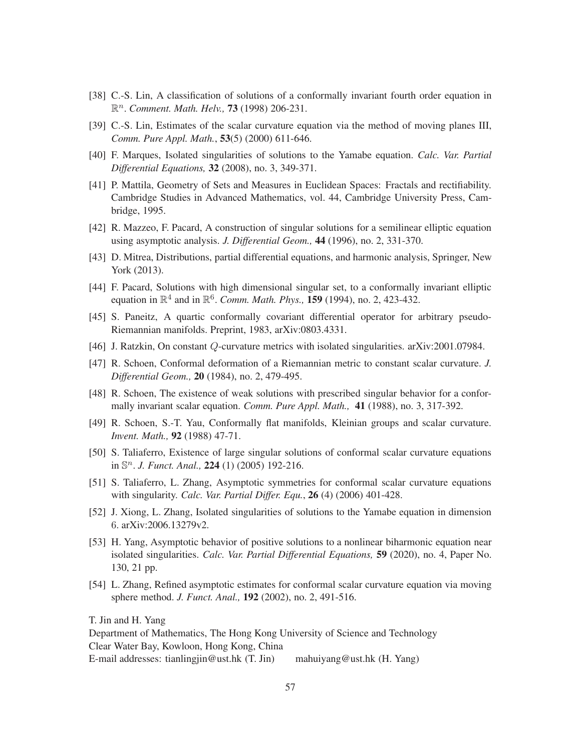[38] C.-S. Lin, A classification of solutions of a conformally invariant fourth order equation in $\mathbb{R}^n$. *Comment. Math. Helv.,* **73** (1998) 206-231.

[39] C.-S. Lin, Estimates of the scalar curvature equation via the method of moving planes III, *Comm. Pure Appl. Math.*, **53**(5) (2000) 611-646.

[40] F. Marques, Isolated singularities of solutions to the Yamabe equation. *Calc. Var. Partial Differential Equations,* **32** (2008), no. 3, 349-371.

[41] P. Mattila, Geometry of Sets and Measures in Euclidean Spaces: Fractals and rectifiability. Cambridge Studies in Advanced Mathematics, vol. 44, Cambridge University Press, Cambridge, 1995.

[42] R. Mazzeo, F. Pacard, A construction of singular solutions for a semilinear elliptic equation using asymptotic analysis. *J. Differential Geom.,* **44** (1996), no. 2, 331-370.

[43] D. Mitrea, Distributions, partial differential equations, and harmonic analysis, Springer, New York (2013).

[44] F. Pacard, Solutions with high dimensional singular set, to a conformally invariant elliptic equation in $\mathbb{R}^4$ and in $\mathbb{R}^6$. *Comm. Math. Phys.,* **159** (1994), no. 2, 423-432.

[45] S. Paneitz, A quartic conformally covariant differential operator for arbitrary pseudo-Riemannian manifolds. Preprint, 1983, arXiv:0803.4331.

[46] J. Ratzkin, On constant $Q$-curvature metrics with isolated singularities. arXiv:2001.07984.

[47] R. Schoen, Conformal deformation of a Riemannian metric to constant scalar curvature. *J. Differential Geom.,* **20** (1984), no. 2, 479-495.

[48] R. Schoen, The existence of weak solutions with prescribed singular behavior for a conformally invariant scalar equation. *Comm. Pure Appl. Math.,* **41** (1988), no. 3, 317-392.

[49] R. Schoen, S.-T. Yau, Conformally flat manifolds, Kleinian groups and scalar curvature. *Invent. Math.,* **92** (1988) 47-71.

[50] S. Taliaferro, Existence of large singular solutions of conformal scalar curvature equations in $\mathbb{S}^n$. *J. Funct. Anal.,* **224** (1) (2005) 192-216.

[51] S. Taliaferro, L. Zhang, Asymptotic symmetries for conformal scalar curvature equations with singularity. *Calc. Var. Partial Differ. Equ.*, **26** (4) (2006) 401-428.

[52] J. Xiong, L. Zhang, Isolated singularities of solutions to the Yamabe equation in dimension 6. arXiv:2006.13279v2.

[53] H. Yang, Asymptotic behavior of positive solutions to a nonlinear biharmonic equation near isolated singularities. *Calc. Var. Partial Differential Equations,* **59** (2020), no. 4, Paper No. 130, 21 pp.

[54] L. Zhang, Refined asymptotic estimates for conformal scalar curvature equation via moving sphere method. *J. Funct. Anal.,* **192** (2002), no. 2, 491-516.

T. Jin and H. Yang

Department of Mathematics, The Hong Kong University of Science and Technology
Clear Water Bay, Kowloon, Hong Kong, China
E-mail addresses: tianlingjin@ust.hk (T. Jin) mahuiyang@ust.hk (H. Yang)